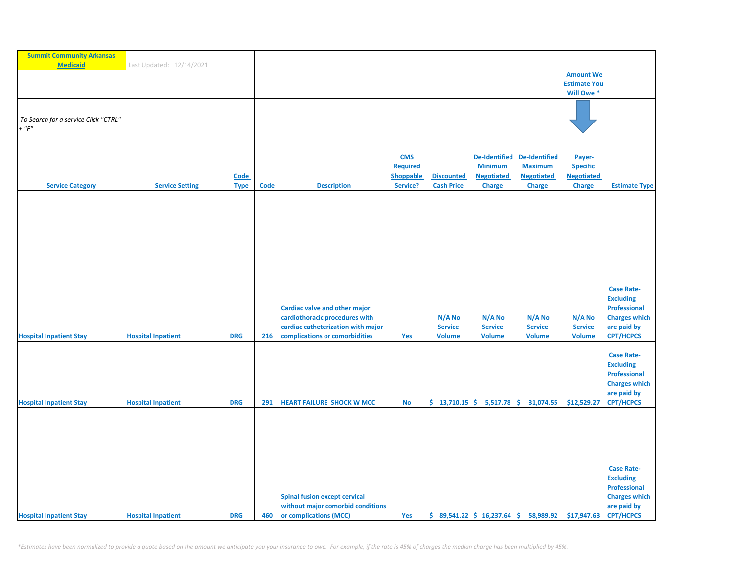**Summit Community Arkansas Medicaid**

Last Updated: 12/14/2021

*To Search for a service Click "CTRL" + "F"*

| Service Category | Service Setting | Code Type | Code | Description | CMS Required Shoppable Service? | Discounted Cash Price | De-Identified Minimum Negotiated Charge | De-Identified Maximum Negotiated Charge | Payer-Specific Negotiated Charge (Amount We Estimate You Will Owe *) | Estimate Type |
|---|---|---|---|---|---|---|---|---|---|---|
| Hospital Inpatient Stay | Hospital Inpatient | DRG | 216 | Cardiac valve and other major cardiothoracic procedures with cardiac catheterization with major complications or comorbidities | Yes | N/A No Service Volume | N/A No Service Volume | N/A No Service Volume | N/A No Service Volume | Case Rate-Excluding Professional Charges which are paid by CPT/HCPCS |
| Hospital Inpatient Stay | Hospital Inpatient | DRG | 291 | HEART FAILURE SHOCK W MCC | No | $ 13,710.15 | $ 5,517.78 | $ 31,074.55 | $12,529.27 | Case Rate-Excluding Professional Charges which are paid by CPT/HCPCS |
| Hospital Inpatient Stay | Hospital Inpatient | DRG | 460 | Spinal fusion except cervical without major comorbid conditions or complications (MCC) | Yes | $ 89,541.22 | $ 16,237.64 | $ 58,989.92 | $17,947.63 | Case Rate-Excluding Professional Charges which are paid by CPT/HCPCS |

*Estimates have been normalized to provide a quote based on the amount we anticipate you your insurance to owe. For example, if the rate is 45% of charges the median charge has been multiplied by 45%.*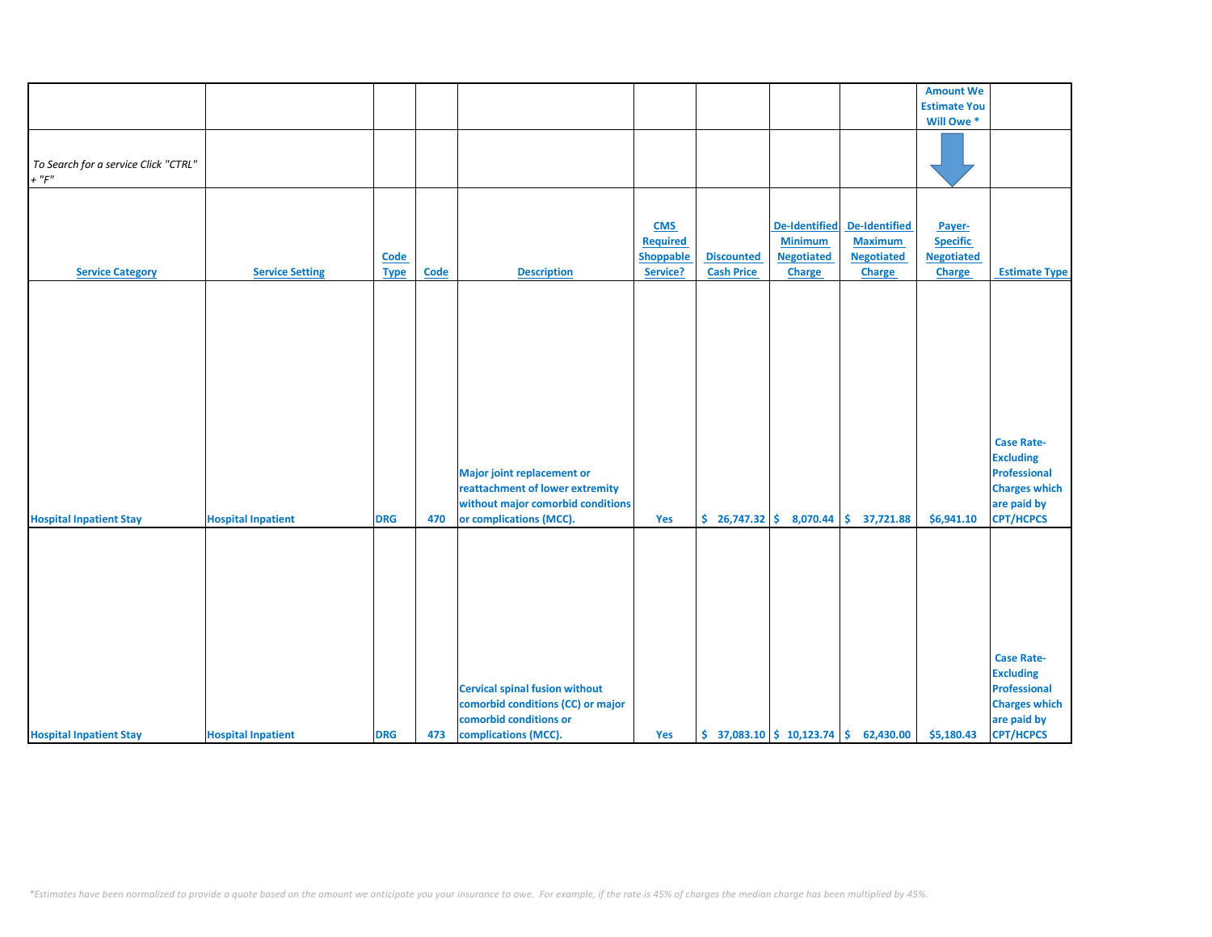| | | | | | | | | | Amount We Estimate You Will Owe * | |
|---|---|---|---|---|---|---|---|---|---|---|
| *To Search for a service Click "CTRL" + "F"* | | | | | | | | | | |
| **Service Category** | **Service Setting** | **Code Type** | **Code** | **Description** | **CMS Required Shoppable Service?** | **Discounted Cash Price** | **De-Identified Minimum Negotiated Charge** | **De-Identified Maximum Negotiated Charge** | **Payer-Specific Negotiated Charge** | **Estimate Type** |
| Hospital Inpatient Stay | Hospital Inpatient | DRG | 470 | Major joint replacement or reattachment of lower extremity without major comorbid conditions or complications (MCC). | Yes | $ 26,747.32 | $ 8,070.44 | $ 37,721.88 | $6,941.10 | Case Rate-Excluding Professional Charges which are paid by CPT/HCPCS |
| Hospital Inpatient Stay | Hospital Inpatient | DRG | 473 | Cervical spinal fusion without comorbid conditions (CC) or major comorbid conditions or complications (MCC). | Yes | $ 37,083.10 | $ 10,123.74 | $ 62,430.00 | $5,180.43 | Case Rate-Excluding Professional Charges which are paid by CPT/HCPCS |

*\*Estimates have been normalized to provide a quote based on the amount we anticipate you your insurance to owe. For example, if the rate is 45% of charges the median charge has been multiplied by 45%.*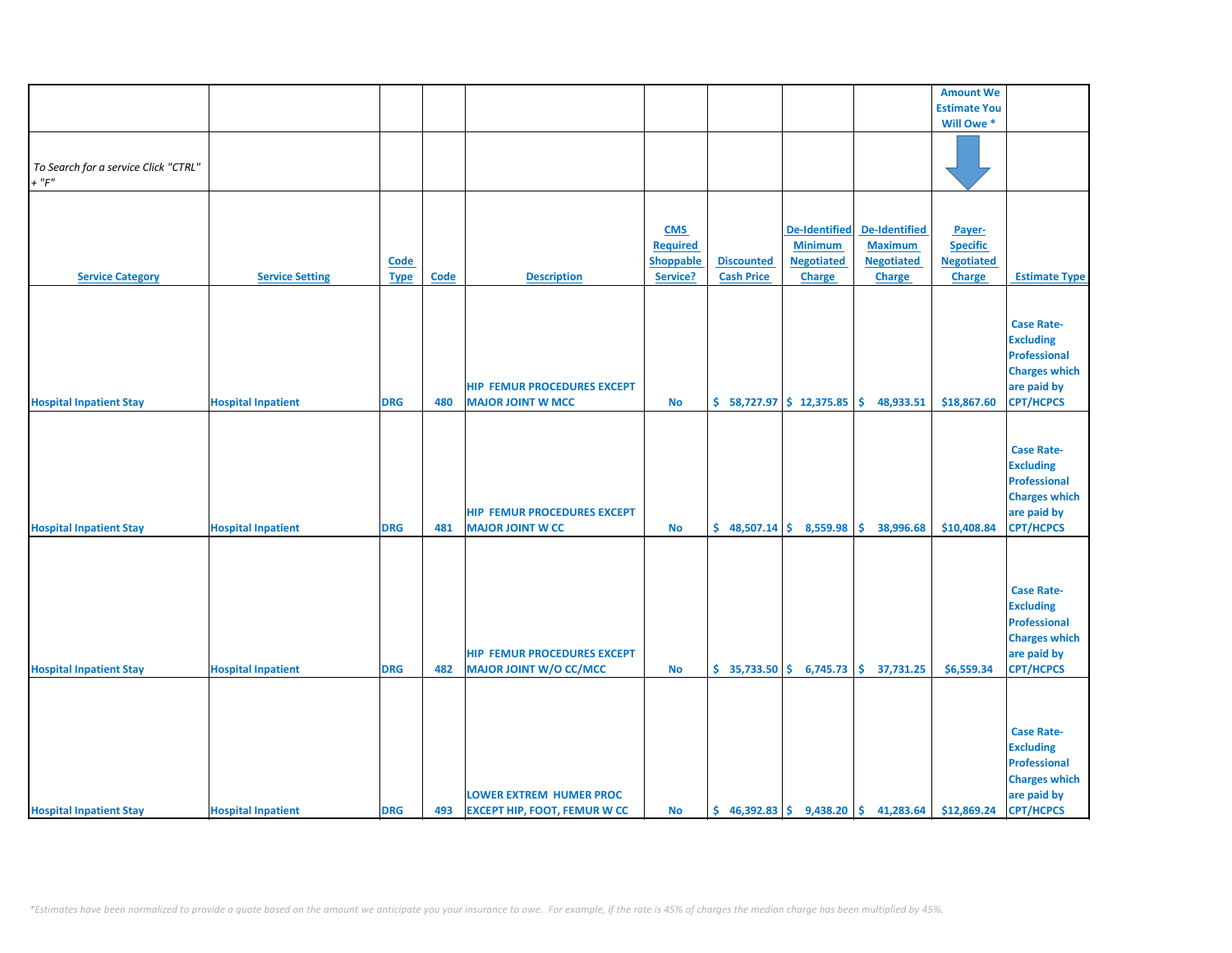| | | | | | | | | | Amount We Estimate You Will Owe * | |
|---|---|---|---|---|---|---|---|---|---|---|
| *To Search for a service Click "CTRL" + "F"* | | | | | | | | | | |
| **Service Category** | **Service Setting** | **Code Type** | **Code** | **Description** | **CMS Required Shoppable Service?** | **Discounted Cash Price** | **De-Identified Minimum Negotiated Charge** | **De-Identified Maximum Negotiated Charge** | **Payer-Specific Negotiated Charge** | **Estimate Type** |
| Hospital Inpatient Stay | Hospital Inpatient | DRG | 480 | HIP FEMUR PROCEDURES EXCEPT MAJOR JOINT W MCC | No | $ 58,727.97 | $ 12,375.85 | $ 48,933.51 | $18,867.60 | Case Rate-Excluding Professional Charges which are paid by CPT/HCPCS |
| Hospital Inpatient Stay | Hospital Inpatient | DRG | 481 | HIP FEMUR PROCEDURES EXCEPT MAJOR JOINT W CC | No | $ 48,507.14 | $ 8,559.98 | $ 38,996.68 | $10,408.84 | Case Rate-Excluding Professional Charges which are paid by CPT/HCPCS |
| Hospital Inpatient Stay | Hospital Inpatient | DRG | 482 | HIP FEMUR PROCEDURES EXCEPT MAJOR JOINT W/O CC/MCC | No | $ 35,733.50 | $ 6,745.73 | $ 37,731.25 | $6,559.34 | Case Rate-Excluding Professional Charges which are paid by CPT/HCPCS |
| Hospital Inpatient Stay | Hospital Inpatient | DRG | 493 | LOWER EXTREM HUMER PROC EXCEPT HIP, FOOT, FEMUR W CC | No | $ 46,392.83 | $ 9,438.20 | $ 41,283.64 | $12,869.24 | Case Rate-Excluding Professional Charges which are paid by CPT/HCPCS |

*\*Estimates have been normalized to provide a quote based on the amount we anticipate you your insurance to owe. For example, if the rate is 45% of charges the median charge has been multiplied by 45%.*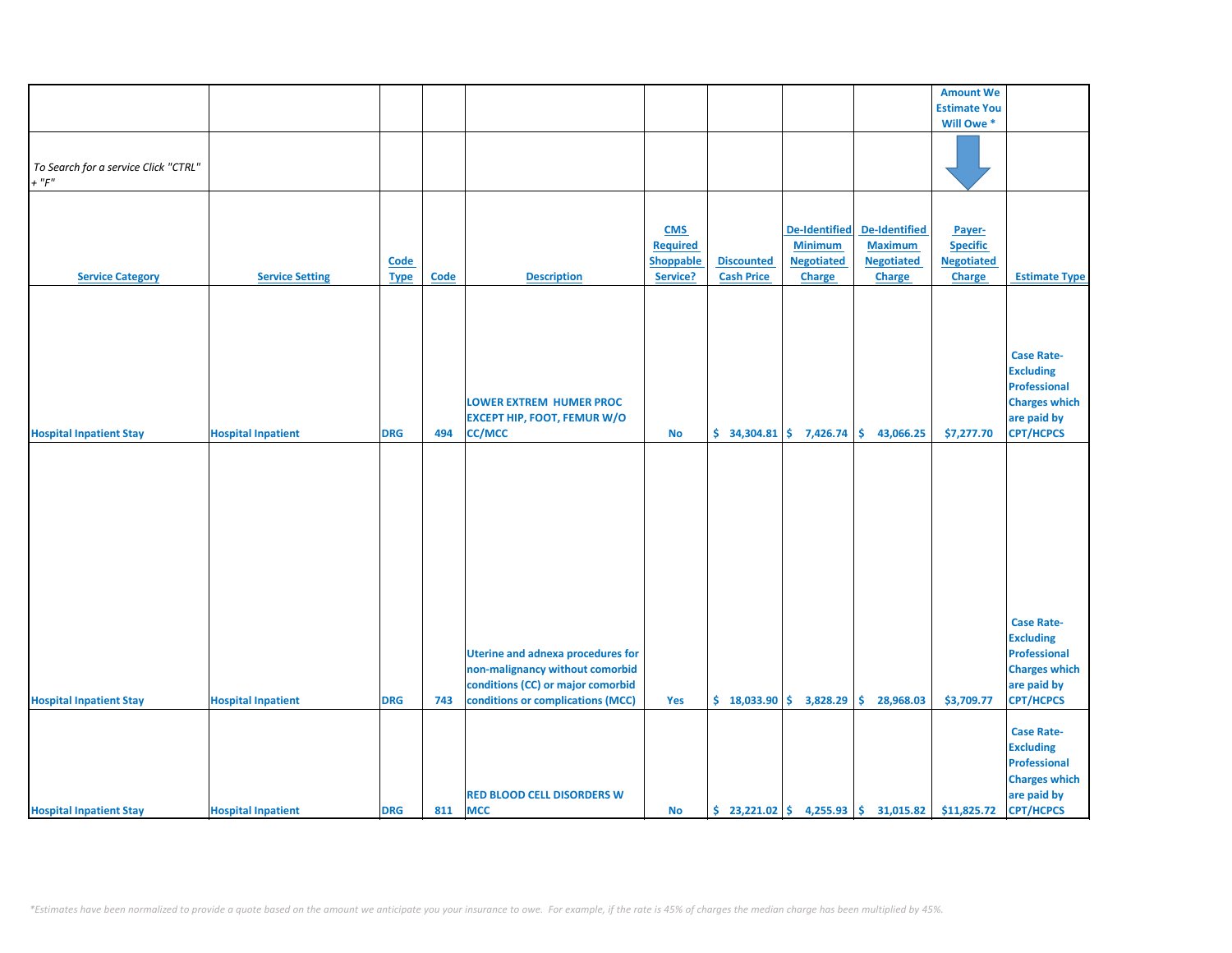| | | | | | | | | | Amount We Estimate You Will Owe * | |
|---|---|---|---|---|---|---|---|---|---|---|
| *To Search for a service Click "CTRL" + "F"* | | | | | | | | | | |
| **Service Category** | **Service Setting** | **Code Type** | **Code** | **Description** | **CMS Required Shoppable Service?** | **Discounted Cash Price** | **De-Identified Minimum Negotiated Charge** | **De-Identified Maximum Negotiated Charge** | **Payer-Specific Negotiated Charge** | **Estimate Type** |
| Hospital Inpatient Stay | Hospital Inpatient | DRG | 494 | LOWER EXTREM HUMER PROC EXCEPT HIP, FOOT, FEMUR W/O CC/MCC | No | $ 34,304.81 | $ 7,426.74 | $ 43,066.25 | $7,277.70 | Case Rate-Excluding Professional Charges which are paid by CPT/HCPCS |
| Hospital Inpatient Stay | Hospital Inpatient | DRG | 743 | Uterine and adnexa procedures for non-malignancy without comorbid conditions (CC) or major comorbid conditions or complications (MCC) | Yes | $ 18,033.90 | $ 3,828.29 | $ 28,968.03 | $3,709.77 | Case Rate-Excluding Professional Charges which are paid by CPT/HCPCS |
| Hospital Inpatient Stay | Hospital Inpatient | DRG | 811 | RED BLOOD CELL DISORDERS W MCC | No | $ 23,221.02 | $ 4,255.93 | $ 31,015.82 | $11,825.72 | Case Rate-Excluding Professional Charges which are paid by CPT/HCPCS |

*\*Estimates have been normalized to provide a quote based on the amount we anticipate you your insurance to owe. For example, if the rate is 45% of charges the median charge has been multiplied by 45%.*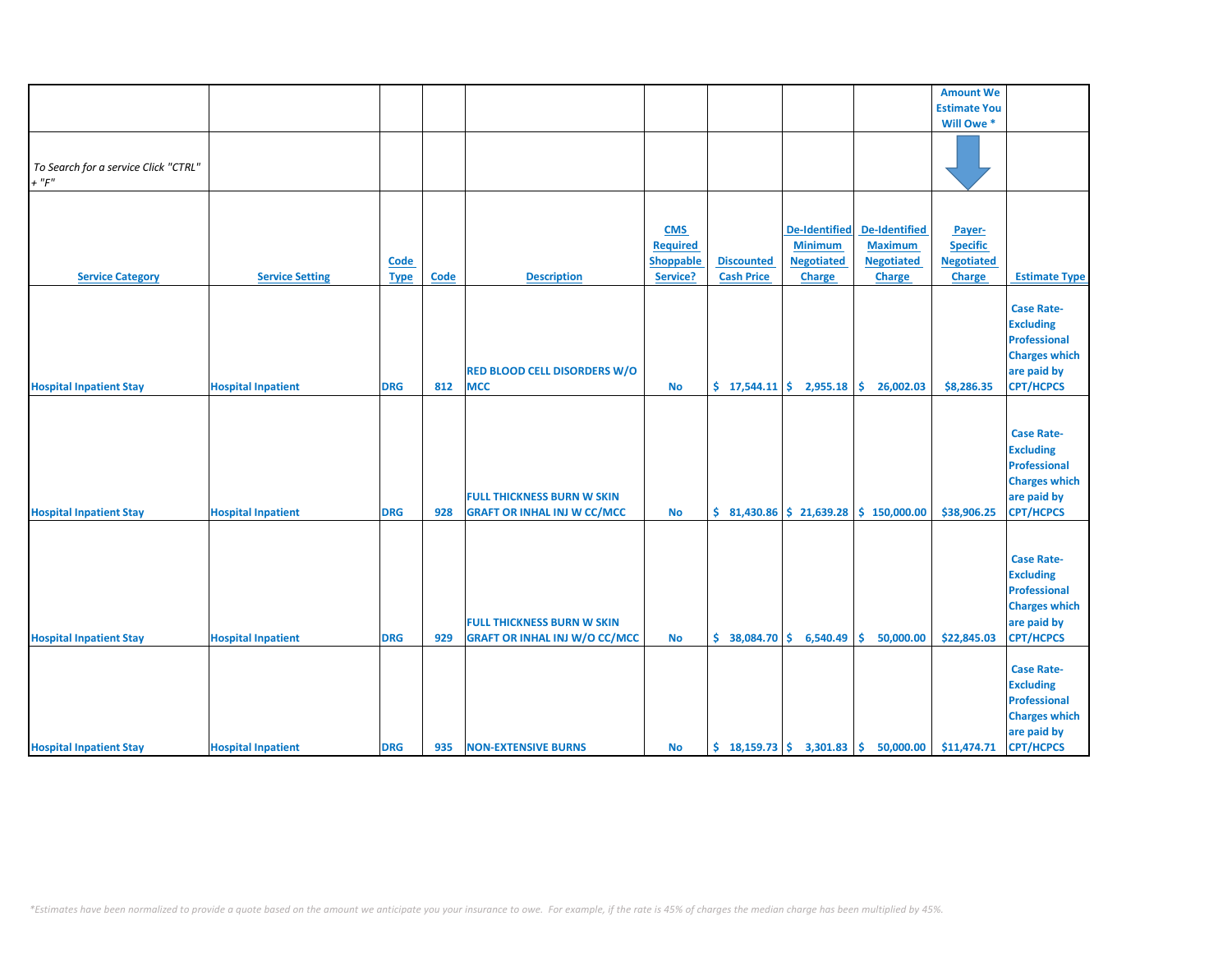| | | | | | | | | | Amount We Estimate You Will Owe * | |
|---|---|---|---|---|---|---|---|---|---|---|
| *To Search for a service Click "CTRL" + "F"* | | | | | | | | | | |
| **Service Category** | **Service Setting** | **Code Type** | **Code** | **Description** | **CMS Required Shoppable Service?** | **Discounted Cash Price** | **De-Identified Minimum Negotiated Charge** | **De-Identified Maximum Negotiated Charge** | **Payer-Specific Negotiated Charge** | **Estimate Type** |
| Hospital Inpatient Stay | Hospital Inpatient | DRG | 812 | RED BLOOD CELL DISORDERS W/O MCC | No | $ 17,544.11 | $ 2,955.18 | $ 26,002.03 | $8,286.35 | Case Rate-Excluding Professional Charges which are paid by CPT/HCPCS |
| Hospital Inpatient Stay | Hospital Inpatient | DRG | 928 | FULL THICKNESS BURN W SKIN GRAFT OR INHAL INJ W CC/MCC | No | $ 81,430.86 | $ 21,639.28 | $ 150,000.00 | $38,906.25 | Case Rate-Excluding Professional Charges which are paid by CPT/HCPCS |
| Hospital Inpatient Stay | Hospital Inpatient | DRG | 929 | FULL THICKNESS BURN W SKIN GRAFT OR INHAL INJ W/O CC/MCC | No | $ 38,084.70 | $ 6,540.49 | $ 50,000.00 | $22,845.03 | Case Rate-Excluding Professional Charges which are paid by CPT/HCPCS |
| Hospital Inpatient Stay | Hospital Inpatient | DRG | 935 | NON-EXTENSIVE BURNS | No | $ 18,159.73 | $ 3,301.83 | $ 50,000.00 | $11,474.71 | Case Rate-Excluding Professional Charges which are paid by CPT/HCPCS |

*\*Estimates have been normalized to provide a quote based on the amount we anticipate you your insurance to owe. For example, if the rate is 45% of charges the median charge has been multiplied by 45%.*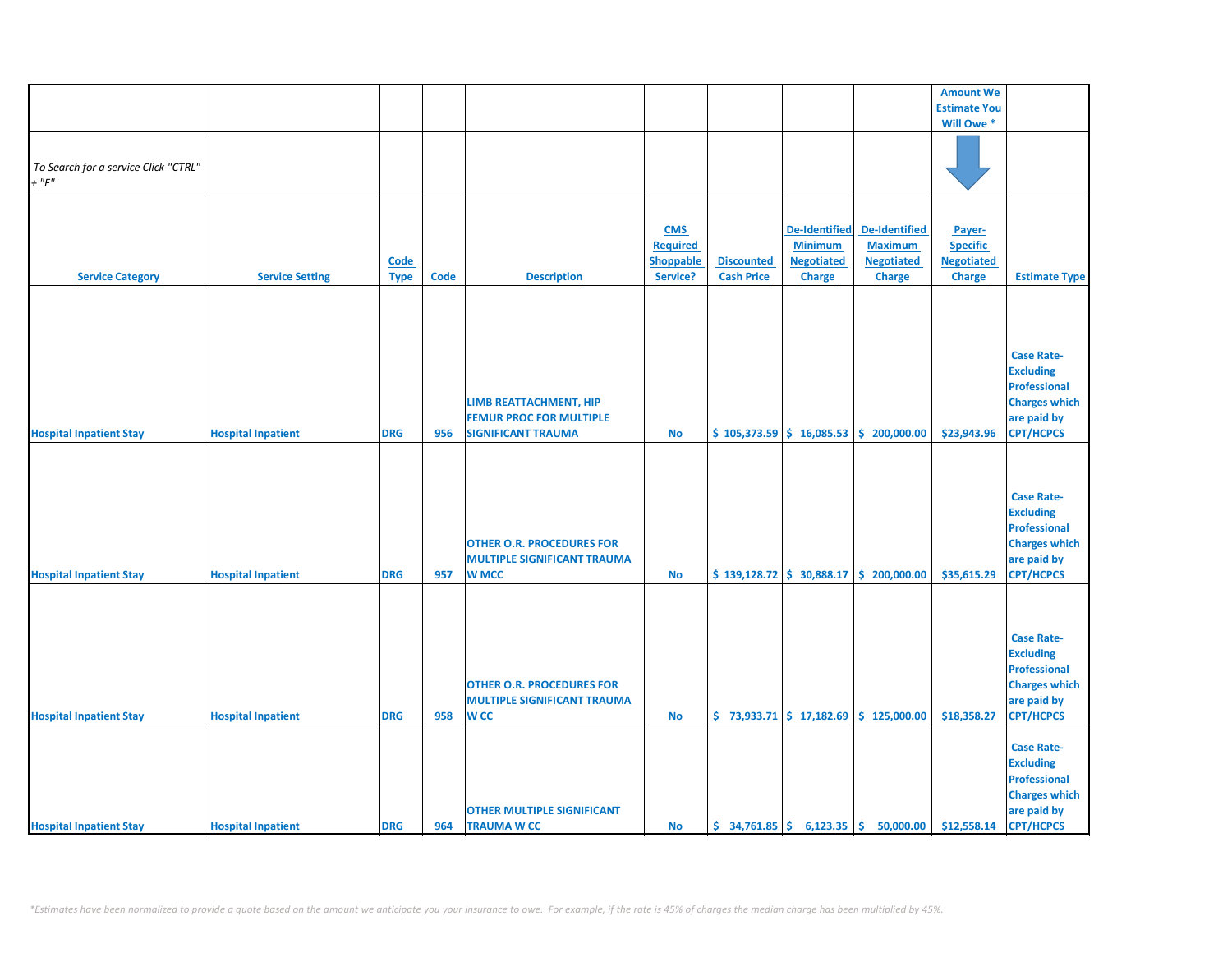| | | | | | | | | | Amount We Estimate You Will Owe * | |
|---|---|---|---|---|---|---|---|---|---|---|
| *To Search for a service Click "CTRL" + "F"* | | | | | | | | | | |
| Service Category | Service Setting | Code Type | Code | Description | CMS Required Shoppable Service? | Discounted Cash Price | De-Identified Minimum Negotiated Charge | De-Identified Maximum Negotiated Charge | Payer-Specific Negotiated Charge | Estimate Type |
| Hospital Inpatient Stay | Hospital Inpatient | DRG | 956 | LIMB REATTACHMENT, HIP FEMUR PROC FOR MULTIPLE SIGNIFICANT TRAUMA | No | $ 105,373.59 | $ 16,085.53 | $ 200,000.00 | $23,943.96 | Case Rate-Excluding Professional Charges which are paid by CPT/HCPCS |
| Hospital Inpatient Stay | Hospital Inpatient | DRG | 957 | OTHER O.R. PROCEDURES FOR MULTIPLE SIGNIFICANT TRAUMA W MCC | No | $ 139,128.72 | $ 30,888.17 | $ 200,000.00 | $35,615.29 | Case Rate-Excluding Professional Charges which are paid by CPT/HCPCS |
| Hospital Inpatient Stay | Hospital Inpatient | DRG | 958 | OTHER O.R. PROCEDURES FOR MULTIPLE SIGNIFICANT TRAUMA W CC | No | $ 73,933.71 | $ 17,182.69 | $ 125,000.00 | $18,358.27 | Case Rate-Excluding Professional Charges which are paid by CPT/HCPCS |
| Hospital Inpatient Stay | Hospital Inpatient | DRG | 964 | OTHER MULTIPLE SIGNIFICANT TRAUMA W CC | No | $ 34,761.85 | $ 6,123.35 | $ 50,000.00 | $12,558.14 | Case Rate-Excluding Professional Charges which are paid by CPT/HCPCS |

*\*Estimates have been normalized to provide a quote based on the amount we anticipate you your insurance to owe. For example, if the rate is 45% of charges the median charge has been multiplied by 45%.*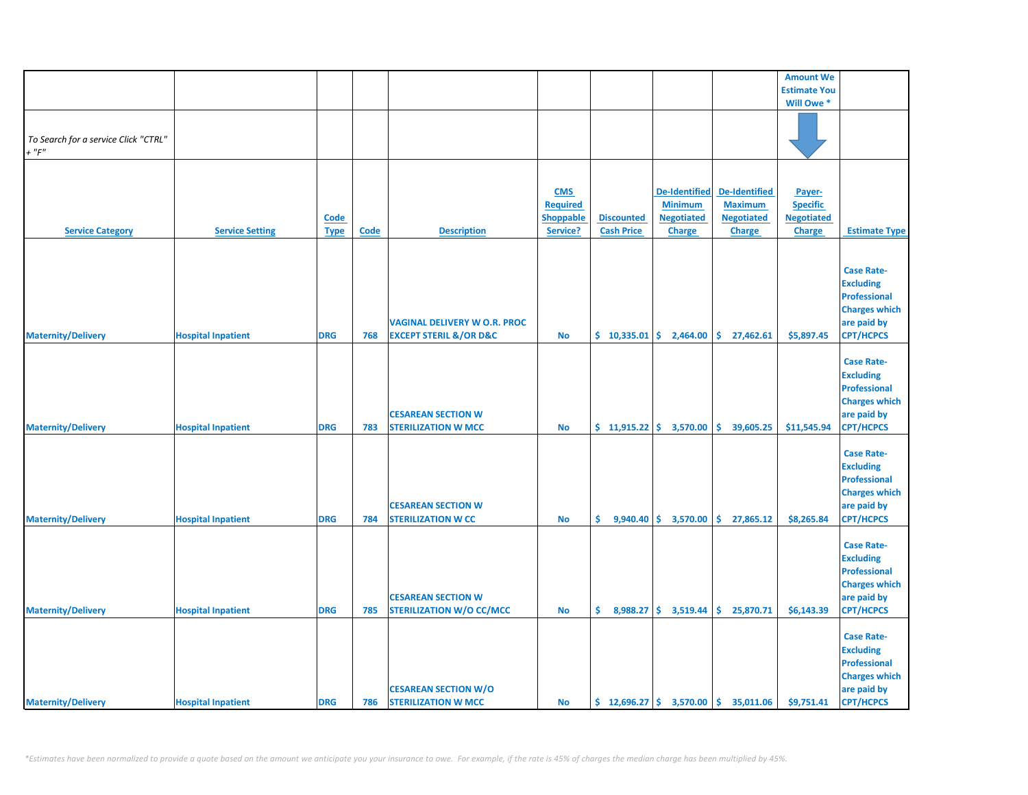| | | | | | | | | | Amount We Estimate You Will Owe * | |
|---|---|---|---|---|---|---|---|---|---|---|
| *To Search for a service Click "CTRL" + "F"* | | | | | | | | | | |
| **Service Category** | **Service Setting** | **Code Type** | **Code** | **Description** | **CMS Required Shoppable Service?** | **Discounted Cash Price** | **De-Identified Minimum Negotiated Charge** | **De-Identified Maximum Negotiated Charge** | **Payer-Specific Negotiated Charge** | **Estimate Type** |
| Maternity/Delivery | Hospital Inpatient | DRG | 768 | VAGINAL DELIVERY W O.R. PROC EXCEPT STERIL &/OR D&C | No | $ 10,335.01 | $ 2,464.00 | $ 27,462.61 | $5,897.45 | Case Rate-Excluding Professional Charges which are paid by CPT/HCPCS |
| Maternity/Delivery | Hospital Inpatient | DRG | 783 | CESAREAN SECTION W STERILIZATION W MCC | No | $ 11,915.22 | $ 3,570.00 | $ 39,605.25 | $11,545.94 | Case Rate-Excluding Professional Charges which are paid by CPT/HCPCS |
| Maternity/Delivery | Hospital Inpatient | DRG | 784 | CESAREAN SECTION W STERILIZATION W CC | No | $ 9,940.40 | $ 3,570.00 | $ 27,865.12 | $8,265.84 | Case Rate-Excluding Professional Charges which are paid by CPT/HCPCS |
| Maternity/Delivery | Hospital Inpatient | DRG | 785 | CESAREAN SECTION W STERILIZATION W/O CC/MCC | No | $ 8,988.27 | $ 3,519.44 | $ 25,870.71 | $6,143.39 | Case Rate-Excluding Professional Charges which are paid by CPT/HCPCS |
| Maternity/Delivery | Hospital Inpatient | DRG | 786 | CESAREAN SECTION W/O STERILIZATION W MCC | No | $ 12,696.27 | $ 3,570.00 | $ 35,011.06 | $9,751.41 | Case Rate-Excluding Professional Charges which are paid by CPT/HCPCS |

*\*Estimates have been normalized to provide a quote based on the amount we anticipate you your insurance to owe. For example, if the rate is 45% of charges the median charge has been multiplied by 45%.*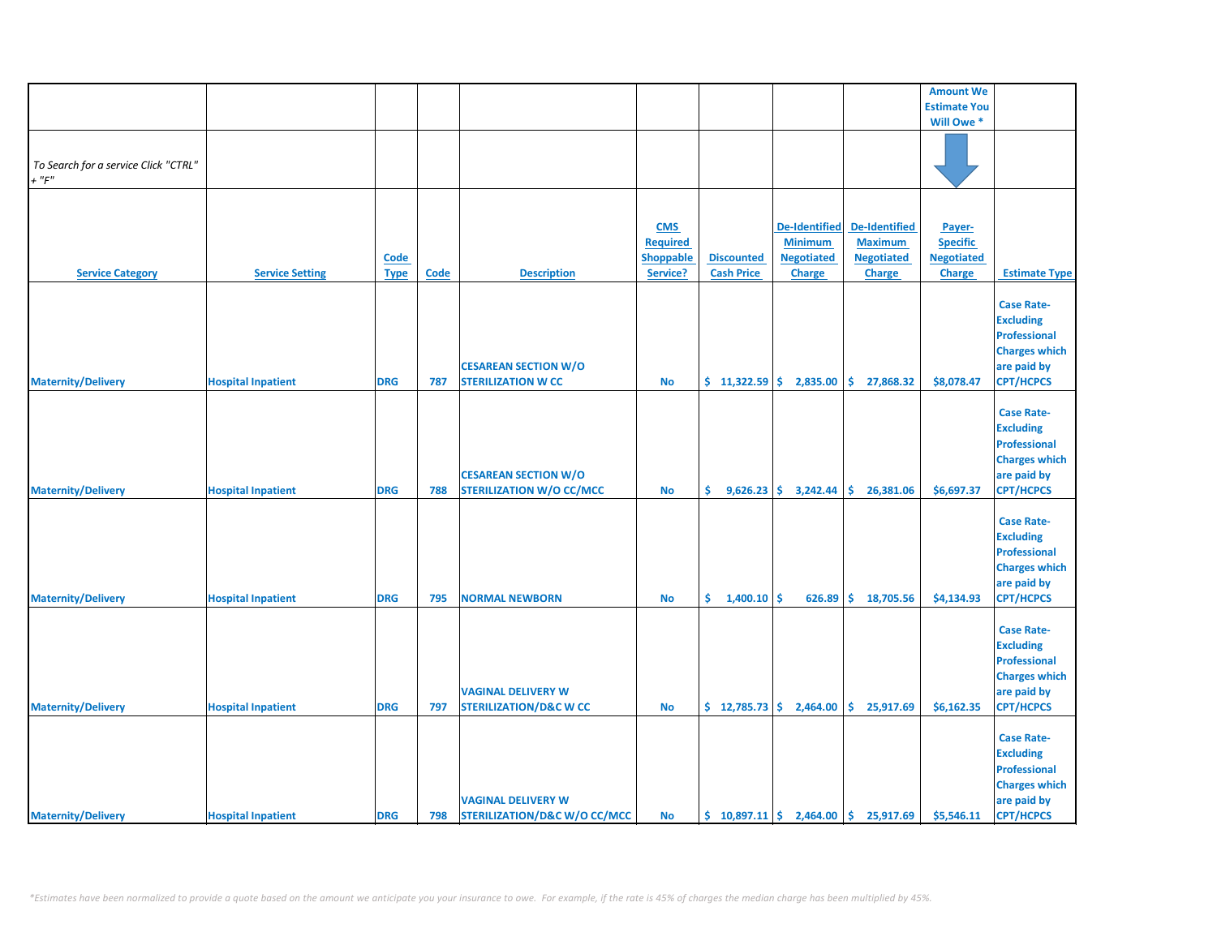| | | | | | | | | | Amount We Estimate You Will Owe * | |
|---|---|---|---|---|---|---|---|---|---|---|
| *To Search for a service Click "CTRL" + "F"* | | | | | | | | | | |
| Service Category | Service Setting | Code Type | Code | Description | CMS Required Shoppable Service? | Discounted Cash Price | De-Identified Minimum Negotiated Charge | De-Identified Maximum Negotiated Charge | Payer-Specific Negotiated Charge | Estimate Type |
| Maternity/Delivery | Hospital Inpatient | DRG | 787 | CESAREAN SECTION W/O STERILIZATION W CC | No | $ 11,322.59 | $ 2,835.00 | $ 27,868.32 | $8,078.47 | Case Rate-Excluding Professional Charges which are paid by CPT/HCPCS |
| Maternity/Delivery | Hospital Inpatient | DRG | 788 | CESAREAN SECTION W/O STERILIZATION W/O CC/MCC | No | $ 9,626.23 | $ 3,242.44 | $ 26,381.06 | $6,697.37 | Case Rate-Excluding Professional Charges which are paid by CPT/HCPCS |
| Maternity/Delivery | Hospital Inpatient | DRG | 795 | NORMAL NEWBORN | No | $ 1,400.10 | $ 626.89 | $ 18,705.56 | $4,134.93 | Case Rate-Excluding Professional Charges which are paid by CPT/HCPCS |
| Maternity/Delivery | Hospital Inpatient | DRG | 797 | VAGINAL DELIVERY W STERILIZATION/D&C W CC | No | $ 12,785.73 | $ 2,464.00 | $ 25,917.69 | $6,162.35 | Case Rate-Excluding Professional Charges which are paid by CPT/HCPCS |
| Maternity/Delivery | Hospital Inpatient | DRG | 798 | VAGINAL DELIVERY W STERILIZATION/D&C W/O CC/MCC | No | $ 10,897.11 | $ 2,464.00 | $ 25,917.69 | $5,546.11 | Case Rate-Excluding Professional Charges which are paid by CPT/HCPCS |

*\*Estimates have been normalized to provide a quote based on the amount we anticipate you your insurance to owe. For example, if the rate is 45% of charges the median charge has been multiplied by 45%.*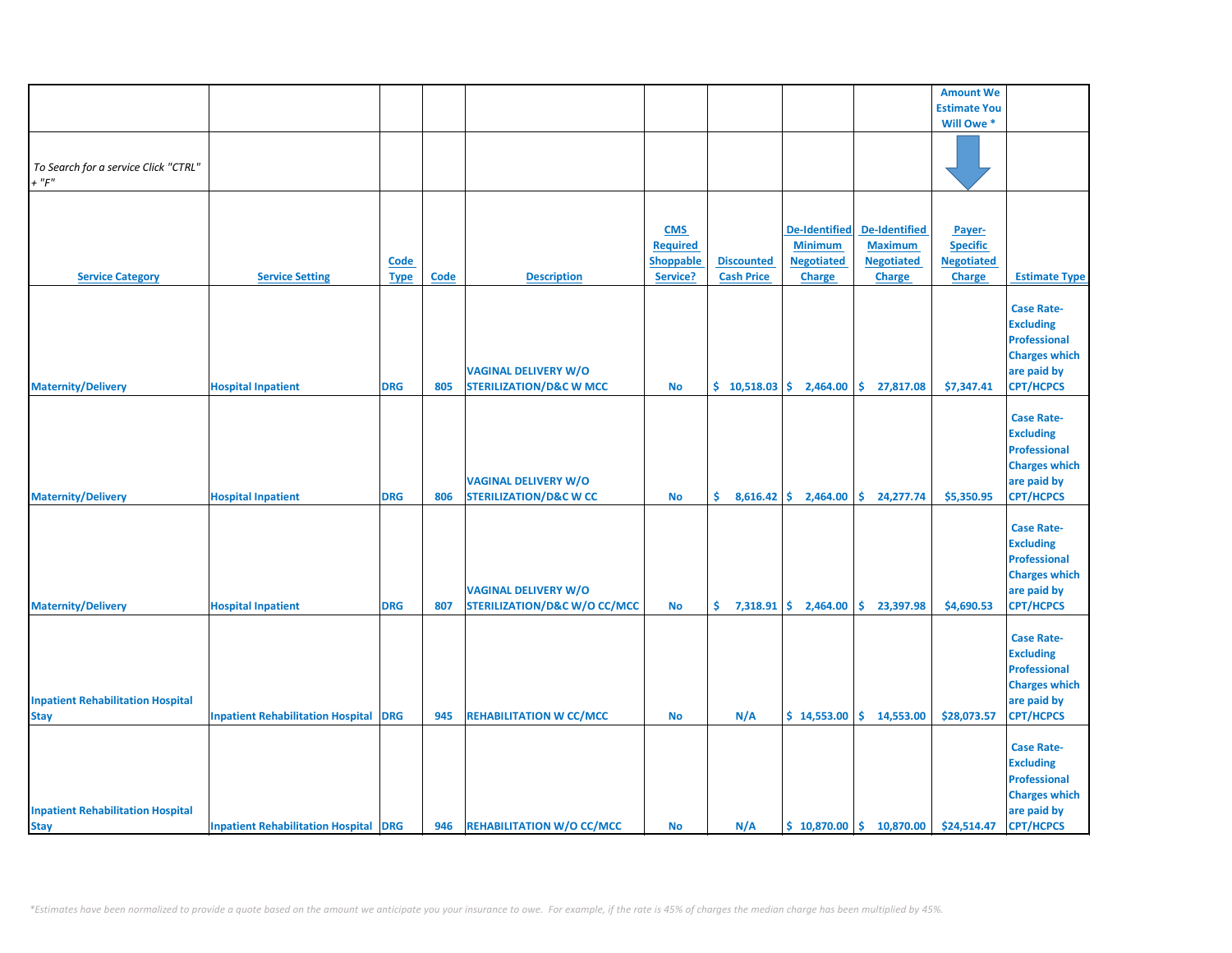| | | | | | | | | | Amount We Estimate You Will Owe * | |
|---|---|---|---|---|---|---|---|---|---|---|
| *To Search for a service Click "CTRL" + "F"* | | | | | | | | | | |
| Service Category | Service Setting | Code Type | Code | Description | CMS Required Shoppable Service? | Discounted Cash Price | De-Identified Minimum Negotiated Charge | De-Identified Maximum Negotiated Charge | Payer-Specific Negotiated Charge | Estimate Type |
| Maternity/Delivery | Hospital Inpatient | DRG | 805 | VAGINAL DELIVERY W/O STERILIZATION/D&C W MCC | No | $ 10,518.03 | $ 2,464.00 | $ 27,817.08 | $7,347.41 | Case Rate-Excluding Professional Charges which are paid by CPT/HCPCS |
| Maternity/Delivery | Hospital Inpatient | DRG | 806 | VAGINAL DELIVERY W/O STERILIZATION/D&C W CC | No | $ 8,616.42 | $ 2,464.00 | $ 24,277.74 | $5,350.95 | Case Rate-Excluding Professional Charges which are paid by CPT/HCPCS |
| Maternity/Delivery | Hospital Inpatient | DRG | 807 | VAGINAL DELIVERY W/O STERILIZATION/D&C W/O CC/MCC | No | $ 7,318.91 | $ 2,464.00 | $ 23,397.98 | $4,690.53 | Case Rate-Excluding Professional Charges which are paid by CPT/HCPCS |
| Inpatient Rehabilitation Hospital Stay | Inpatient Rehabilitation Hospital | DRG | 945 | REHABILITATION W CC/MCC | No | N/A | $ 14,553.00 | $ 14,553.00 | $28,073.57 | Case Rate-Excluding Professional Charges which are paid by CPT/HCPCS |
| Inpatient Rehabilitation Hospital Stay | Inpatient Rehabilitation Hospital | DRG | 946 | REHABILITATION W/O CC/MCC | No | N/A | $ 10,870.00 | $ 10,870.00 | $24,514.47 | Case Rate-Excluding Professional Charges which are paid by CPT/HCPCS |

*\*Estimates have been normalized to provide a quote based on the amount we anticipate you your insurance to owe. For example, if the rate is 45% of charges the median charge has been multiplied by 45%.*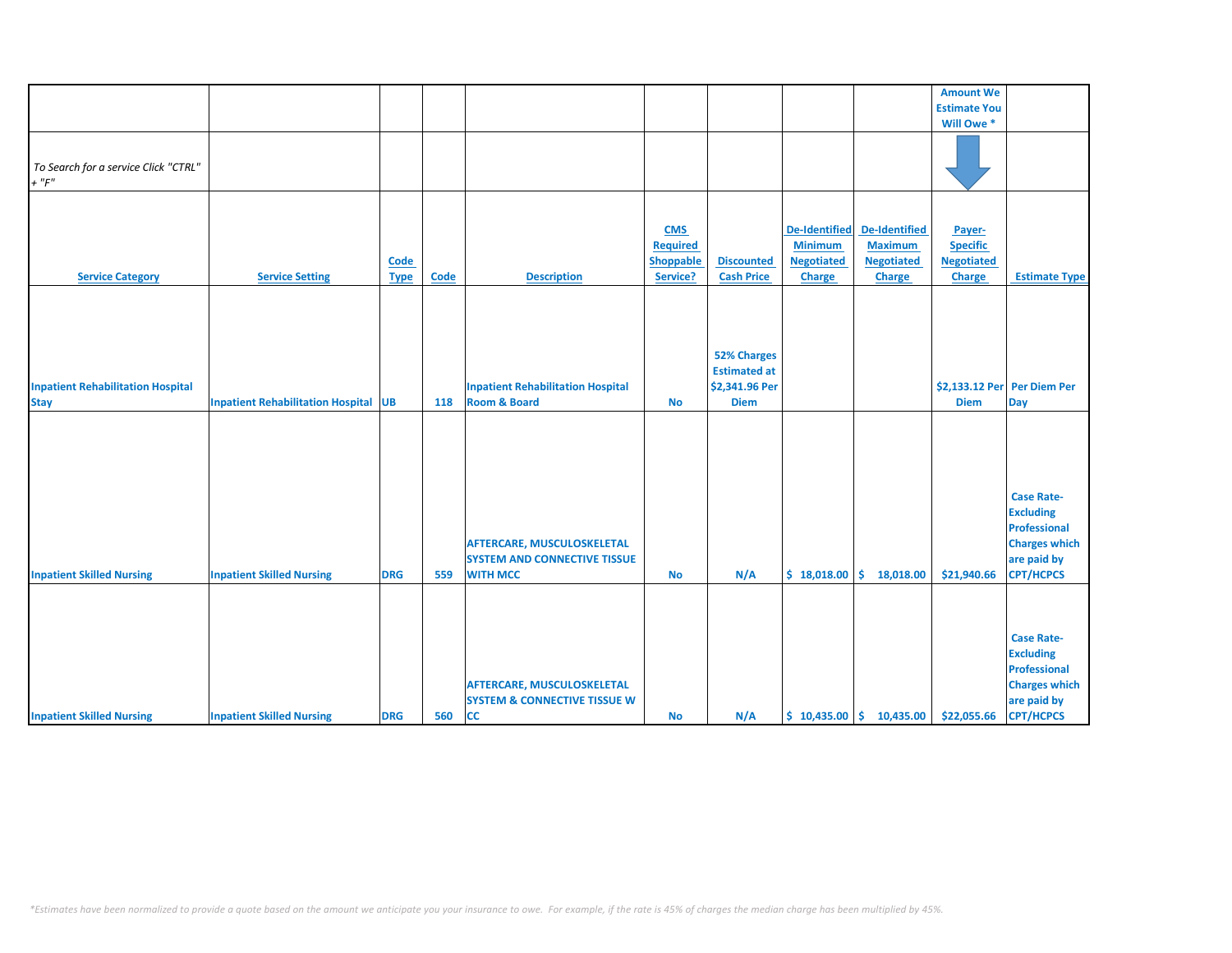| | | | | | | | | | Amount We Estimate You Will Owe * | |
|---|---|---|---|---|---|---|---|---|---|---|
| *To Search for a service Click "CTRL" + "F"* | | | | | | | | | | |
| **Service Category** | **Service Setting** | **Code Type** | **Code** | **Description** | **CMS Required Shoppable Service?** | **Discounted Cash Price** | **De-Identified Minimum Negotiated Charge** | **De-Identified Maximum Negotiated Charge** | **Payer-Specific Negotiated Charge** | **Estimate Type** |
| Inpatient Rehabilitation Hospital Stay | Inpatient Rehabilitation Hospital | UB | 118 | Inpatient Rehabilitation Hospital Room & Board | No | 52% Charges Estimated at $2,341.96 Per Diem | | | $2,133.12 Per Diem | Per Diem Per Day |
| Inpatient Skilled Nursing | Inpatient Skilled Nursing | DRG | 559 | AFTERCARE, MUSCULOSKELETAL SYSTEM AND CONNECTIVE TISSUE WITH MCC | No | N/A | $ 18,018.00 | $ 18,018.00 | $21,940.66 | Case Rate-Excluding Professional Charges which are paid by CPT/HCPCS |
| Inpatient Skilled Nursing | Inpatient Skilled Nursing | DRG | 560 | AFTERCARE, MUSCULOSKELETAL SYSTEM & CONNECTIVE TISSUE W CC | No | N/A | $ 10,435.00 | $ 10,435.00 | $22,055.66 | Case Rate-Excluding Professional Charges which are paid by CPT/HCPCS |

*\*Estimates have been normalized to provide a quote based on the amount we anticipate you your insurance to owe. For example, if the rate is 45% of charges the median charge has been multiplied by 45%.*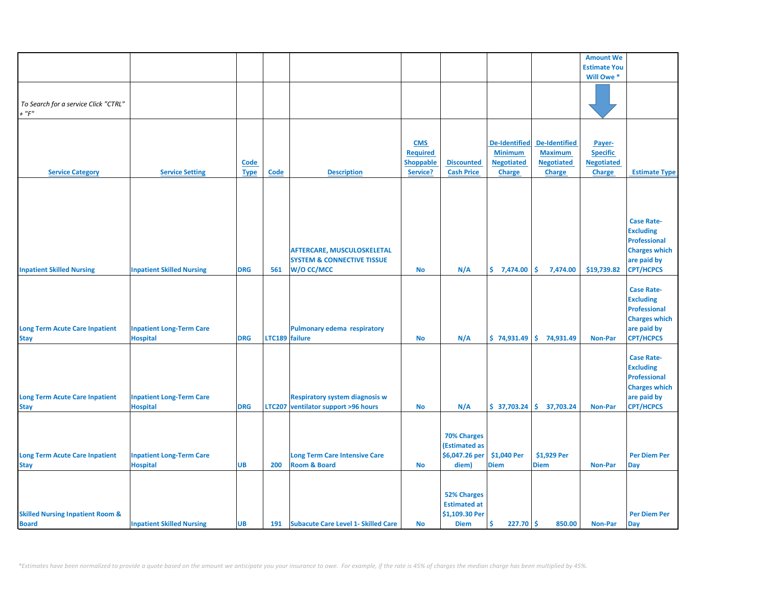| | | | | | | | | | Amount We Estimate You Will Owe * | |
|---|---|---|---|---|---|---|---|---|---|---|
| *To Search for a service Click "CTRL" + "F"* | | | | | | | | | | |
| **Service Category** | **Service Setting** | **Code Type** | **Code** | **Description** | **CMS Required Shoppable Service?** | **Discounted Cash Price** | **De-Identified Minimum Negotiated Charge** | **De-Identified Maximum Negotiated Charge** | **Payer-Specific Negotiated Charge** | **Estimate Type** |
| Inpatient Skilled Nursing | Inpatient Skilled Nursing | DRG | 561 | AFTERCARE, MUSCULOSKELETAL SYSTEM & CONNECTIVE TISSUE W/O CC/MCC | No | N/A | $ 7,474.00 | $ 7,474.00 | $19,739.82 | Case Rate- Excluding Professional Charges which are paid by CPT/HCPCS |
| Long Term Acute Care Inpatient Stay | Inpatient Long-Term Care Hospital | DRG | LTC189 | Pulmonary edema respiratory failure | No | N/A | $ 74,931.49 | $ 74,931.49 | Non-Par | Case Rate- Excluding Professional Charges which are paid by CPT/HCPCS |
| Long Term Acute Care Inpatient Stay | Inpatient Long-Term Care Hospital | DRG | LTC207 | Respiratory system diagnosis w ventilator support >96 hours | No | N/A | $ 37,703.24 | $ 37,703.24 | Non-Par | Case Rate- Excluding Professional Charges which are paid by CPT/HCPCS |
| Long Term Acute Care Inpatient Stay | Inpatient Long-Term Care Hospital | UB | 200 | Long Term Care Intensive Care Room & Board | No | 70% Charges (Estimated as $6,047.26 per diem) | $1,040 Per Diem | $1,929 Per Diem | Non-Par | Per Diem Per Day |
| Skilled Nursing Inpatient Room & Board | Inpatient Skilled Nursing | UB | 191 | Subacute Care Level 1- Skilled Care | No | 52% Charges Estimated at $1,109.30 Per Diem | $ 227.70 | $ 850.00 | Non-Par | Per Diem Per Day |

*\*Estimates have been normalized to provide a quote based on the amount we anticipate you your insurance to owe. For example, if the rate is 45% of charges the median charge has been multiplied by 45%.*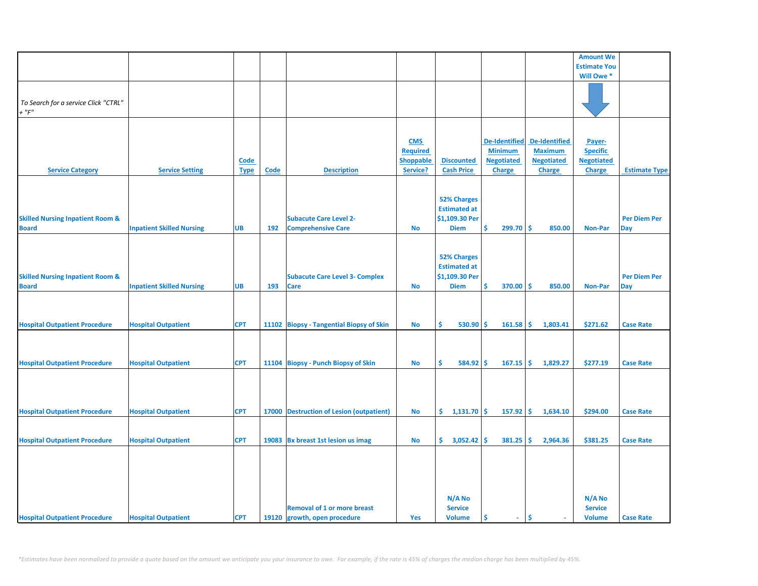| | | | | | | | | | Amount We Estimate You Will Owe * | |
|---|---|---|---|---|---|---|---|---|---|---|
| *To Search for a service Click "CTRL" + "F"* | | | | | | | | | | |
| **Service Category** | **Service Setting** | **Code Type** | **Code** | **Description** | **CMS Required Shoppable Service?** | **Discounted Cash Price** | **De-Identified Minimum Negotiated Charge** | **De-Identified Maximum Negotiated Charge** | **Payer-Specific Negotiated Charge** | **Estimate Type** |
| Skilled Nursing Inpatient Room & Board | Inpatient Skilled Nursing | UB | 192 | Subacute Care Level 2- Comprehensive Care | No | 52% Charges Estimated at $1,109.30 Per Diem | $ 299.70 | $ 850.00 | Non-Par | Per Diem Per Day |
| Skilled Nursing Inpatient Room & Board | Inpatient Skilled Nursing | UB | 193 | Subacute Care Level 3- Complex Care | No | 52% Charges Estimated at $1,109.30 Per Diem | $ 370.00 | $ 850.00 | Non-Par | Per Diem Per Day |
| Hospital Outpatient Procedure | Hospital Outpatient | CPT | 11102 | Biopsy - Tangential Biopsy of Skin | No | $ 530.90 | $ 161.58 | $ 1,803.41 | $271.62 | Case Rate |
| Hospital Outpatient Procedure | Hospital Outpatient | CPT | 11104 | Biopsy - Punch Biopsy of Skin | No | $ 584.92 | $ 167.15 | $ 1,829.27 | $277.19 | Case Rate |
| Hospital Outpatient Procedure | Hospital Outpatient | CPT | 17000 | Destruction of Lesion (outpatient) | No | $ 1,131.70 | $ 157.92 | $ 1,634.10 | $294.00 | Case Rate |
| Hospital Outpatient Procedure | Hospital Outpatient | CPT | 19083 | Bx breast 1st lesion us imag | No | $ 3,052.42 | $ 381.25 | $ 2,964.36 | $381.25 | Case Rate |
| Hospital Outpatient Procedure | Hospital Outpatient | CPT | 19120 | Removal of 1 or more breast growth, open procedure | Yes | N/A No Service Volume | $ - | $ - | N/A No Service Volume | Case Rate |

*\*Estimates have been normalized to provide a quote based on the amount we anticipate you your insurance to owe. For example, if the rate is 45% of charges the median charge has been multiplied by 45%.*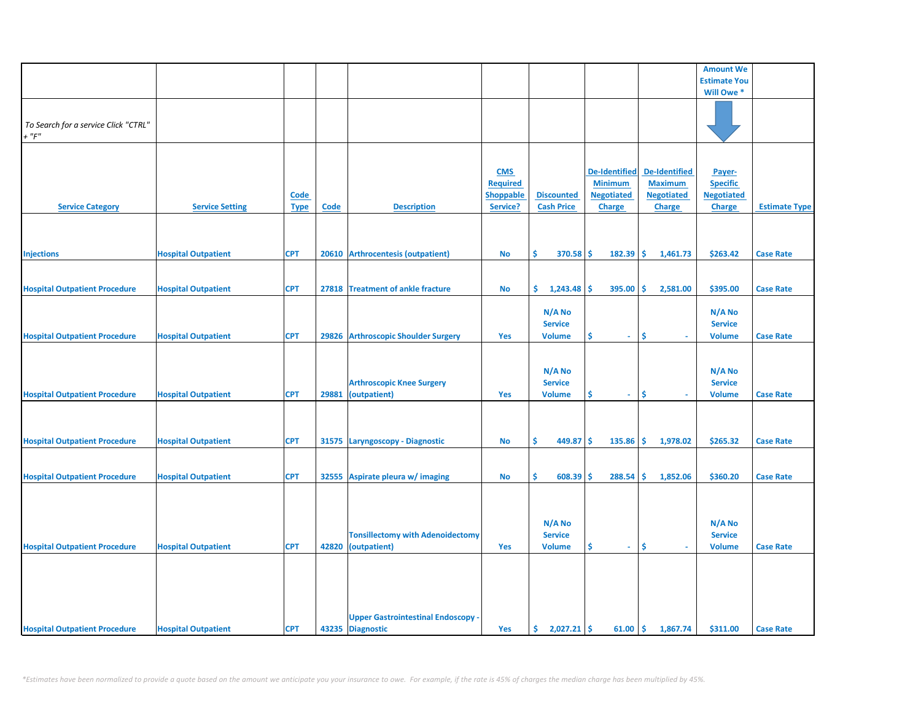| | | | | | | | | | Amount We Estimate You Will Owe * | |
|---|---|---|---|---|---|---|---|---|---|---|
| *To Search for a service Click "CTRL" + "F"* | | | | | | | | | | |
| **Service Category** | **Service Setting** | **Code Type** | **Code** | **Description** | **CMS Required Shoppable Service?** | **Discounted Cash Price** | **De-Identified Minimum Negotiated Charge** | **De-Identified Maximum Negotiated Charge** | **Payer-Specific Negotiated Charge** | **Estimate Type** |
| Injections | Hospital Outpatient | CPT | 20610 | Arthrocentesis (outpatient) | No | $ 370.58 | $ 182.39 | $ 1,461.73 | $263.42 | Case Rate |
| Hospital Outpatient Procedure | Hospital Outpatient | CPT | 27818 | Treatment of ankle fracture | No | $ 1,243.48 | $ 395.00 | $ 2,581.00 | $395.00 | Case Rate |
| Hospital Outpatient Procedure | Hospital Outpatient | CPT | 29826 | Arthroscopic Shoulder Surgery | Yes | N/A No Service Volume | $ - | $ - | N/A No Service Volume | Case Rate |
| Hospital Outpatient Procedure | Hospital Outpatient | CPT | 29881 | Arthroscopic Knee Surgery (outpatient) | Yes | N/A No Service Volume | $ - | $ - | N/A No Service Volume | Case Rate |
| Hospital Outpatient Procedure | Hospital Outpatient | CPT | 31575 | Laryngoscopy - Diagnostic | No | $ 449.87 | $ 135.86 | $ 1,978.02 | $265.32 | Case Rate |
| Hospital Outpatient Procedure | Hospital Outpatient | CPT | 32555 | Aspirate pleura w/ imaging | No | $ 608.39 | $ 288.54 | $ 1,852.06 | $360.20 | Case Rate |
| Hospital Outpatient Procedure | Hospital Outpatient | CPT | 42820 | Tonsillectomy with Adenoidectomy (outpatient) | Yes | N/A No Service Volume | $ - | $ - | N/A No Service Volume | Case Rate |
| Hospital Outpatient Procedure | Hospital Outpatient | CPT | 43235 | Upper Gastrointestinal Endoscopy - Diagnostic | Yes | $ 2,027.21 | $ 61.00 | $ 1,867.74 | $311.00 | Case Rate |

*\*Estimates have been normalized to provide a quote based on the amount we anticipate you your insurance to owe. For example, if the rate is 45% of charges the median charge has been multiplied by 45%.*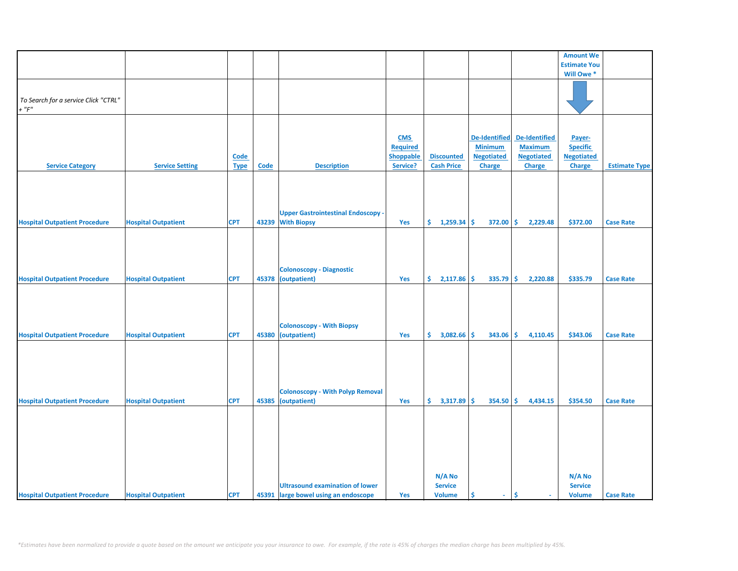| | | | | | | | | | Amount We Estimate You Will Owe * | |
|---|---|---|---|---|---|---|---|---|---|---|
| *To Search for a service Click "CTRL" + "F"* | | | | | | | | | | |
| **Service Category** | **Service Setting** | **Code Type** | **Code** | **Description** | **CMS Required Shoppable Service?** | **Discounted Cash Price** | **De-Identified Minimum Negotiated Charge** | **De-Identified Maximum Negotiated Charge** | **Payer-Specific Negotiated Charge** | **Estimate Type** |
| Hospital Outpatient Procedure | Hospital Outpatient | CPT | 43239 | Upper Gastrointestinal Endoscopy - With Biopsy | Yes | $ 1,259.34 | $ 372.00 | $ 2,229.48 | $372.00 | Case Rate |
| Hospital Outpatient Procedure | Hospital Outpatient | CPT | 45378 | Colonoscopy - Diagnostic (outpatient) | Yes | $ 2,117.86 | $ 335.79 | $ 2,220.88 | $335.79 | Case Rate |
| Hospital Outpatient Procedure | Hospital Outpatient | CPT | 45380 | Colonoscopy - With Biopsy (outpatient) | Yes | $ 3,082.66 | $ 343.06 | $ 4,110.45 | $343.06 | Case Rate |
| Hospital Outpatient Procedure | Hospital Outpatient | CPT | 45385 | Colonoscopy - With Polyp Removal (outpatient) | Yes | $ 3,317.89 | $ 354.50 | $ 4,434.15 | $354.50 | Case Rate |
| Hospital Outpatient Procedure | Hospital Outpatient | CPT | 45391 | Ultrasound examination of lower large bowel using an endoscope | Yes | N/A No Service Volume | $ - | $ - | N/A No Service Volume | Case Rate |

*\*Estimates have been normalized to provide a quote based on the amount we anticipate you your insurance to owe. For example, if the rate is 45% of charges the median charge has been multiplied by 45%.*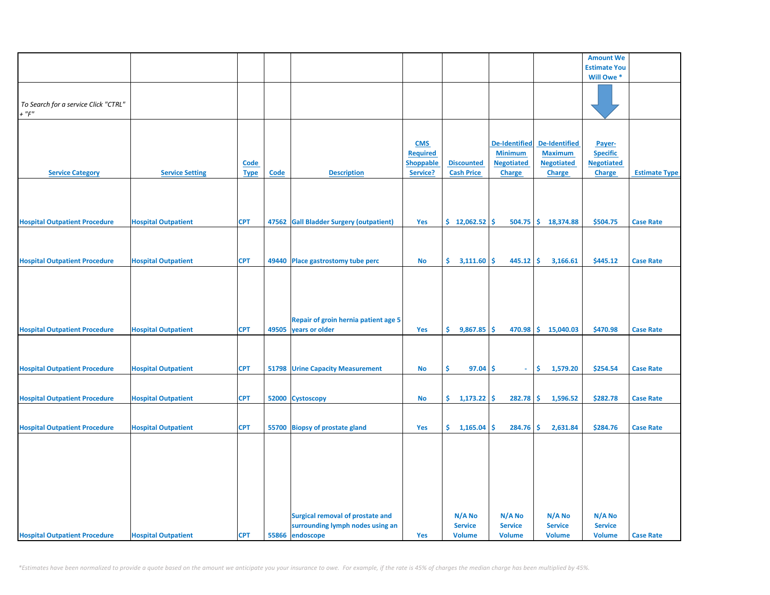| | | | | | | | | | Amount We Estimate You Will Owe * | |
|---|---|---|---|---|---|---|---|---|---|---|
| *To Search for a service Click "CTRL" + "F"* | | | | | | | | | | |
| **Service Category** | **Service Setting** | **Code Type** | **Code** | **Description** | **CMS Required Shoppable Service?** | **Discounted Cash Price** | **De-Identified Minimum Negotiated Charge** | **De-Identified Maximum Negotiated Charge** | **Payer-Specific Negotiated Charge** | **Estimate Type** |
| Hospital Outpatient Procedure | Hospital Outpatient | CPT | 47562 | Gall Bladder Surgery (outpatient) | Yes | $ 12,062.52 | $ 504.75 | $ 18,374.88 | $504.75 | Case Rate |
| Hospital Outpatient Procedure | Hospital Outpatient | CPT | 49440 | Place gastrostomy tube perc | No | $ 3,111.60 | $ 445.12 | $ 3,166.61 | $445.12 | Case Rate |
| Hospital Outpatient Procedure | Hospital Outpatient | CPT | 49505 | Repair of groin hernia patient age 5 years or older | Yes | $ 9,867.85 | $ 470.98 | $ 15,040.03 | $470.98 | Case Rate |
| Hospital Outpatient Procedure | Hospital Outpatient | CPT | 51798 | Urine Capacity Measurement | No | $ 97.04 | $ - | $ 1,579.20 | $254.54 | Case Rate |
| Hospital Outpatient Procedure | Hospital Outpatient | CPT | 52000 | Cystoscopy | No | $ 1,173.22 | $ 282.78 | $ 1,596.52 | $282.78 | Case Rate |
| Hospital Outpatient Procedure | Hospital Outpatient | CPT | 55700 | Biopsy of prostate gland | Yes | $ 1,165.04 | $ 284.76 | $ 2,631.84 | $284.76 | Case Rate |
| Hospital Outpatient Procedure | Hospital Outpatient | CPT | 55866 | Surgical removal of prostate and surrounding lymph nodes using an endoscope | Yes | N/A No Service Volume | N/A No Service Volume | N/A No Service Volume | N/A No Service Volume | Case Rate |

*\*Estimates have been normalized to provide a quote based on the amount we anticipate you your insurance to owe. For example, if the rate is 45% of charges the median charge has been multiplied by 45%.*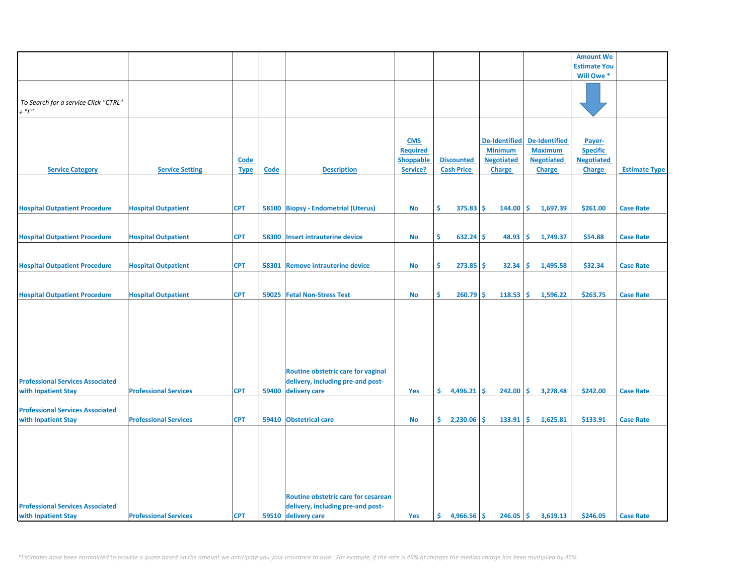| | | | | | | | | | Amount We Estimate You Will Owe * | |
|---|---|---|---|---|---|---|---|---|---|---|
| *To Search for a service Click "CTRL" + "F"* | | | | | | | | | | |
| **Service Category** | **Service Setting** | **Code Type** | **Code** | **Description** | **CMS Required Shoppable Service?** | **Discounted Cash Price** | **De-Identified Minimum Negotiated Charge** | **De-Identified Maximum Negotiated Charge** | **Payer-Specific Negotiated Charge** | **Estimate Type** |
| Hospital Outpatient Procedure | Hospital Outpatient | CPT | 58100 | Biopsy - Endometrial (Uterus) | No | $ 375.83 | $ 144.00 | $ 1,697.39 | $261.00 | Case Rate |
| Hospital Outpatient Procedure | Hospital Outpatient | CPT | 58300 | Insert intrauterine device | No | $ 632.24 | $ 48.93 | $ 1,749.37 | $54.88 | Case Rate |
| Hospital Outpatient Procedure | Hospital Outpatient | CPT | 58301 | Remove intrauterine device | No | $ 273.85 | $ 32.34 | $ 1,495.58 | $32.34 | Case Rate |
| Hospital Outpatient Procedure | Hospital Outpatient | CPT | 59025 | Fetal Non-Stress Test | No | $ 260.79 | $ 118.53 | $ 1,596.22 | $263.75 | Case Rate |
| Professional Services Associated with Inpatient Stay | Professional Services | CPT | 59400 | Routine obstetric care for vaginal delivery, including pre-and post-delivery care | Yes | $ 4,496.21 | $ 242.00 | $ 3,278.48 | $242.00 | Case Rate |
| Professional Services Associated with Inpatient Stay | Professional Services | CPT | 59410 | Obstetrical care | No | $ 2,230.06 | $ 133.91 | $ 1,625.81 | $133.91 | Case Rate |
| Professional Services Associated with Inpatient Stay | Professional Services | CPT | 59510 | Routine obstetric care for cesarean delivery, including pre-and post-delivery care | Yes | $ 4,966.56 | $ 246.05 | $ 3,619.13 | $246.05 | Case Rate |

*\*Estimates have been normalized to provide a quote based on the amount we anticipate you your insurance to owe. For example, if the rate is 45% of charges the median charge has been multiplied by 45%.*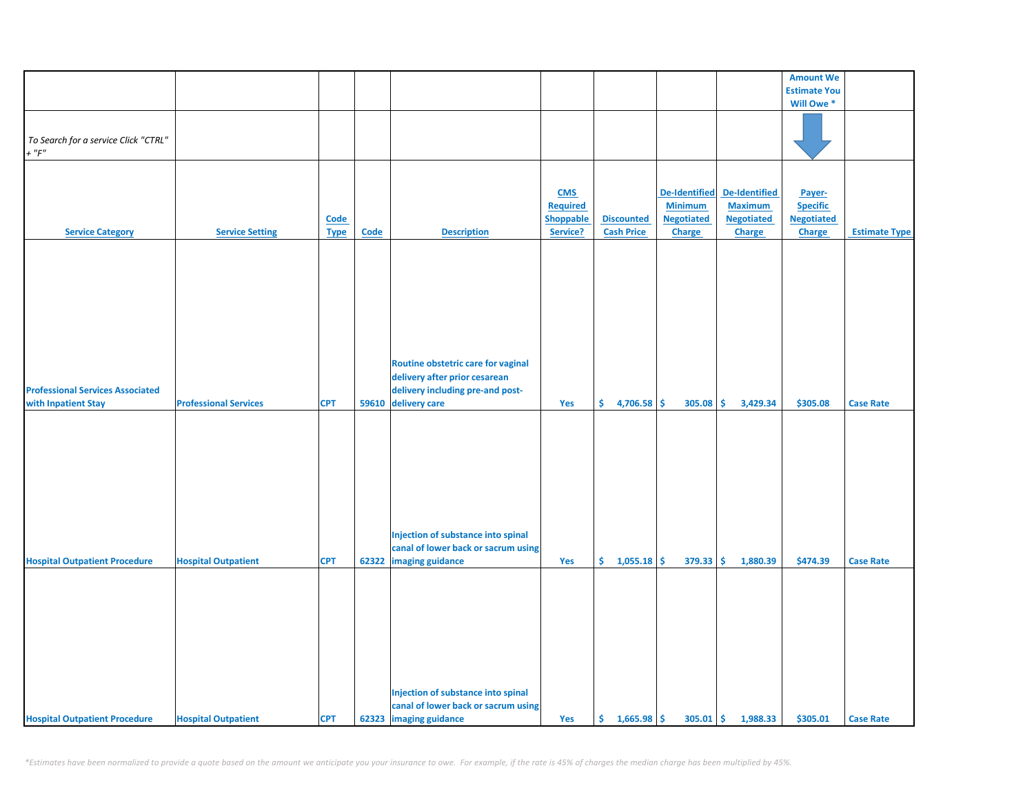| | | | | | | | | | Amount We Estimate You Will Owe * | |
|---|---|---|---|---|---|---|---|---|---|---|
| *To Search for a service Click "CTRL" + "F"* | | | | | | | | | | |
| **Service Category** | **Service Setting** | **Code Type** | **Code** | **Description** | **CMS Required Shoppable Service?** | **Discounted Cash Price** | **De-Identified Minimum Negotiated Charge** | **De-Identified Maximum Negotiated Charge** | **Payer-Specific Negotiated Charge** | **Estimate Type** |
| Professional Services Associated with Inpatient Stay | Professional Services | CPT | 59610 | Routine obstetric care for vaginal delivery after prior cesarean delivery including pre-and post-delivery care | Yes | $ 4,706.58 | $ 305.08 | $ 3,429.34 | $305.08 | Case Rate |
| Hospital Outpatient Procedure | Hospital Outpatient | CPT | 62322 | Injection of substance into spinal canal of lower back or sacrum using imaging guidance | Yes | $ 1,055.18 | $ 379.33 | $ 1,880.39 | $474.39 | Case Rate |
| Hospital Outpatient Procedure | Hospital Outpatient | CPT | 62323 | Injection of substance into spinal canal of lower back or sacrum using imaging guidance | Yes | $ 1,665.98 | $ 305.01 | $ 1,988.33 | $305.01 | Case Rate |

*\*Estimates have been normalized to provide a quote based on the amount we anticipate you your insurance to owe. For example, if the rate is 45% of charges the median charge has been multiplied by 45%.*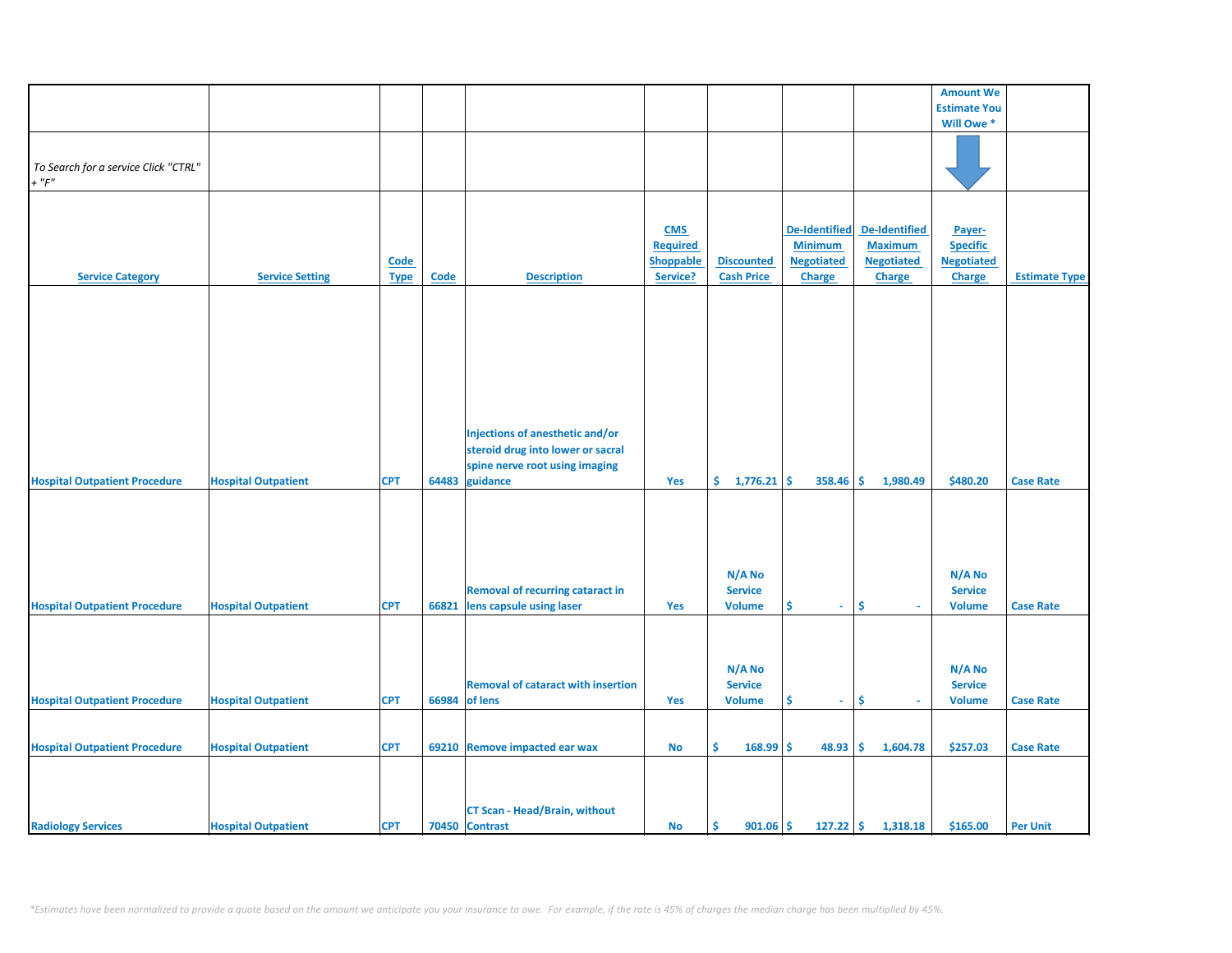| | | | | | | | | | Amount We Estimate You Will Owe * | |
|---|---|---|---|---|---|---|---|---|---|---|
| *To Search for a service Click "CTRL" + "F"* | | | | | | | | | | |
| Service Category | Service Setting | Code Type | Code | Description | CMS Required Shoppable Service? | Discounted Cash Price | De-Identified Minimum Negotiated Charge | De-Identified Maximum Negotiated Charge | Payer-Specific Negotiated Charge | Estimate Type |
| Hospital Outpatient Procedure | Hospital Outpatient | CPT | 64483 | Injections of anesthetic and/or steroid drug into lower or sacral spine nerve root using imaging guidance | Yes | $ 1,776.21 | $ 358.46 | $ 1,980.49 | $480.20 | Case Rate |
| Hospital Outpatient Procedure | Hospital Outpatient | CPT | 66821 | Removal of recurring cataract in lens capsule using laser | Yes | N/A No Service Volume | $ - | $ - | N/A No Service Volume | Case Rate |
| Hospital Outpatient Procedure | Hospital Outpatient | CPT | 66984 | Removal of cataract with insertion of lens | Yes | N/A No Service Volume | $ - | $ - | N/A No Service Volume | Case Rate |
| Hospital Outpatient Procedure | Hospital Outpatient | CPT | 69210 | Remove impacted ear wax | No | $ 168.99 | $ 48.93 | $ 1,604.78 | $257.03 | Case Rate |
| Radiology Services | Hospital Outpatient | CPT | 70450 | CT Scan - Head/Brain, without Contrast | No | $ 901.06 | $ 127.22 | $ 1,318.18 | $165.00 | Per Unit |

*\*Estimates have been normalized to provide a quote based on the amount we anticipate you your insurance to owe. For example, if the rate is 45% of charges the median charge has been multiplied by 45%.*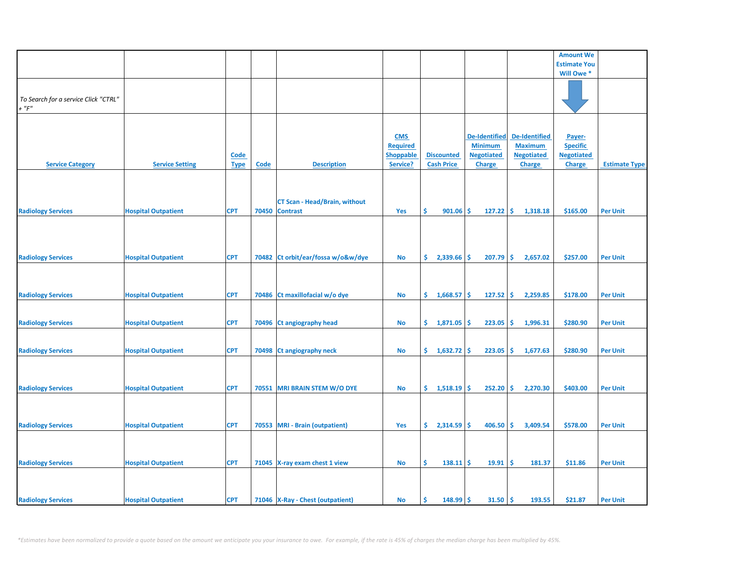| | | | | | | | | | Amount We Estimate You Will Owe * | |
|---|---|---|---|---|---|---|---|---|---|---|
| *To Search for a service Click "CTRL" + "F"* | | | | | | | | | | |
| Service Category | Service Setting | Code Type | Code | Description | CMS Required Shoppable Service? | Discounted Cash Price | De-Identified Minimum Negotiated Charge | De-Identified Maximum Negotiated Charge | Payer-Specific Negotiated Charge | Estimate Type |
| Radiology Services | Hospital Outpatient | CPT | 70450 | CT Scan - Head/Brain, without Contrast | Yes | $ 901.06 | $ 127.22 | $ 1,318.18 | $165.00 | Per Unit |
| Radiology Services | Hospital Outpatient | CPT | 70482 | Ct orbit/ear/fossa w/o&w/dye | No | $ 2,339.66 | $ 207.79 | $ 2,657.02 | $257.00 | Per Unit |
| Radiology Services | Hospital Outpatient | CPT | 70486 | Ct maxillofacial w/o dye | No | $ 1,668.57 | $ 127.52 | $ 2,259.85 | $178.00 | Per Unit |
| Radiology Services | Hospital Outpatient | CPT | 70496 | Ct angiography head | No | $ 1,871.05 | $ 223.05 | $ 1,996.31 | $280.90 | Per Unit |
| Radiology Services | Hospital Outpatient | CPT | 70498 | Ct angiography neck | No | $ 1,632.72 | $ 223.05 | $ 1,677.63 | $280.90 | Per Unit |
| Radiology Services | Hospital Outpatient | CPT | 70551 | MRI BRAIN STEM W/O DYE | No | $ 1,518.19 | $ 252.20 | $ 2,270.30 | $403.00 | Per Unit |
| Radiology Services | Hospital Outpatient | CPT | 70553 | MRI - Brain (outpatient) | Yes | $ 2,314.59 | $ 406.50 | $ 3,409.54 | $578.00 | Per Unit |
| Radiology Services | Hospital Outpatient | CPT | 71045 | X-ray exam chest 1 view | No | $ 138.11 | $ 19.91 | $ 181.37 | $11.86 | Per Unit |
| Radiology Services | Hospital Outpatient | CPT | 71046 | X-Ray - Chest (outpatient) | No | $ 148.99 | $ 31.50 | $ 193.55 | $21.87 | Per Unit |

*\*Estimates have been normalized to provide a quote based on the amount we anticipate you your insurance to owe. For example, if the rate is 45% of charges the median charge has been multiplied by 45%.*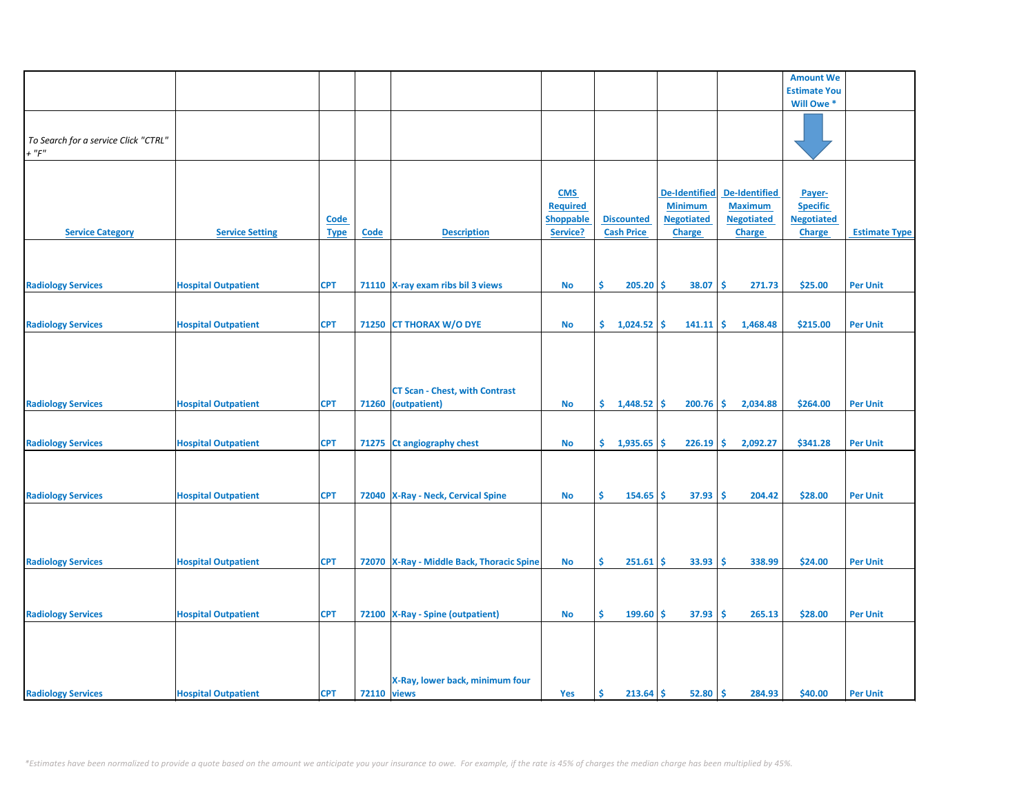| | | | | | | | | | Amount We Estimate You Will Owe * | |
|---|---|---|---|---|---|---|---|---|---|---|
| *To Search for a service Click "CTRL" + "F"* | | | | | | | | | | |
| Service Category | Service Setting | Code Type | Code | Description | CMS Required Shoppable Service? | Discounted Cash Price | De-Identified Minimum Negotiated Charge | De-Identified Maximum Negotiated Charge | Payer-Specific Negotiated Charge | Estimate Type |
| Radiology Services | Hospital Outpatient | CPT | 71110 | X-ray exam ribs bil 3 views | No | $ 205.20 | $ 38.07 | $ 271.73 | $25.00 | Per Unit |
| Radiology Services | Hospital Outpatient | CPT | 71250 | CT THORAX W/O DYE | No | $ 1,024.52 | $ 141.11 | $ 1,468.48 | $215.00 | Per Unit |
| Radiology Services | Hospital Outpatient | CPT | 71260 | CT Scan - Chest, with Contrast (outpatient) | No | $ 1,448.52 | $ 200.76 | $ 2,034.88 | $264.00 | Per Unit |
| Radiology Services | Hospital Outpatient | CPT | 71275 | Ct angiography chest | No | $ 1,935.65 | $ 226.19 | $ 2,092.27 | $341.28 | Per Unit |
| Radiology Services | Hospital Outpatient | CPT | 72040 | X-Ray - Neck, Cervical Spine | No | $ 154.65 | $ 37.93 | $ 204.42 | $28.00 | Per Unit |
| Radiology Services | Hospital Outpatient | CPT | 72070 | X-Ray - Middle Back, Thoracic Spine | No | $ 251.61 | $ 33.93 | $ 338.99 | $24.00 | Per Unit |
| Radiology Services | Hospital Outpatient | CPT | 72100 | X-Ray - Spine (outpatient) | No | $ 199.60 | $ 37.93 | $ 265.13 | $28.00 | Per Unit |
| Radiology Services | Hospital Outpatient | CPT | 72110 | X-Ray, lower back, minimum four views | Yes | $ 213.64 | $ 52.80 | $ 284.93 | $40.00 | Per Unit |

*\*Estimates have been normalized to provide a quote based on the amount we anticipate you your insurance to owe. For example, if the rate is 45% of charges the median charge has been multiplied by 45%.*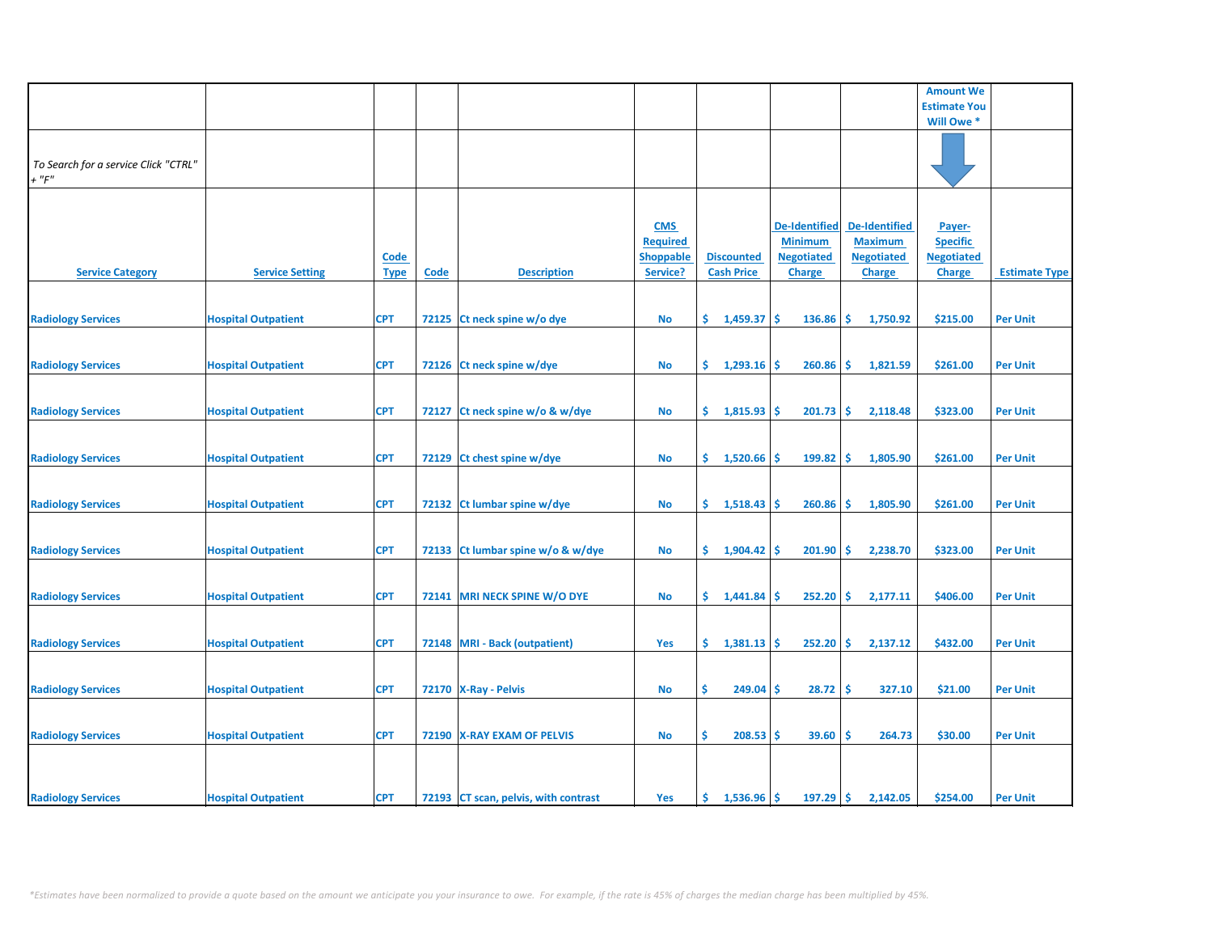| | | | | | | | | | Amount We Estimate You Will Owe * | |
|---|---|---|---|---|---|---|---|---|---|---|
| *To Search for a service Click "CTRL" + "F"* | | | | | | | | | | |
| Service Category | Service Setting | Code Type | Code | Description | CMS Required Shoppable Service? | Discounted Cash Price | De-Identified Minimum Negotiated Charge | De-Identified Maximum Negotiated Charge | Payer-Specific Negotiated Charge | Estimate Type |
| Radiology Services | Hospital Outpatient | CPT | 72125 | Ct neck spine w/o dye | No | $ 1,459.37 | $ 136.86 | $ 1,750.92 | $215.00 | Per Unit |
| Radiology Services | Hospital Outpatient | CPT | 72126 | Ct neck spine w/dye | No | $ 1,293.16 | $ 260.86 | $ 1,821.59 | $261.00 | Per Unit |
| Radiology Services | Hospital Outpatient | CPT | 72127 | Ct neck spine w/o & w/dye | No | $ 1,815.93 | $ 201.73 | $ 2,118.48 | $323.00 | Per Unit |
| Radiology Services | Hospital Outpatient | CPT | 72129 | Ct chest spine w/dye | No | $ 1,520.66 | $ 199.82 | $ 1,805.90 | $261.00 | Per Unit |
| Radiology Services | Hospital Outpatient | CPT | 72132 | Ct lumbar spine w/dye | No | $ 1,518.43 | $ 260.86 | $ 1,805.90 | $261.00 | Per Unit |
| Radiology Services | Hospital Outpatient | CPT | 72133 | Ct lumbar spine w/o & w/dye | No | $ 1,904.42 | $ 201.90 | $ 2,238.70 | $323.00 | Per Unit |
| Radiology Services | Hospital Outpatient | CPT | 72141 | MRI NECK SPINE W/O DYE | No | $ 1,441.84 | $ 252.20 | $ 2,177.11 | $406.00 | Per Unit |
| Radiology Services | Hospital Outpatient | CPT | 72148 | MRI - Back (outpatient) | Yes | $ 1,381.13 | $ 252.20 | $ 2,137.12 | $432.00 | Per Unit |
| Radiology Services | Hospital Outpatient | CPT | 72170 | X-Ray - Pelvis | No | $ 249.04 | $ 28.72 | $ 327.10 | $21.00 | Per Unit |
| Radiology Services | Hospital Outpatient | CPT | 72190 | X-RAY EXAM OF PELVIS | No | $ 208.53 | $ 39.60 | $ 264.73 | $30.00 | Per Unit |
| Radiology Services | Hospital Outpatient | CPT | 72193 | CT scan, pelvis, with contrast | Yes | $ 1,536.96 | $ 197.29 | $ 2,142.05 | $254.00 | Per Unit |

*\*Estimates have been normalized to provide a quote based on the amount we anticipate you your insurance to owe. For example, if the rate is 45% of charges the median charge has been multiplied by 45%.*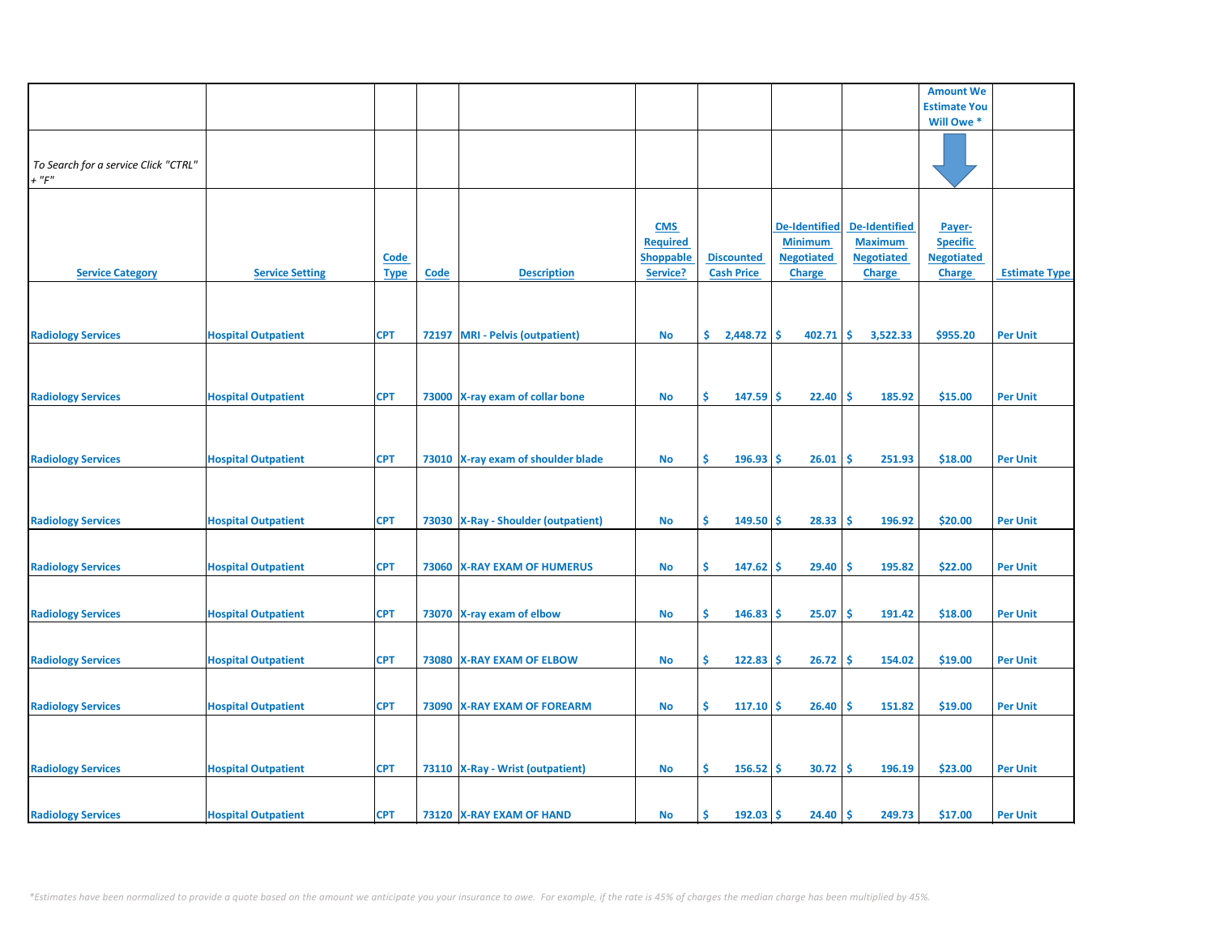| | | | | | | | | | Amount We Estimate You Will Owe * | |
|---|---|---|---|---|---|---|---|---|---|---|
| To Search for a service Click "CTRL" + "F" | | | | | | | | | | |
| **Service Category** | **Service Setting** | **Code Type** | **Code** | **Description** | **CMS Required Shoppable Service?** | **Discounted Cash Price** | **De-Identified Minimum Negotiated Charge** | **De-Identified Maximum Negotiated Charge** | **Payer-Specific Negotiated Charge** | **Estimate Type** |
| Radiology Services | Hospital Outpatient | CPT | 72197 | MRI - Pelvis (outpatient) | No | $ 2,448.72 | $ 402.71 | $ 3,522.33 | $955.20 | Per Unit |
| Radiology Services | Hospital Outpatient | CPT | 73000 | X-ray exam of collar bone | No | $ 147.59 | $ 22.40 | $ 185.92 | $15.00 | Per Unit |
| Radiology Services | Hospital Outpatient | CPT | 73010 | X-ray exam of shoulder blade | No | $ 196.93 | $ 26.01 | $ 251.93 | $18.00 | Per Unit |
| Radiology Services | Hospital Outpatient | CPT | 73030 | X-Ray - Shoulder (outpatient) | No | $ 149.50 | $ 28.33 | $ 196.92 | $20.00 | Per Unit |
| Radiology Services | Hospital Outpatient | CPT | 73060 | X-RAY EXAM OF HUMERUS | No | $ 147.62 | $ 29.40 | $ 195.82 | $22.00 | Per Unit |
| Radiology Services | Hospital Outpatient | CPT | 73070 | X-ray exam of elbow | No | $ 146.83 | $ 25.07 | $ 191.42 | $18.00 | Per Unit |
| Radiology Services | Hospital Outpatient | CPT | 73080 | X-RAY EXAM OF ELBOW | No | $ 122.83 | $ 26.72 | $ 154.02 | $19.00 | Per Unit |
| Radiology Services | Hospital Outpatient | CPT | 73090 | X-RAY EXAM OF FOREARM | No | $ 117.10 | $ 26.40 | $ 151.82 | $19.00 | Per Unit |
| Radiology Services | Hospital Outpatient | CPT | 73110 | X-Ray - Wrist (outpatient) | No | $ 156.52 | $ 30.72 | $ 196.19 | $23.00 | Per Unit |
| Radiology Services | Hospital Outpatient | CPT | 73120 | X-RAY EXAM OF HAND | No | $ 192.03 | $ 24.40 | $ 249.73 | $17.00 | Per Unit |

*\*Estimates have been normalized to provide a quote based on the amount we anticipate you your insurance to owe. For example, if the rate is 45% of charges the median charge has been multiplied by 45%.*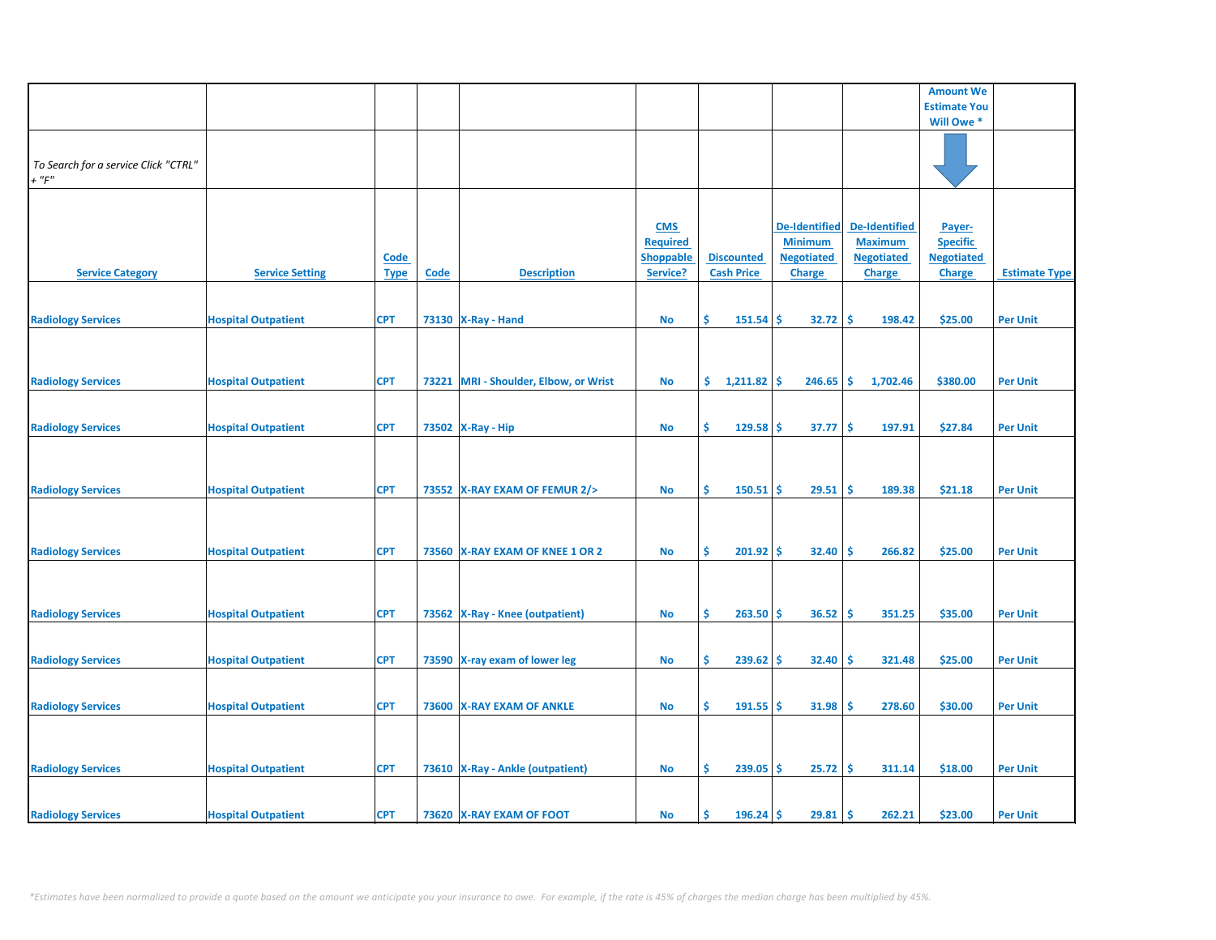| | | | | | | | | | Amount We Estimate You Will Owe * | |
|---|---|---|---|---|---|---|---|---|---|---|
| *To Search for a service Click "CTRL" + "F"* | | | | | | | | | | |
| Service Category | Service Setting | Code Type | Code | Description | CMS Required Shoppable Service? | Discounted Cash Price | De-Identified Minimum Negotiated Charge | De-Identified Maximum Negotiated Charge | Payer-Specific Negotiated Charge | Estimate Type |
| Radiology Services | Hospital Outpatient | CPT | 73130 | X-Ray - Hand | No | $ 151.54 | $ 32.72 | $ 198.42 | $25.00 | Per Unit |
| Radiology Services | Hospital Outpatient | CPT | 73221 | MRI - Shoulder, Elbow, or Wrist | No | $ 1,211.82 | $ 246.65 | $ 1,702.46 | $380.00 | Per Unit |
| Radiology Services | Hospital Outpatient | CPT | 73502 | X-Ray - Hip | No | $ 129.58 | $ 37.77 | $ 197.91 | $27.84 | Per Unit |
| Radiology Services | Hospital Outpatient | CPT | 73552 | X-RAY EXAM OF FEMUR 2/> | No | $ 150.51 | $ 29.51 | $ 189.38 | $21.18 | Per Unit |
| Radiology Services | Hospital Outpatient | CPT | 73560 | X-RAY EXAM OF KNEE 1 OR 2 | No | $ 201.92 | $ 32.40 | $ 266.82 | $25.00 | Per Unit |
| Radiology Services | Hospital Outpatient | CPT | 73562 | X-Ray - Knee (outpatient) | No | $ 263.50 | $ 36.52 | $ 351.25 | $35.00 | Per Unit |
| Radiology Services | Hospital Outpatient | CPT | 73590 | X-ray exam of lower leg | No | $ 239.62 | $ 32.40 | $ 321.48 | $25.00 | Per Unit |
| Radiology Services | Hospital Outpatient | CPT | 73600 | X-RAY EXAM OF ANKLE | No | $ 191.55 | $ 31.98 | $ 278.60 | $30.00 | Per Unit |
| Radiology Services | Hospital Outpatient | CPT | 73610 | X-Ray - Ankle (outpatient) | No | $ 239.05 | $ 25.72 | $ 311.14 | $18.00 | Per Unit |
| Radiology Services | Hospital Outpatient | CPT | 73620 | X-RAY EXAM OF FOOT | No | $ 196.24 | $ 29.81 | $ 262.21 | $23.00 | Per Unit |

*\*Estimates have been normalized to provide a quote based on the amount we anticipate you your insurance to owe. For example, if the rate is 45% of charges the median charge has been multiplied by 45%.*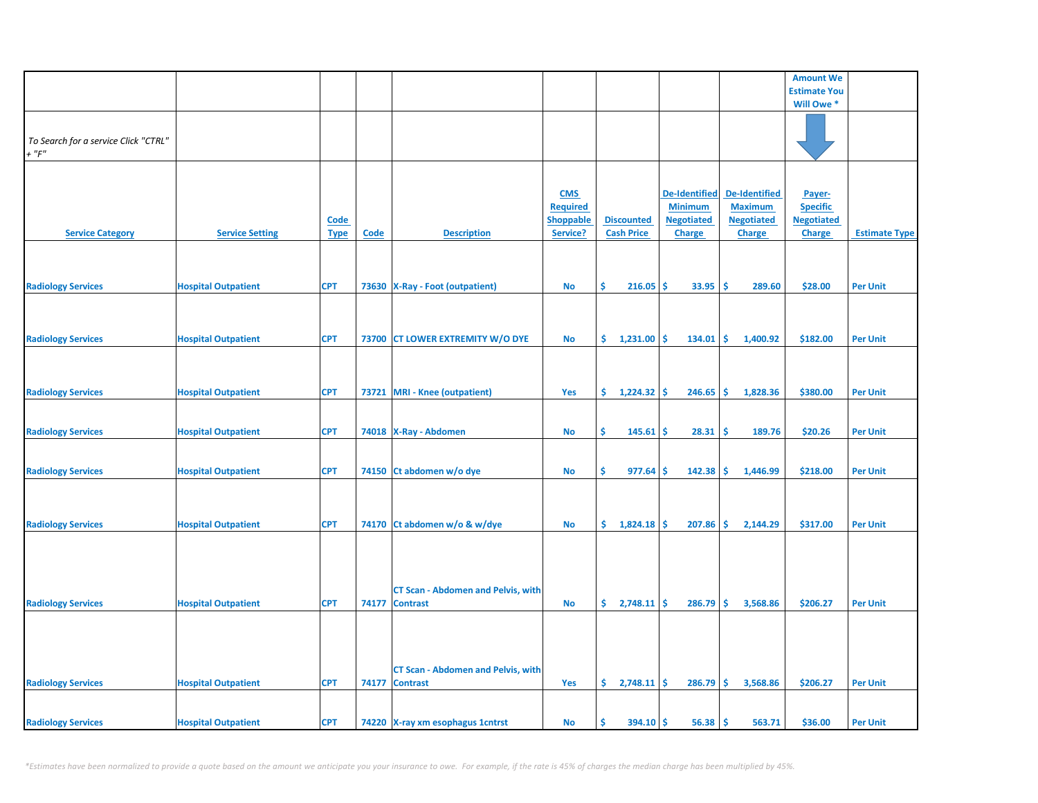| | | | | | | | | | Amount We Estimate You Will Owe * | |
|---|---|---|---|---|---|---|---|---|---|---|
| *To Search for a service Click "CTRL" + "F"* | | | | | | | | | | |
| Service Category | Service Setting | Code Type | Code | Description | CMS Required Shoppable Service? | Discounted Cash Price | De-Identified Minimum Negotiated Charge | De-Identified Maximum Negotiated Charge | Payer-Specific Negotiated Charge | Estimate Type |
| Radiology Services | Hospital Outpatient | CPT | 73630 | X-Ray - Foot (outpatient) | No | $ 216.05 | $ 33.95 | $ 289.60 | $28.00 | Per Unit |
| Radiology Services | Hospital Outpatient | CPT | 73700 | CT LOWER EXTREMITY W/O DYE | No | $ 1,231.00 | $ 134.01 | $ 1,400.92 | $182.00 | Per Unit |
| Radiology Services | Hospital Outpatient | CPT | 73721 | MRI - Knee (outpatient) | Yes | $ 1,224.32 | $ 246.65 | $ 1,828.36 | $380.00 | Per Unit |
| Radiology Services | Hospital Outpatient | CPT | 74018 | X-Ray - Abdomen | No | $ 145.61 | $ 28.31 | $ 189.76 | $20.26 | Per Unit |
| Radiology Services | Hospital Outpatient | CPT | 74150 | Ct abdomen w/o dye | No | $ 977.64 | $ 142.38 | $ 1,446.99 | $218.00 | Per Unit |
| Radiology Services | Hospital Outpatient | CPT | 74170 | Ct abdomen w/o & w/dye | No | $ 1,824.18 | $ 207.86 | $ 2,144.29 | $317.00 | Per Unit |
| Radiology Services | Hospital Outpatient | CPT | 74177 | CT Scan - Abdomen and Pelvis, with Contrast | No | $ 2,748.11 | $ 286.79 | $ 3,568.86 | $206.27 | Per Unit |
| Radiology Services | Hospital Outpatient | CPT | 74177 | CT Scan - Abdomen and Pelvis, with Contrast | Yes | $ 2,748.11 | $ 286.79 | $ 3,568.86 | $206.27 | Per Unit |
| Radiology Services | Hospital Outpatient | CPT | 74220 | X-ray xm esophagus 1cntrst | No | $ 394.10 | $ 56.38 | $ 563.71 | $36.00 | Per Unit |

*\*Estimates have been normalized to provide a quote based on the amount we anticipate you your insurance to owe. For example, if the rate is 45% of charges the median charge has been multiplied by 45%.*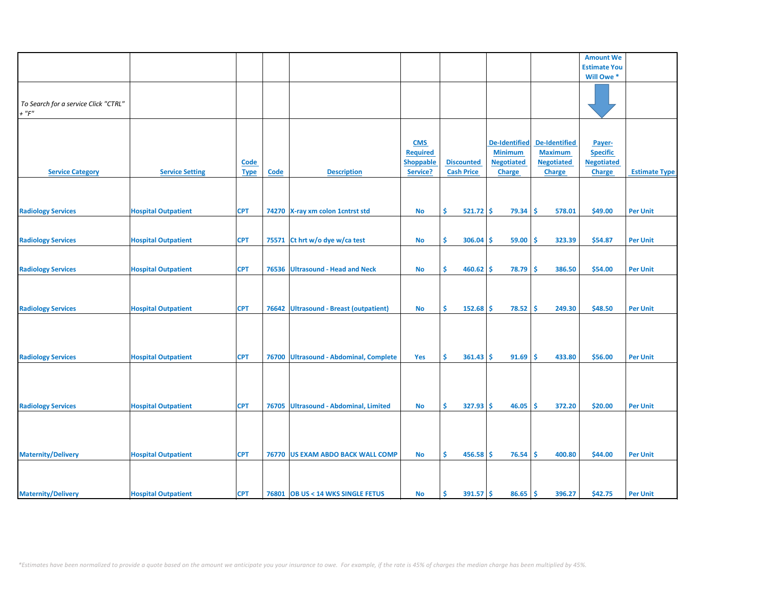| | | | | | | | | | Amount We Estimate You Will Owe * | |
|---|---|---|---|---|---|---|---|---|---|---|
| *To Search for a service Click "CTRL" + "F"* | | | | | | | | | | |
| **Service Category** | **Service Setting** | **Code Type** | **Code** | **Description** | **CMS Required Shoppable Service?** | **Discounted Cash Price** | **De-Identified Minimum Negotiated Charge** | **De-Identified Maximum Negotiated Charge** | **Payer-Specific Negotiated Charge** | **Estimate Type** |
| Radiology Services | Hospital Outpatient | CPT | 74270 | X-ray xm colon 1cntrst std | No | $ 521.72 | $ 79.34 | $ 578.01 | $49.00 | Per Unit |
| Radiology Services | Hospital Outpatient | CPT | 75571 | Ct hrt w/o dye w/ca test | No | $ 306.04 | $ 59.00 | $ 323.39 | $54.87 | Per Unit |
| Radiology Services | Hospital Outpatient | CPT | 76536 | Ultrasound - Head and Neck | No | $ 460.62 | $ 78.79 | $ 386.50 | $54.00 | Per Unit |
| Radiology Services | Hospital Outpatient | CPT | 76642 | Ultrasound - Breast (outpatient) | No | $ 152.68 | $ 78.52 | $ 249.30 | $48.50 | Per Unit |
| Radiology Services | Hospital Outpatient | CPT | 76700 | Ultrasound - Abdominal, Complete | Yes | $ 361.43 | $ 91.69 | $ 433.80 | $56.00 | Per Unit |
| Radiology Services | Hospital Outpatient | CPT | 76705 | Ultrasound - Abdominal, Limited | No | $ 327.93 | $ 46.05 | $ 372.20 | $20.00 | Per Unit |
| Maternity/Delivery | Hospital Outpatient | CPT | 76770 | US EXAM ABDO BACK WALL COMP | No | $ 456.58 | $ 76.54 | $ 400.80 | $44.00 | Per Unit |
| Maternity/Delivery | Hospital Outpatient | CPT | 76801 | OB US < 14 WKS SINGLE FETUS | No | $ 391.57 | $ 86.65 | $ 396.27 | $42.75 | Per Unit |

*\*Estimates have been normalized to provide a quote based on the amount we anticipate you your insurance to owe. For example, if the rate is 45% of charges the median charge has been multiplied by 45%.*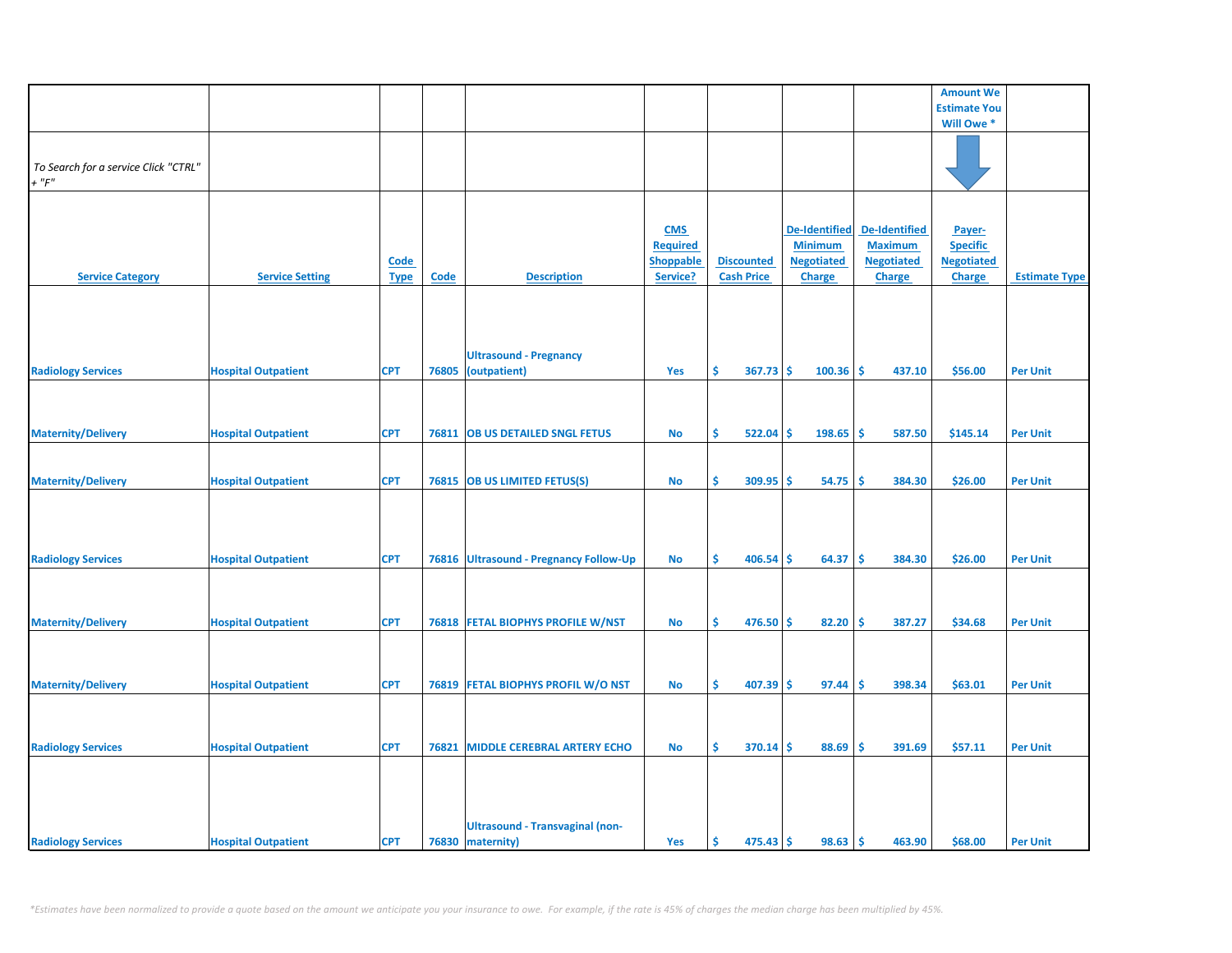| | | | | | | | | | Amount We Estimate You Will Owe * | |
|---|---|---|---|---|---|---|---|---|---|---|
| *To Search for a service Click "CTRL" + "F"* | | | | | | | | | | |
| **Service Category** | **Service Setting** | **Code Type** | **Code** | **Description** | **CMS Required Shoppable Service?** | **Discounted Cash Price** | **De-Identified Minimum Negotiated Charge** | **De-Identified Maximum Negotiated Charge** | **Payer-Specific Negotiated Charge** | **Estimate Type** |
| Radiology Services | Hospital Outpatient | CPT | 76805 | Ultrasound - Pregnancy (outpatient) | Yes | $ 367.73 | $ 100.36 | $ 437.10 | $56.00 | Per Unit |
| Maternity/Delivery | Hospital Outpatient | CPT | 76811 | OB US DETAILED SNGL FETUS | No | $ 522.04 | $ 198.65 | $ 587.50 | $145.14 | Per Unit |
| Maternity/Delivery | Hospital Outpatient | CPT | 76815 | OB US LIMITED FETUS(S) | No | $ 309.95 | $ 54.75 | $ 384.30 | $26.00 | Per Unit |
| Radiology Services | Hospital Outpatient | CPT | 76816 | Ultrasound - Pregnancy Follow-Up | No | $ 406.54 | $ 64.37 | $ 384.30 | $26.00 | Per Unit |
| Maternity/Delivery | Hospital Outpatient | CPT | 76818 | FETAL BIOPHYS PROFILE W/NST | No | $ 476.50 | $ 82.20 | $ 387.27 | $34.68 | Per Unit |
| Maternity/Delivery | Hospital Outpatient | CPT | 76819 | FETAL BIOPHYS PROFIL W/O NST | No | $ 407.39 | $ 97.44 | $ 398.34 | $63.01 | Per Unit |
| Radiology Services | Hospital Outpatient | CPT | 76821 | MIDDLE CEREBRAL ARTERY ECHO | No | $ 370.14 | $ 88.69 | $ 391.69 | $57.11 | Per Unit |
| Radiology Services | Hospital Outpatient | CPT | 76830 | Ultrasound - Transvaginal (non-maternity) | Yes | $ 475.43 | $ 98.63 | $ 463.90 | $68.00 | Per Unit |

*\*Estimates have been normalized to provide a quote based on the amount we anticipate you your insurance to owe. For example, if the rate is 45% of charges the median charge has been multiplied by 45%.*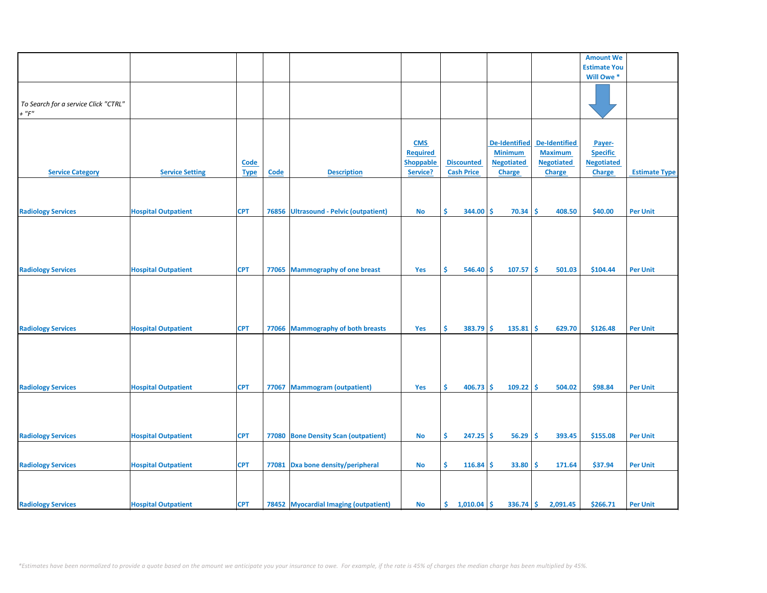| | | | | | | | | | Amount We Estimate You Will Owe * | |
|---|---|---|---|---|---|---|---|---|---|---|
| *To Search for a service Click "CTRL" + "F"* | | | | | | | | | | |
| Service Category | Service Setting | Code Type | Code | Description | CMS Required Shoppable Service? | Discounted Cash Price | De-Identified Minimum Negotiated Charge | De-Identified Maximum Negotiated Charge | Payer-Specific Negotiated Charge | Estimate Type |
| Radiology Services | Hospital Outpatient | CPT | 76856 | Ultrasound - Pelvic (outpatient) | No | $ 344.00 | $ 70.34 | $ 408.50 | $40.00 | Per Unit |
| Radiology Services | Hospital Outpatient | CPT | 77065 | Mammography of one breast | Yes | $ 546.40 | $ 107.57 | $ 501.03 | $104.44 | Per Unit |
| Radiology Services | Hospital Outpatient | CPT | 77066 | Mammography of both breasts | Yes | $ 383.79 | $ 135.81 | $ 629.70 | $126.48 | Per Unit |
| Radiology Services | Hospital Outpatient | CPT | 77067 | Mammogram (outpatient) | Yes | $ 406.73 | $ 109.22 | $ 504.02 | $98.84 | Per Unit |
| Radiology Services | Hospital Outpatient | CPT | 77080 | Bone Density Scan (outpatient) | No | $ 247.25 | $ 56.29 | $ 393.45 | $155.08 | Per Unit |
| Radiology Services | Hospital Outpatient | CPT | 77081 | Dxa bone density/peripheral | No | $ 116.84 | $ 33.80 | $ 171.64 | $37.94 | Per Unit |
| Radiology Services | Hospital Outpatient | CPT | 78452 | Myocardial Imaging (outpatient) | No | $ 1,010.04 | $ 336.74 | $ 2,091.45 | $266.71 | Per Unit |

*\*Estimates have been normalized to provide a quote based on the amount we anticipate you your insurance to owe. For example, if the rate is 45% of charges the median charge has been multiplied by 45%.*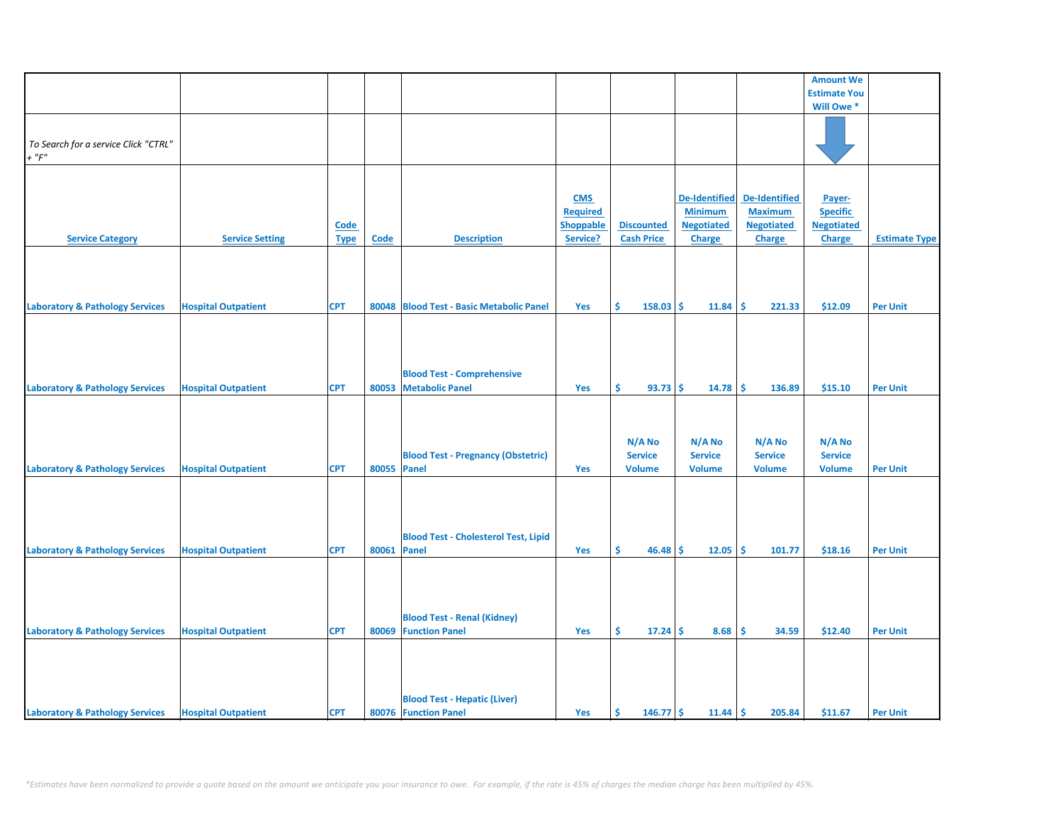| | | | | | | | | | Amount We Estimate You Will Owe * | |
|---|---|---|---|---|---|---|---|---|---|---|
| *To Search for a service Click "CTRL" + "F"* | | | | | | | | | | |
| **Service Category** | **Service Setting** | **Code Type** | **Code** | **Description** | **CMS Required Shoppable Service?** | **Discounted Cash Price** | **De-Identified Minimum Negotiated Charge** | **De-Identified Maximum Negotiated Charge** | **Payer-Specific Negotiated Charge** | **Estimate Type** |
| Laboratory & Pathology Services | Hospital Outpatient | CPT | 80048 | Blood Test - Basic Metabolic Panel | Yes | $ 158.03 | $ 11.84 | $ 221.33 | $12.09 | Per Unit |
| Laboratory & Pathology Services | Hospital Outpatient | CPT | 80053 | Blood Test - Comprehensive Metabolic Panel | Yes | $ 93.73 | $ 14.78 | $ 136.89 | $15.10 | Per Unit |
| Laboratory & Pathology Services | Hospital Outpatient | CPT | 80055 | Blood Test - Pregnancy (Obstetric) Panel | Yes | N/A No Service Volume | N/A No Service Volume | N/A No Service Volume | N/A No Service Volume | Per Unit |
| Laboratory & Pathology Services | Hospital Outpatient | CPT | 80061 | Blood Test - Cholesterol Test, Lipid Panel | Yes | $ 46.48 | $ 12.05 | $ 101.77 | $18.16 | Per Unit |
| Laboratory & Pathology Services | Hospital Outpatient | CPT | 80069 | Blood Test - Renal (Kidney) Function Panel | Yes | $ 17.24 | $ 8.68 | $ 34.59 | $12.40 | Per Unit |
| Laboratory & Pathology Services | Hospital Outpatient | CPT | 80076 | Blood Test - Hepatic (Liver) Function Panel | Yes | $ 146.77 | $ 11.44 | $ 205.84 | $11.67 | Per Unit |

*\*Estimates have been normalized to provide a quote based on the amount we anticipate you your insurance to owe. For example, if the rate is 45% of charges the median charge has been multiplied by 45%.*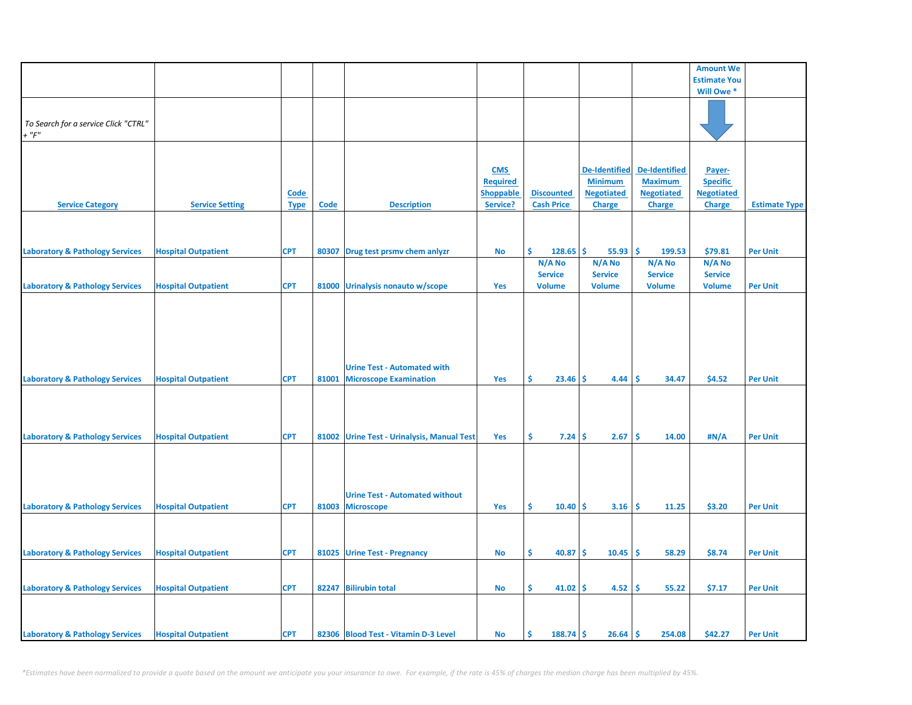| | | | | | | | | | Amount We Estimate You Will Owe * | |
|---|---|---|---|---|---|---|---|---|---|---|
| *To Search for a service Click "CTRL" + "F"* | | | | | | | | | | |
| Service Category | Service Setting | Code Type | Code | Description | CMS Required Shoppable Service? | Discounted Cash Price | De-Identified Minimum Negotiated Charge | De-Identified Maximum Negotiated Charge | Payer-Specific Negotiated Charge | Estimate Type |
| Laboratory & Pathology Services | Hospital Outpatient | CPT | 80307 | Drug test prsmv chem anlyzr | No | $ 128.65 | $ 55.93 | $ 199.53 | $79.81 | Per Unit |
| Laboratory & Pathology Services | Hospital Outpatient | CPT | 81000 | Urinalysis nonauto w/scope | Yes | N/A No Service Volume | N/A No Service Volume | N/A No Service Volume | N/A No Service Volume | Per Unit |
| Laboratory & Pathology Services | Hospital Outpatient | CPT | 81001 | Urine Test - Automated with Microscope Examination | Yes | $ 23.46 | $ 4.44 | $ 34.47 | $4.52 | Per Unit |
| Laboratory & Pathology Services | Hospital Outpatient | CPT | 81002 | Urine Test - Urinalysis, Manual Test | Yes | $ 7.24 | $ 2.67 | $ 14.00 | #N/A | Per Unit |
| Laboratory & Pathology Services | Hospital Outpatient | CPT | 81003 | Urine Test - Automated without Microscope | Yes | $ 10.40 | $ 3.16 | $ 11.25 | $3.20 | Per Unit |
| Laboratory & Pathology Services | Hospital Outpatient | CPT | 81025 | Urine Test - Pregnancy | No | $ 40.87 | $ 10.45 | $ 58.29 | $8.74 | Per Unit |
| Laboratory & Pathology Services | Hospital Outpatient | CPT | 82247 | Bilirubin total | No | $ 41.02 | $ 4.52 | $ 55.22 | $7.17 | Per Unit |
| Laboratory & Pathology Services | Hospital Outpatient | CPT | 82306 | Blood Test - Vitamin D-3 Level | No | $ 188.74 | $ 26.64 | $ 254.08 | $42.27 | Per Unit |

*\*Estimates have been normalized to provide a quote based on the amount we anticipate you your insurance to owe. For example, if the rate is 45% of charges the median charge has been multiplied by 45%.*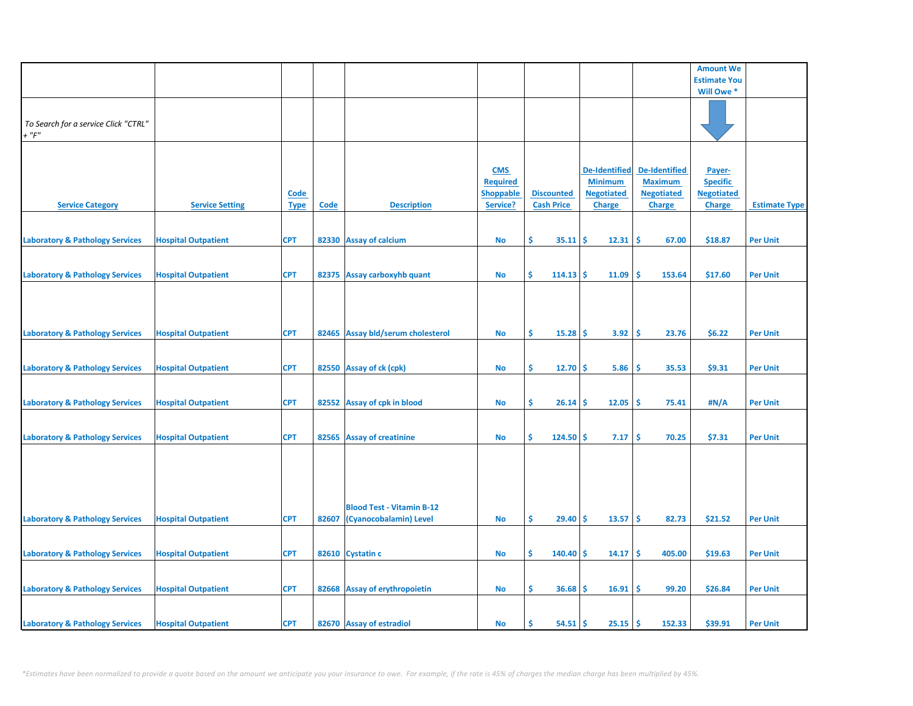| | | | | | | | | | Amount We Estimate You Will Owe * | |
|---|---|---|---|---|---|---|---|---|---|---|
| *To Search for a service Click "CTRL" + "F"* | | | | | | | | | | |
| Service Category | Service Setting | Code Type | Code | Description | CMS Required Shoppable Service? | Discounted Cash Price | De-Identified Minimum Negotiated Charge | De-Identified Maximum Negotiated Charge | Payer-Specific Negotiated Charge | Estimate Type |
| Laboratory & Pathology Services | Hospital Outpatient | CPT | 82330 | Assay of calcium | No | $ 35.11 | $ 12.31 | $ 67.00 | $18.87 | Per Unit |
| Laboratory & Pathology Services | Hospital Outpatient | CPT | 82375 | Assay carboxyhb quant | No | $ 114.13 | $ 11.09 | $ 153.64 | $17.60 | Per Unit |
| Laboratory & Pathology Services | Hospital Outpatient | CPT | 82465 | Assay bld/serum cholesterol | No | $ 15.28 | $ 3.92 | $ 23.76 | $6.22 | Per Unit |
| Laboratory & Pathology Services | Hospital Outpatient | CPT | 82550 | Assay of ck (cpk) | No | $ 12.70 | $ 5.86 | $ 35.53 | $9.31 | Per Unit |
| Laboratory & Pathology Services | Hospital Outpatient | CPT | 82552 | Assay of cpk in blood | No | $ 26.14 | $ 12.05 | $ 75.41 | #N/A | Per Unit |
| Laboratory & Pathology Services | Hospital Outpatient | CPT | 82565 | Assay of creatinine | No | $ 124.50 | $ 7.17 | $ 70.25 | $7.31 | Per Unit |
| Laboratory & Pathology Services | Hospital Outpatient | CPT | 82607 | Blood Test - Vitamin B-12 (Cyanocobalamin) Level | No | $ 29.40 | $ 13.57 | $ 82.73 | $21.52 | Per Unit |
| Laboratory & Pathology Services | Hospital Outpatient | CPT | 82610 | Cystatin c | No | $ 140.40 | $ 14.17 | $ 405.00 | $19.63 | Per Unit |
| Laboratory & Pathology Services | Hospital Outpatient | CPT | 82668 | Assay of erythropoietin | No | $ 36.68 | $ 16.91 | $ 99.20 | $26.84 | Per Unit |
| Laboratory & Pathology Services | Hospital Outpatient | CPT | 82670 | Assay of estradiol | No | $ 54.51 | $ 25.15 | $ 152.33 | $39.91 | Per Unit |

*Estimates have been normalized to provide a quote based on the amount we anticipate you your insurance to owe. For example, if the rate is 45% of charges the median charge has been multiplied by 45%.*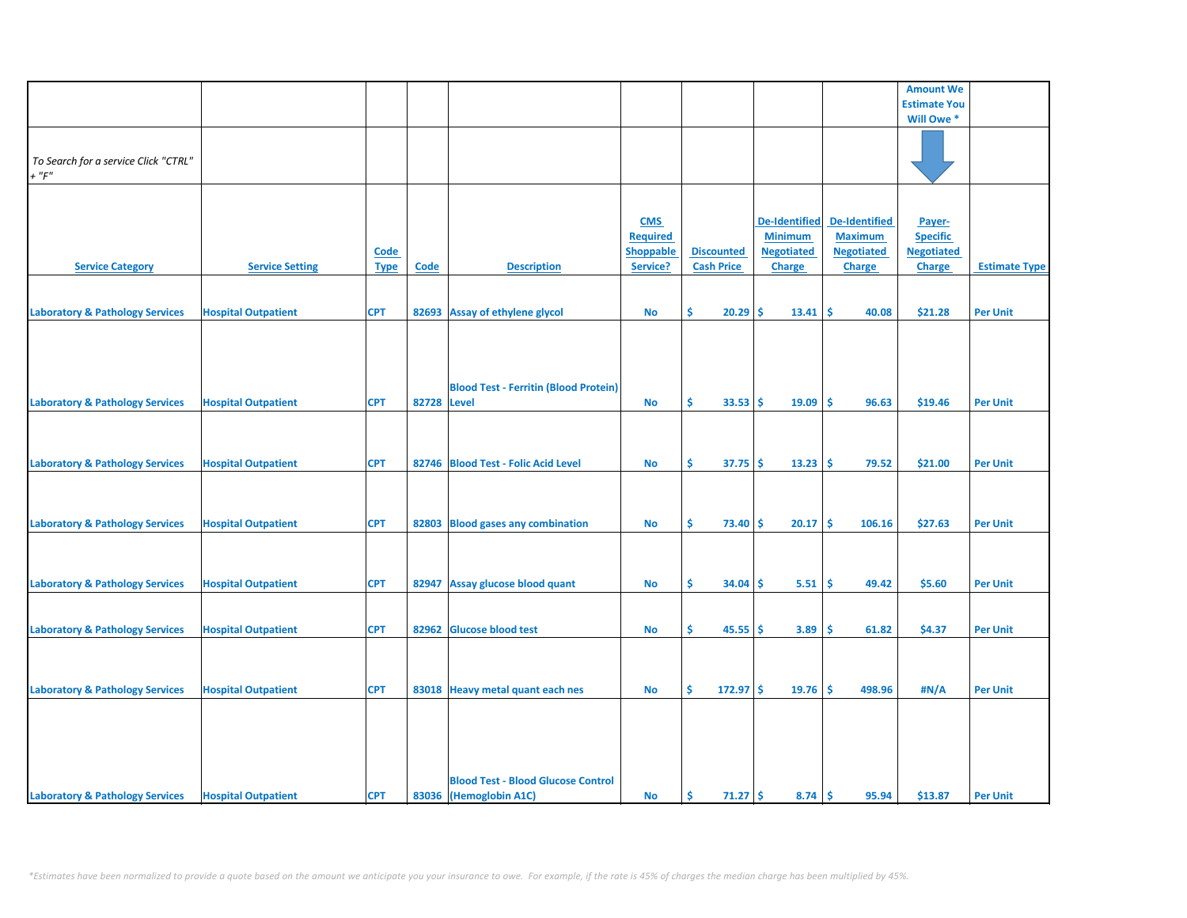| | | | | | | | | | Amount We Estimate You Will Owe * | |
|---|---|---|---|---|---|---|---|---|---|---|
| *To Search for a service Click "CTRL" + "F"* | | | | | | | | | | |
| Service Category | Service Setting | Code Type | Code | Description | CMS Required Shoppable Service? | Discounted Cash Price | De-Identified Minimum Negotiated Charge | De-Identified Maximum Negotiated Charge | Payer-Specific Negotiated Charge | Estimate Type |
| Laboratory & Pathology Services | Hospital Outpatient | CPT | 82693 | Assay of ethylene glycol | No | $ 20.29 | $ 13.41 | $ 40.08 | $21.28 | Per Unit |
| Laboratory & Pathology Services | Hospital Outpatient | CPT | 82728 | Blood Test - Ferritin (Blood Protein) Level | No | $ 33.53 | $ 19.09 | $ 96.63 | $19.46 | Per Unit |
| Laboratory & Pathology Services | Hospital Outpatient | CPT | 82746 | Blood Test - Folic Acid Level | No | $ 37.75 | $ 13.23 | $ 79.52 | $21.00 | Per Unit |
| Laboratory & Pathology Services | Hospital Outpatient | CPT | 82803 | Blood gases any combination | No | $ 73.40 | $ 20.17 | $ 106.16 | $27.63 | Per Unit |
| Laboratory & Pathology Services | Hospital Outpatient | CPT | 82947 | Assay glucose blood quant | No | $ 34.04 | $ 5.51 | $ 49.42 | $5.60 | Per Unit |
| Laboratory & Pathology Services | Hospital Outpatient | CPT | 82962 | Glucose blood test | No | $ 45.55 | $ 3.89 | $ 61.82 | $4.37 | Per Unit |
| Laboratory & Pathology Services | Hospital Outpatient | CPT | 83018 | Heavy metal quant each nes | No | $ 172.97 | $ 19.76 | $ 498.96 | #N/A | Per Unit |
| Laboratory & Pathology Services | Hospital Outpatient | CPT | 83036 | Blood Test - Blood Glucose Control (Hemoglobin A1C) | No | $ 71.27 | $ 8.74 | $ 95.94 | $13.87 | Per Unit |

*\*Estimates have been normalized to provide a quote based on the amount we anticipate you your insurance to owe. For example, if the rate is 45% of charges the median charge has been multiplied by 45%.*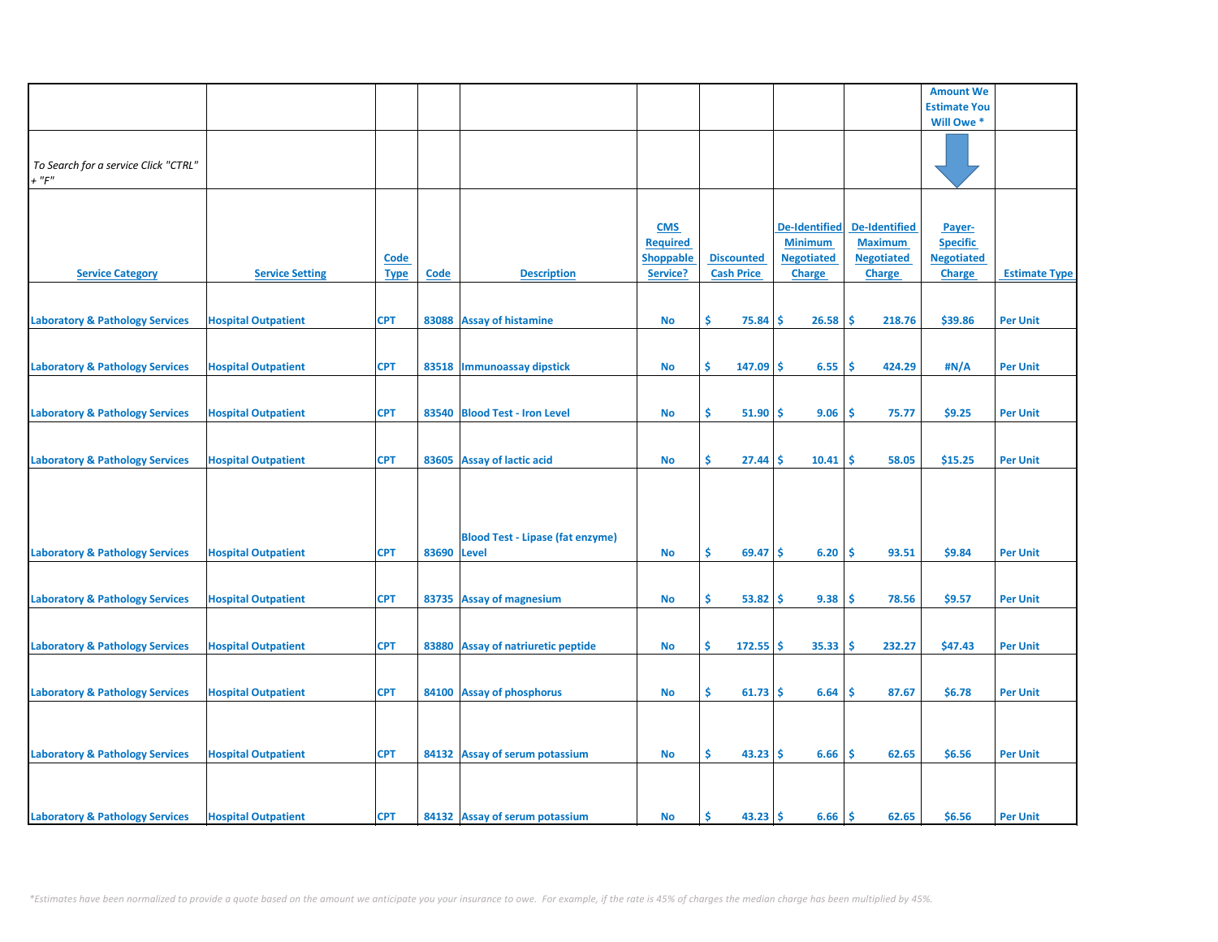| | | | | | | | | | Amount We Estimate You Will Owe * | |
|---|---|---|---|---|---|---|---|---|---|---|
| *To Search for a service Click "CTRL" + "F"* | | | | | | | | | | |
| **Service Category** | **Service Setting** | **Code Type** | **Code** | **Description** | **CMS Required Shoppable Service?** | **Discounted Cash Price** | **De-Identified Minimum Negotiated Charge** | **De-Identified Maximum Negotiated Charge** | **Payer-Specific Negotiated Charge** | **Estimate Type** |
| Laboratory & Pathology Services | Hospital Outpatient | CPT | 83088 | Assay of histamine | No | $ 75.84 | $ 26.58 | $ 218.76 | $39.86 | Per Unit |
| Laboratory & Pathology Services | Hospital Outpatient | CPT | 83518 | Immunoassay dipstick | No | $ 147.09 | $ 6.55 | $ 424.29 | #N/A | Per Unit |
| Laboratory & Pathology Services | Hospital Outpatient | CPT | 83540 | Blood Test - Iron Level | No | $ 51.90 | $ 9.06 | $ 75.77 | $9.25 | Per Unit |
| Laboratory & Pathology Services | Hospital Outpatient | CPT | 83605 | Assay of lactic acid | No | $ 27.44 | $ 10.41 | $ 58.05 | $15.25 | Per Unit |
| Laboratory & Pathology Services | Hospital Outpatient | CPT | 83690 | Blood Test - Lipase (fat enzyme) Level | No | $ 69.47 | $ 6.20 | $ 93.51 | $9.84 | Per Unit |
| Laboratory & Pathology Services | Hospital Outpatient | CPT | 83735 | Assay of magnesium | No | $ 53.82 | $ 9.38 | $ 78.56 | $9.57 | Per Unit |
| Laboratory & Pathology Services | Hospital Outpatient | CPT | 83880 | Assay of natriuretic peptide | No | $ 172.55 | $ 35.33 | $ 232.27 | $47.43 | Per Unit |
| Laboratory & Pathology Services | Hospital Outpatient | CPT | 84100 | Assay of phosphorus | No | $ 61.73 | $ 6.64 | $ 87.67 | $6.78 | Per Unit |
| Laboratory & Pathology Services | Hospital Outpatient | CPT | 84132 | Assay of serum potassium | No | $ 43.23 | $ 6.66 | $ 62.65 | $6.56 | Per Unit |
| Laboratory & Pathology Services | Hospital Outpatient | CPT | 84132 | Assay of serum potassium | No | $ 43.23 | $ 6.66 | $ 62.65 | $6.56 | Per Unit |

*\*Estimates have been normalized to provide a quote based on the amount we anticipate you your insurance to owe. For example, if the rate is 45% of charges the median charge has been multiplied by 45%.*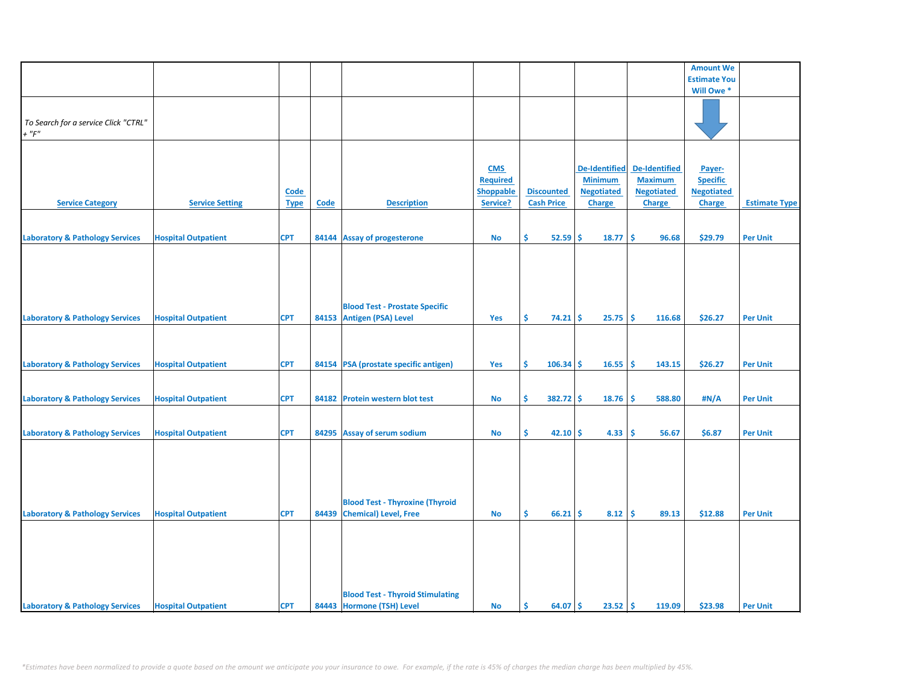| | | | | | | | | | Amount We Estimate You Will Owe * | |
|---|---|---|---|---|---|---|---|---|---|---|
| *To Search for a service Click "CTRL" + "F"* | | | | | | | | | | |
| **Service Category** | **Service Setting** | **Code Type** | **Code** | **Description** | **CMS Required Shoppable Service?** | **Discounted Cash Price** | **De-Identified Minimum Negotiated Charge** | **De-Identified Maximum Negotiated Charge** | **Payer-Specific Negotiated Charge** | **Estimate Type** |
| Laboratory & Pathology Services | Hospital Outpatient | CPT | 84144 | Assay of progesterone | No | $ 52.59 | $ 18.77 | $ 96.68 | $29.79 | Per Unit |
| Laboratory & Pathology Services | Hospital Outpatient | CPT | 84153 | Blood Test - Prostate Specific Antigen (PSA) Level | Yes | $ 74.21 | $ 25.75 | $ 116.68 | $26.27 | Per Unit |
| Laboratory & Pathology Services | Hospital Outpatient | CPT | 84154 | PSA (prostate specific antigen) | Yes | $ 106.34 | $ 16.55 | $ 143.15 | $26.27 | Per Unit |
| Laboratory & Pathology Services | Hospital Outpatient | CPT | 84182 | Protein western blot test | No | $ 382.72 | $ 18.76 | $ 588.80 | #N/A | Per Unit |
| Laboratory & Pathology Services | Hospital Outpatient | CPT | 84295 | Assay of serum sodium | No | $ 42.10 | $ 4.33 | $ 56.67 | $6.87 | Per Unit |
| Laboratory & Pathology Services | Hospital Outpatient | CPT | 84439 | Blood Test - Thyroxine (Thyroid Chemical) Level, Free | No | $ 66.21 | $ 8.12 | $ 89.13 | $12.88 | Per Unit |
| Laboratory & Pathology Services | Hospital Outpatient | CPT | 84443 | Blood Test - Thyroid Stimulating Hormone (TSH) Level | No | $ 64.07 | $ 23.52 | $ 119.09 | $23.98 | Per Unit |

*\*Estimates have been normalized to provide a quote based on the amount we anticipate you your insurance to owe. For example, if the rate is 45% of charges the median charge has been multiplied by 45%.*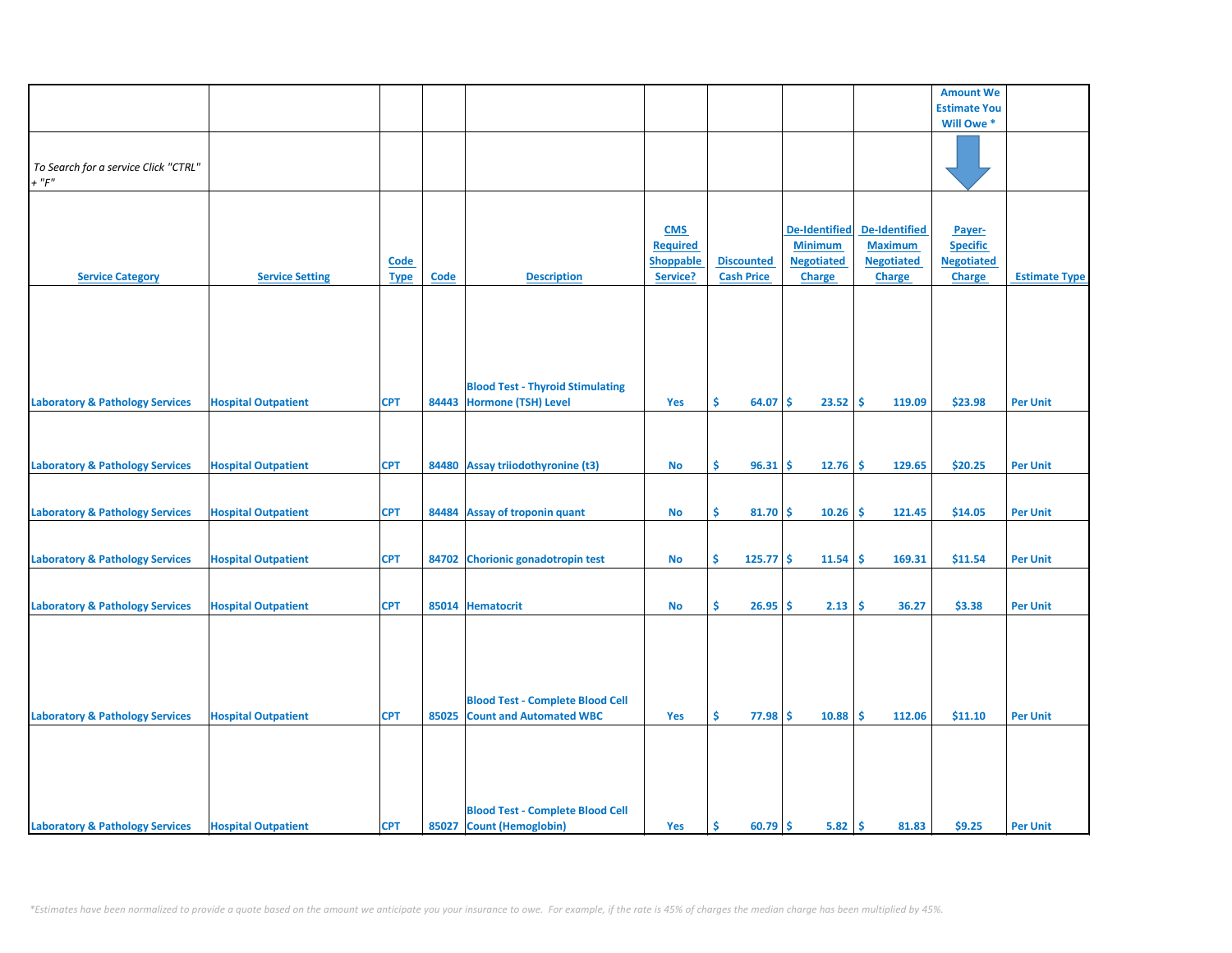| | | | | | | | | | Amount We Estimate You Will Owe * | |
|---|---|---|---|---|---|---|---|---|---|---|
| *To Search for a service Click "CTRL" + "F"* | | | | | | | | | | |
| **Service Category** | **Service Setting** | **Code Type** | **Code** | **Description** | **CMS Required Shoppable Service?** | **Discounted Cash Price** | **De-Identified Minimum Negotiated Charge** | **De-Identified Maximum Negotiated Charge** | **Payer-Specific Negotiated Charge** | **Estimate Type** |
| Laboratory & Pathology Services | Hospital Outpatient | CPT | 84443 | Blood Test - Thyroid Stimulating Hormone (TSH) Level | Yes | $ 64.07 | $ 23.52 | $ 119.09 | $23.98 | Per Unit |
| Laboratory & Pathology Services | Hospital Outpatient | CPT | 84480 | Assay triiodothyronine (t3) | No | $ 96.31 | $ 12.76 | $ 129.65 | $20.25 | Per Unit |
| Laboratory & Pathology Services | Hospital Outpatient | CPT | 84484 | Assay of troponin quant | No | $ 81.70 | $ 10.26 | $ 121.45 | $14.05 | Per Unit |
| Laboratory & Pathology Services | Hospital Outpatient | CPT | 84702 | Chorionic gonadotropin test | No | $ 125.77 | $ 11.54 | $ 169.31 | $11.54 | Per Unit |
| Laboratory & Pathology Services | Hospital Outpatient | CPT | 85014 | Hematocrit | No | $ 26.95 | $ 2.13 | $ 36.27 | $3.38 | Per Unit |
| Laboratory & Pathology Services | Hospital Outpatient | CPT | 85025 | Blood Test - Complete Blood Cell Count and Automated WBC | Yes | $ 77.98 | $ 10.88 | $ 112.06 | $11.10 | Per Unit |
| Laboratory & Pathology Services | Hospital Outpatient | CPT | 85027 | Blood Test - Complete Blood Cell Count (Hemoglobin) | Yes | $ 60.79 | $ 5.82 | $ 81.83 | $9.25 | Per Unit |

*\*Estimates have been normalized to provide a quote based on the amount we anticipate you your insurance to owe. For example, if the rate is 45% of charges the median charge has been multiplied by 45%.*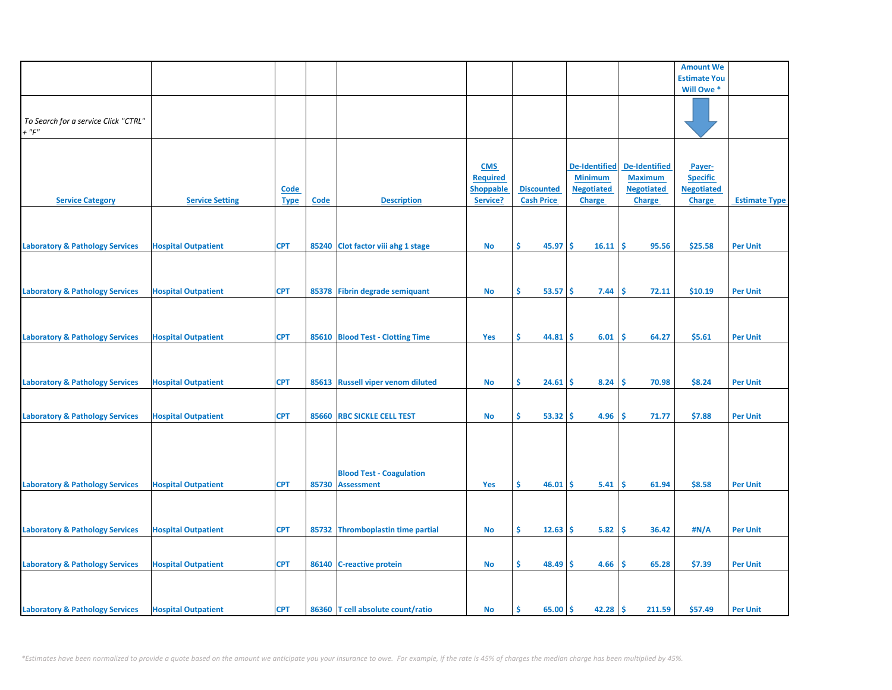| | | | | | | | | | Amount We Estimate You Will Owe * | |
|---|---|---|---|---|---|---|---|---|---|---|
| *To Search for a service Click "CTRL" + "F"* | | | | | | | | | | |
| Service Category | Service Setting | Code Type | Code | Description | CMS Required Shoppable Service? | Discounted Cash Price | De-Identified Minimum Negotiated Charge | De-Identified Maximum Negotiated Charge | Payer-Specific Negotiated Charge | Estimate Type |
| Laboratory & Pathology Services | Hospital Outpatient | CPT | 85240 | Clot factor viii ahg 1 stage | No | $ 45.97 | $ 16.11 | $ 95.56 | $25.58 | Per Unit |
| Laboratory & Pathology Services | Hospital Outpatient | CPT | 85378 | Fibrin degrade semiquant | No | $ 53.57 | $ 7.44 | $ 72.11 | $10.19 | Per Unit |
| Laboratory & Pathology Services | Hospital Outpatient | CPT | 85610 | Blood Test - Clotting Time | Yes | $ 44.81 | $ 6.01 | $ 64.27 | $5.61 | Per Unit |
| Laboratory & Pathology Services | Hospital Outpatient | CPT | 85613 | Russell viper venom diluted | No | $ 24.61 | $ 8.24 | $ 70.98 | $8.24 | Per Unit |
| Laboratory & Pathology Services | Hospital Outpatient | CPT | 85660 | RBC SICKLE CELL TEST | No | $ 53.32 | $ 4.96 | $ 71.77 | $7.88 | Per Unit |
| Laboratory & Pathology Services | Hospital Outpatient | CPT | 85730 | Blood Test - Coagulation Assessment | Yes | $ 46.01 | $ 5.41 | $ 61.94 | $8.58 | Per Unit |
| Laboratory & Pathology Services | Hospital Outpatient | CPT | 85732 | Thromboplastin time partial | No | $ 12.63 | $ 5.82 | $ 36.42 | #N/A | Per Unit |
| Laboratory & Pathology Services | Hospital Outpatient | CPT | 86140 | C-reactive protein | No | $ 48.49 | $ 4.66 | $ 65.28 | $7.39 | Per Unit |
| Laboratory & Pathology Services | Hospital Outpatient | CPT | 86360 | T cell absolute count/ratio | No | $ 65.00 | $ 42.28 | $ 211.59 | $57.49 | Per Unit |

*\*Estimates have been normalized to provide a quote based on the amount we anticipate you your insurance to owe. For example, if the rate is 45% of charges the median charge has been multiplied by 45%.*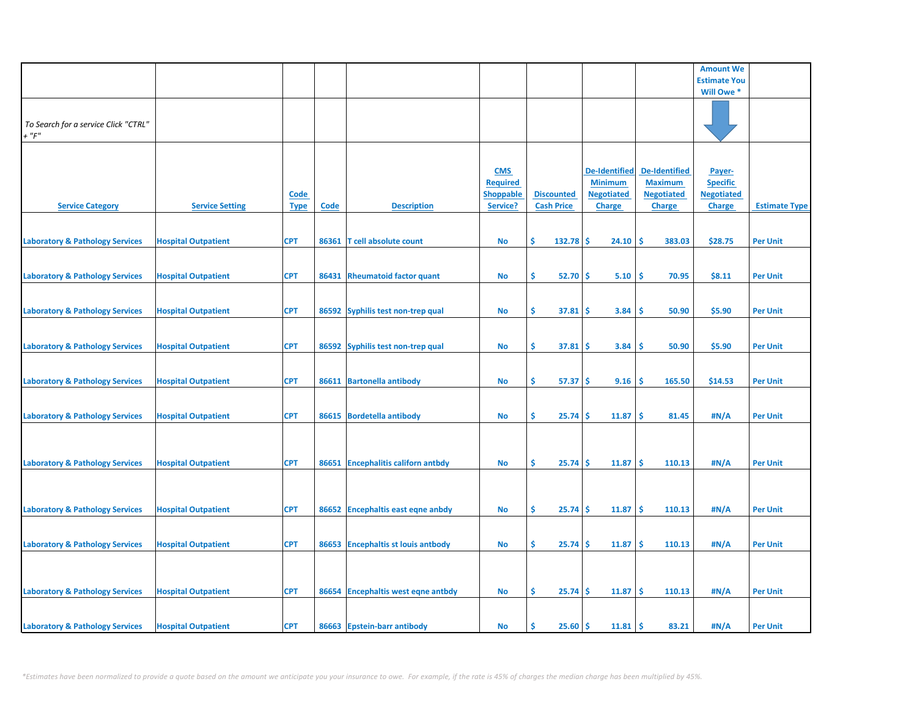| | | | | | | | | | Amount We Estimate You Will Owe * | |
|---|---|---|---|---|---|---|---|---|---|---|
| *To Search for a service Click "CTRL" + "F"* | | | | | | | | | | |
| **Service Category** | **Service Setting** | **Code Type** | **Code** | **Description** | **CMS Required Shoppable Service?** | **Discounted Cash Price** | **De-Identified Minimum Negotiated Charge** | **De-Identified Maximum Negotiated Charge** | **Payer-Specific Negotiated Charge** | **Estimate Type** |
| Laboratory & Pathology Services | Hospital Outpatient | CPT | 86361 | T cell absolute count | No | $ 132.78 | $ 24.10 | $ 383.03 | $28.75 | Per Unit |
| Laboratory & Pathology Services | Hospital Outpatient | CPT | 86431 | Rheumatoid factor quant | No | $ 52.70 | $ 5.10 | $ 70.95 | $8.11 | Per Unit |
| Laboratory & Pathology Services | Hospital Outpatient | CPT | 86592 | Syphilis test non-trep qual | No | $ 37.81 | $ 3.84 | $ 50.90 | $5.90 | Per Unit |
| Laboratory & Pathology Services | Hospital Outpatient | CPT | 86592 | Syphilis test non-trep qual | No | $ 37.81 | $ 3.84 | $ 50.90 | $5.90 | Per Unit |
| Laboratory & Pathology Services | Hospital Outpatient | CPT | 86611 | Bartonella antibody | No | $ 57.37 | $ 9.16 | $ 165.50 | $14.53 | Per Unit |
| Laboratory & Pathology Services | Hospital Outpatient | CPT | 86615 | Bordetella antibody | No | $ 25.74 | $ 11.87 | $ 81.45 | #N/A | Per Unit |
| Laboratory & Pathology Services | Hospital Outpatient | CPT | 86651 | Encephalitis californ antbdy | No | $ 25.74 | $ 11.87 | $ 110.13 | #N/A | Per Unit |
| Laboratory & Pathology Services | Hospital Outpatient | CPT | 86652 | Encephaltis east eqne anbdy | No | $ 25.74 | $ 11.87 | $ 110.13 | #N/A | Per Unit |
| Laboratory & Pathology Services | Hospital Outpatient | CPT | 86653 | Encephaltis st louis antbody | No | $ 25.74 | $ 11.87 | $ 110.13 | #N/A | Per Unit |
| Laboratory & Pathology Services | Hospital Outpatient | CPT | 86654 | Encephaltis west eqne antbdy | No | $ 25.74 | $ 11.87 | $ 110.13 | #N/A | Per Unit |
| Laboratory & Pathology Services | Hospital Outpatient | CPT | 86663 | Epstein-barr antibody | No | $ 25.60 | $ 11.81 | $ 83.21 | #N/A | Per Unit |

*\*Estimates have been normalized to provide a quote based on the amount we anticipate you your insurance to owe. For example, if the rate is 45% of charges the median charge has been multiplied by 45%.*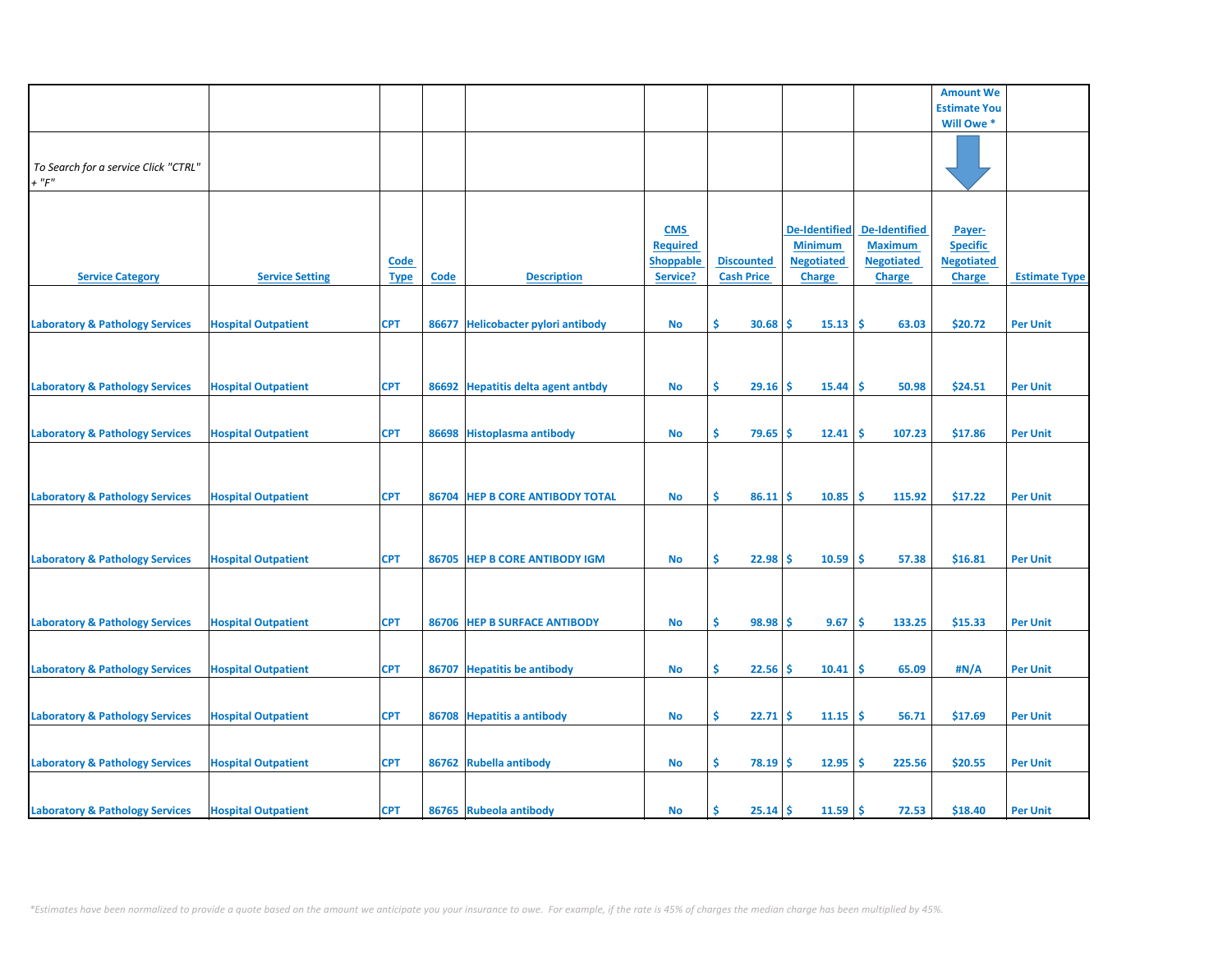| | | | | | | | | | Amount We Estimate You Will Owe * | |
|---|---|---|---|---|---|---|---|---|---|---|
| *To Search for a service Click "CTRL" + "F"* | | | | | | | | | | |
| Service Category | Service Setting | Code Type | Code | Description | CMS Required Shoppable Service? | Discounted Cash Price | De-Identified Minimum Negotiated Charge | De-Identified Maximum Negotiated Charge | Payer-Specific Negotiated Charge | Estimate Type |
| Laboratory & Pathology Services | Hospital Outpatient | CPT | 86677 | Helicobacter pylori antibody | No | $ 30.68 | $ 15.13 | $ 63.03 | $20.72 | Per Unit |
| Laboratory & Pathology Services | Hospital Outpatient | CPT | 86692 | Hepatitis delta agent antbdy | No | $ 29.16 | $ 15.44 | $ 50.98 | $24.51 | Per Unit |
| Laboratory & Pathology Services | Hospital Outpatient | CPT | 86698 | Histoplasma antibody | No | $ 79.65 | $ 12.41 | $ 107.23 | $17.86 | Per Unit |
| Laboratory & Pathology Services | Hospital Outpatient | CPT | 86704 | HEP B CORE ANTIBODY TOTAL | No | $ 86.11 | $ 10.85 | $ 115.92 | $17.22 | Per Unit |
| Laboratory & Pathology Services | Hospital Outpatient | CPT | 86705 | HEP B CORE ANTIBODY IGM | No | $ 22.98 | $ 10.59 | $ 57.38 | $16.81 | Per Unit |
| Laboratory & Pathology Services | Hospital Outpatient | CPT | 86706 | HEP B SURFACE ANTIBODY | No | $ 98.98 | $ 9.67 | $ 133.25 | $15.33 | Per Unit |
| Laboratory & Pathology Services | Hospital Outpatient | CPT | 86707 | Hepatitis be antibody | No | $ 22.56 | $ 10.41 | $ 65.09 | #N/A | Per Unit |
| Laboratory & Pathology Services | Hospital Outpatient | CPT | 86708 | Hepatitis a antibody | No | $ 22.71 | $ 11.15 | $ 56.71 | $17.69 | Per Unit |
| Laboratory & Pathology Services | Hospital Outpatient | CPT | 86762 | Rubella antibody | No | $ 78.19 | $ 12.95 | $ 225.56 | $20.55 | Per Unit |
| Laboratory & Pathology Services | Hospital Outpatient | CPT | 86765 | Rubeola antibody | No | $ 25.14 | $ 11.59 | $ 72.53 | $18.40 | Per Unit |

*\*Estimates have been normalized to provide a quote based on the amount we anticipate you your insurance to owe. For example, if the rate is 45% of charges the median charge has been multiplied by 45%.*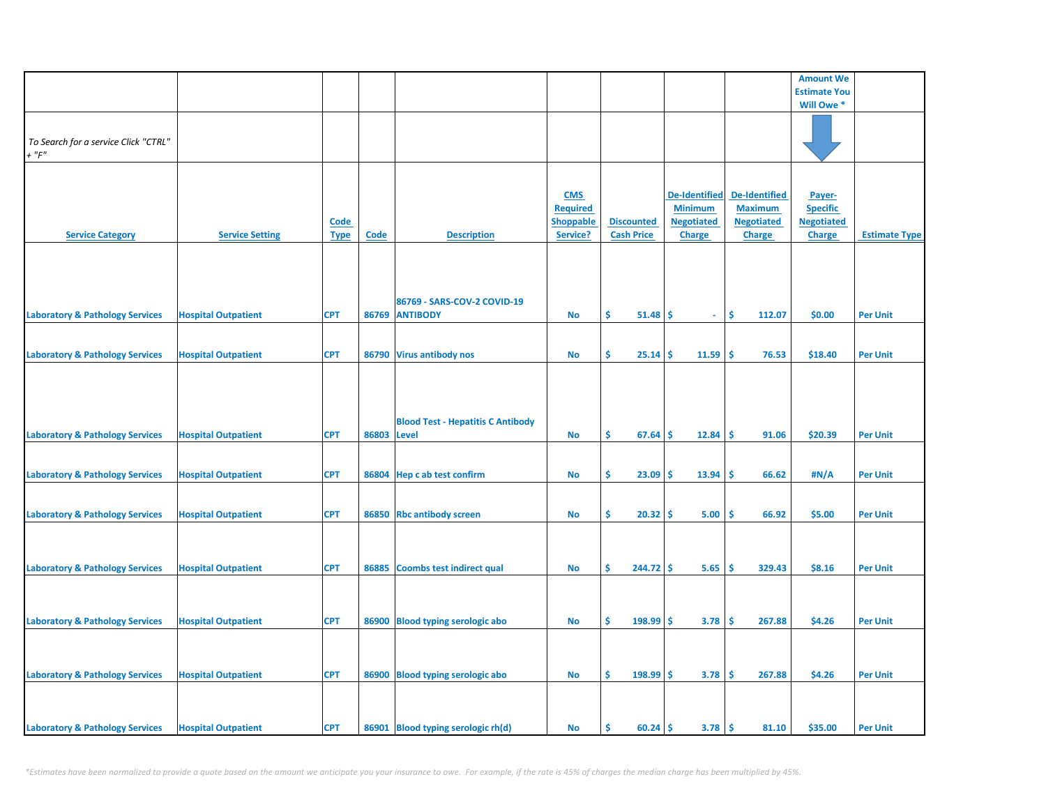| | | | | | | | | | Amount We Estimate You Will Owe * | |
|---|---|---|---|---|---|---|---|---|---|---|
| *To Search for a service Click "CTRL" + "F"* | | | | | | | | | | |
| Service Category | Service Setting | Code Type | Code | Description | CMS Required Shoppable Service? | Discounted Cash Price | De-Identified Minimum Negotiated Charge | De-Identified Maximum Negotiated Charge | Payer-Specific Negotiated Charge | Estimate Type |
| Laboratory & Pathology Services | Hospital Outpatient | CPT | 86769 | 86769 - SARS-COV-2 COVID-19 ANTIBODY | No | $ 51.48 | $ - | $ 112.07 | $0.00 | Per Unit |
| Laboratory & Pathology Services | Hospital Outpatient | CPT | 86790 | Virus antibody nos | No | $ 25.14 | $ 11.59 | $ 76.53 | $18.40 | Per Unit |
| Laboratory & Pathology Services | Hospital Outpatient | CPT | 86803 | Blood Test - Hepatitis C Antibody Level | No | $ 67.64 | $ 12.84 | $ 91.06 | $20.39 | Per Unit |
| Laboratory & Pathology Services | Hospital Outpatient | CPT | 86804 | Hep c ab test confirm | No | $ 23.09 | $ 13.94 | $ 66.62 | #N/A | Per Unit |
| Laboratory & Pathology Services | Hospital Outpatient | CPT | 86850 | Rbc antibody screen | No | $ 20.32 | $ 5.00 | $ 66.92 | $5.00 | Per Unit |
| Laboratory & Pathology Services | Hospital Outpatient | CPT | 86885 | Coombs test indirect qual | No | $ 244.72 | $ 5.65 | $ 329.43 | $8.16 | Per Unit |
| Laboratory & Pathology Services | Hospital Outpatient | CPT | 86900 | Blood typing serologic abo | No | $ 198.99 | $ 3.78 | $ 267.88 | $4.26 | Per Unit |
| Laboratory & Pathology Services | Hospital Outpatient | CPT | 86900 | Blood typing serologic abo | No | $ 198.99 | $ 3.78 | $ 267.88 | $4.26 | Per Unit |
| Laboratory & Pathology Services | Hospital Outpatient | CPT | 86901 | Blood typing serologic rh(d) | No | $ 60.24 | $ 3.78 | $ 81.10 | $35.00 | Per Unit |

*Estimates have been normalized to provide a quote based on the amount we anticipate you your insurance to owe. For example, if the rate is 45% of charges the median charge has been multiplied by 45%.*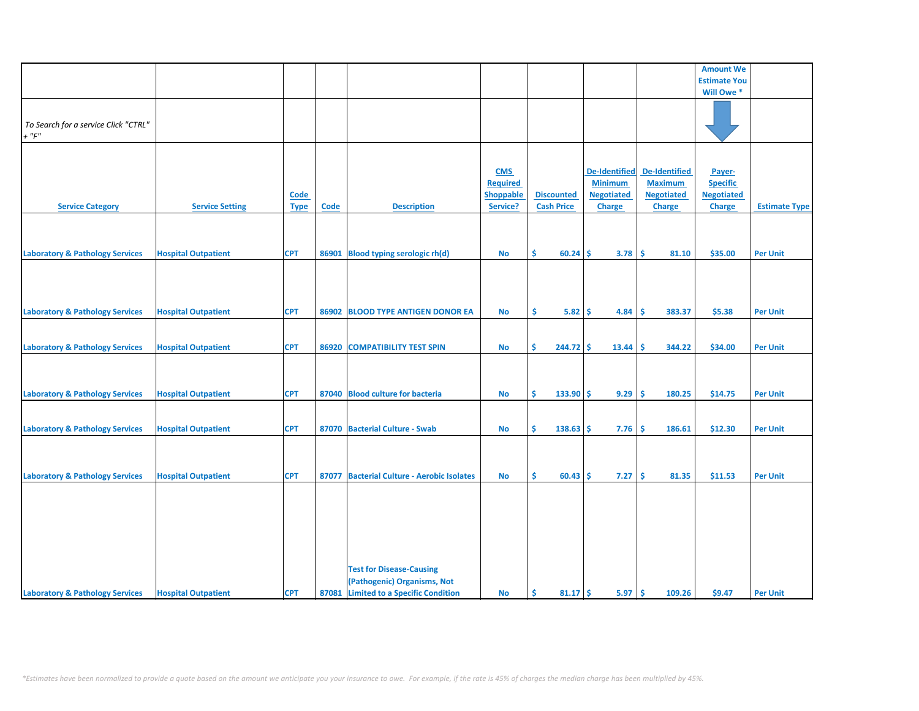| | | | | | | | | | Amount We Estimate You Will Owe * | |
|---|---|---|---|---|---|---|---|---|---|---|
| *To Search for a service Click "CTRL" + "F"* | | | | | | | | | | |
| **Service Category** | **Service Setting** | **Code Type** | **Code** | **Description** | **CMS Required Shoppable Service?** | **Discounted Cash Price** | **De-Identified Minimum Negotiated Charge** | **De-Identified Maximum Negotiated Charge** | **Payer-Specific Negotiated Charge** | **Estimate Type** |
| Laboratory & Pathology Services | Hospital Outpatient | CPT | 86901 | Blood typing serologic rh(d) | No | $ 60.24 | $ 3.78 | $ 81.10 | $35.00 | Per Unit |
| Laboratory & Pathology Services | Hospital Outpatient | CPT | 86902 | BLOOD TYPE ANTIGEN DONOR EA | No | $ 5.82 | $ 4.84 | $ 383.37 | $5.38 | Per Unit |
| Laboratory & Pathology Services | Hospital Outpatient | CPT | 86920 | COMPATIBILITY TEST SPIN | No | $ 244.72 | $ 13.44 | $ 344.22 | $34.00 | Per Unit |
| Laboratory & Pathology Services | Hospital Outpatient | CPT | 87040 | Blood culture for bacteria | No | $ 133.90 | $ 9.29 | $ 180.25 | $14.75 | Per Unit |
| Laboratory & Pathology Services | Hospital Outpatient | CPT | 87070 | Bacterial Culture - Swab | No | $ 138.63 | $ 7.76 | $ 186.61 | $12.30 | Per Unit |
| Laboratory & Pathology Services | Hospital Outpatient | CPT | 87077 | Bacterial Culture - Aerobic Isolates | No | $ 60.43 | $ 7.27 | $ 81.35 | $11.53 | Per Unit |
| Laboratory & Pathology Services | Hospital Outpatient | CPT | 87081 | Test for Disease-Causing (Pathogenic) Organisms, Not Limited to a Specific Condition | No | $ 81.17 | $ 5.97 | $ 109.26 | $9.47 | Per Unit |

*\*Estimates have been normalized to provide a quote based on the amount we anticipate you your insurance to owe. For example, if the rate is 45% of charges the median charge has been multiplied by 45%.*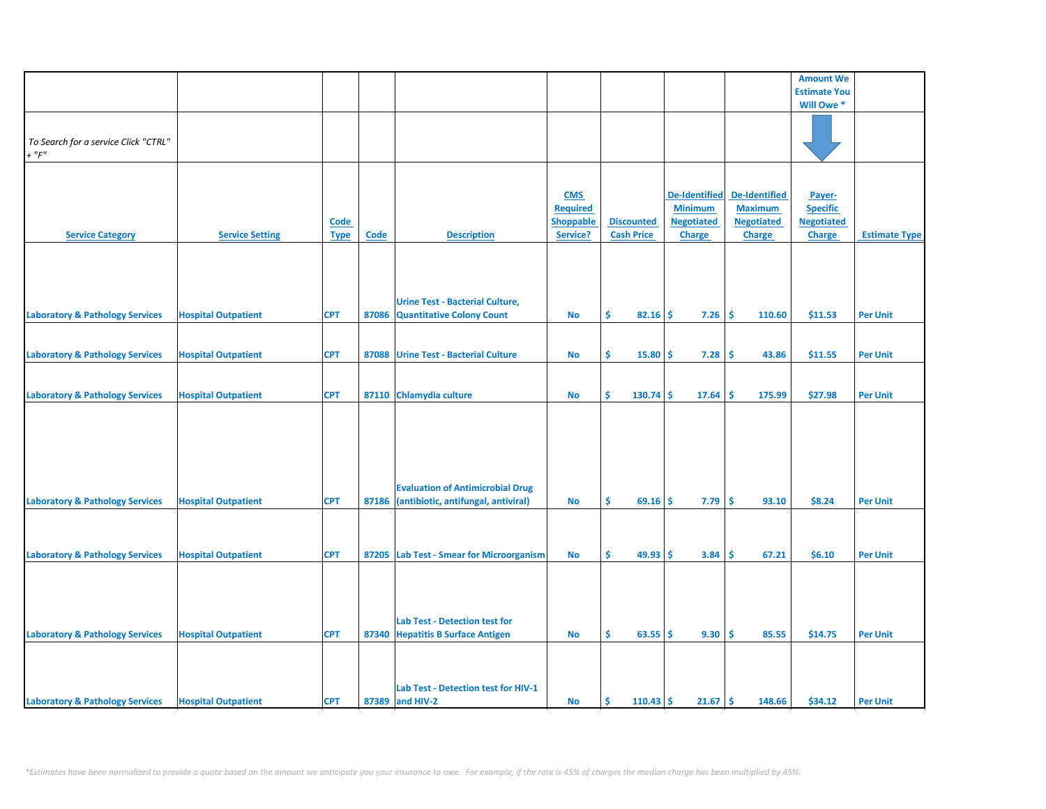| | | | | | | | | | Amount We Estimate You Will Owe * | |
|---|---|---|---|---|---|---|---|---|---|---|
| *To Search for a service Click "CTRL" + "F"* | | | | | | | | | | |
| Service Category | Service Setting | Code Type | Code | Description | CMS Required Shoppable Service? | Discounted Cash Price | De-Identified Minimum Negotiated Charge | De-Identified Maximum Negotiated Charge | Payer-Specific Negotiated Charge | Estimate Type |
| Laboratory & Pathology Services | Hospital Outpatient | CPT | 87086 | Urine Test - Bacterial Culture, Quantitative Colony Count | No | $ 82.16 | $ 7.26 | $ 110.60 | $11.53 | Per Unit |
| Laboratory & Pathology Services | Hospital Outpatient | CPT | 87088 | Urine Test - Bacterial Culture | No | $ 15.80 | $ 7.28 | $ 43.86 | $11.55 | Per Unit |
| Laboratory & Pathology Services | Hospital Outpatient | CPT | 87110 | Chlamydia culture | No | $ 130.74 | $ 17.64 | $ 175.99 | $27.98 | Per Unit |
| Laboratory & Pathology Services | Hospital Outpatient | CPT | 87186 | Evaluation of Antimicrobial Drug (antibiotic, antifungal, antiviral) | No | $ 69.16 | $ 7.79 | $ 93.10 | $8.24 | Per Unit |
| Laboratory & Pathology Services | Hospital Outpatient | CPT | 87205 | Lab Test - Smear for Microorganism | No | $ 49.93 | $ 3.84 | $ 67.21 | $6.10 | Per Unit |
| Laboratory & Pathology Services | Hospital Outpatient | CPT | 87340 | Lab Test - Detection test for Hepatitis B Surface Antigen | No | $ 63.55 | $ 9.30 | $ 85.55 | $14.75 | Per Unit |
| Laboratory & Pathology Services | Hospital Outpatient | CPT | 87389 | Lab Test - Detection test for HIV-1 and HIV-2 | No | $ 110.43 | $ 21.67 | $ 148.66 | $34.12 | Per Unit |

*\*Estimates have been normalized to provide a quote based on the amount we anticipate you your insurance to owe. For example, if the rate is 45% of charges the median charge has been multiplied by 45%.*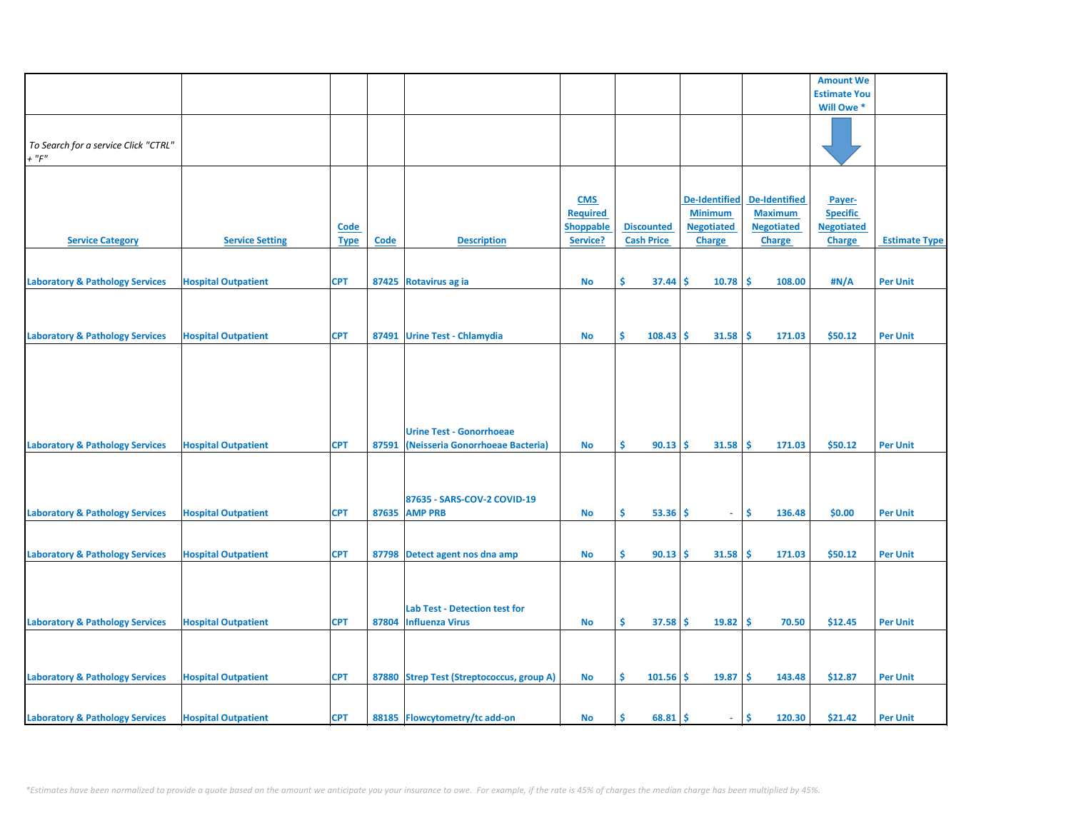| | | | | | | | | | Amount We Estimate You Will Owe * | |
|---|---|---|---|---|---|---|---|---|---|---|
| *To Search for a service Click "CTRL" + "F"* | | | | | | | | | | |
| **Service Category** | **Service Setting** | **Code Type** | **Code** | **Description** | **CMS Required Shoppable Service?** | **Discounted Cash Price** | **De-Identified Minimum Negotiated Charge** | **De-Identified Maximum Negotiated Charge** | **Payer-Specific Negotiated Charge** | **Estimate Type** |
| Laboratory & Pathology Services | Hospital Outpatient | CPT | 87425 | Rotavirus ag ia | No | $ 37.44 | $ 10.78 | $ 108.00 | #N/A | Per Unit |
| Laboratory & Pathology Services | Hospital Outpatient | CPT | 87491 | Urine Test - Chlamydia | No | $ 108.43 | $ 31.58 | $ 171.03 | $50.12 | Per Unit |
| Laboratory & Pathology Services | Hospital Outpatient | CPT | 87591 | Urine Test - Gonorrhoeae (Neisseria Gonorrhoeae Bacteria) | No | $ 90.13 | $ 31.58 | $ 171.03 | $50.12 | Per Unit |
| Laboratory & Pathology Services | Hospital Outpatient | CPT | 87635 | 87635 - SARS-COV-2 COVID-19 AMP PRB | No | $ 53.36 | $ - | $ 136.48 | $0.00 | Per Unit |
| Laboratory & Pathology Services | Hospital Outpatient | CPT | 87798 | Detect agent nos dna amp | No | $ 90.13 | $ 31.58 | $ 171.03 | $50.12 | Per Unit |
| Laboratory & Pathology Services | Hospital Outpatient | CPT | 87804 | Lab Test - Detection test for Influenza Virus | No | $ 37.58 | $ 19.82 | $ 70.50 | $12.45 | Per Unit |
| Laboratory & Pathology Services | Hospital Outpatient | CPT | 87880 | Strep Test (Streptococcus, group A) | No | $ 101.56 | $ 19.87 | $ 143.48 | $12.87 | Per Unit |
| Laboratory & Pathology Services | Hospital Outpatient | CPT | 88185 | Flowcytometry/tc add-on | No | $ 68.81 | $ - | $ 120.30 | $21.42 | Per Unit |

*\*Estimates have been normalized to provide a quote based on the amount we anticipate you your insurance to owe. For example, if the rate is 45% of charges the median charge has been multiplied by 45%.*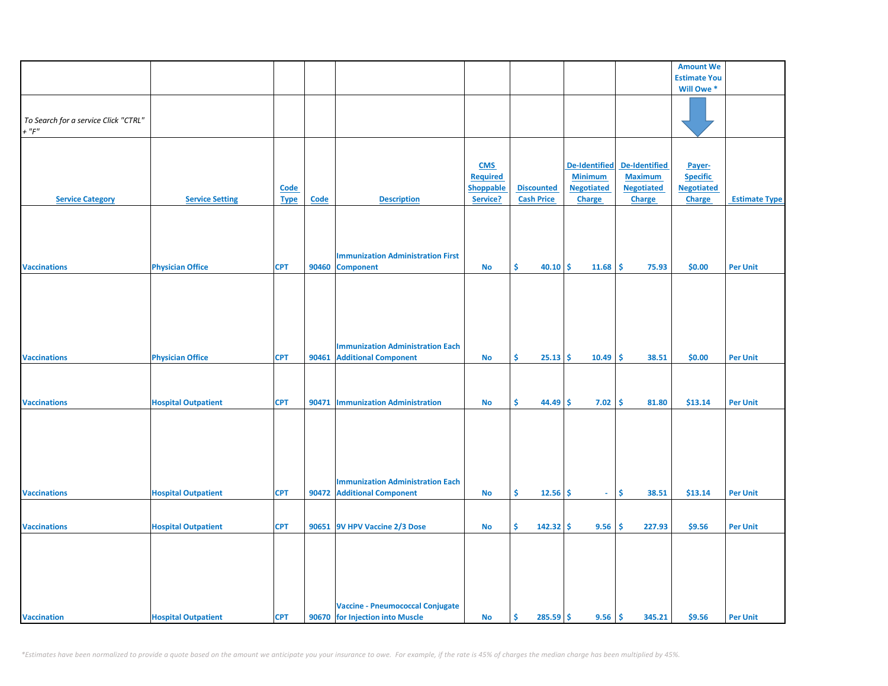| | | | | | | | | | Amount We Estimate You Will Owe * | |
|---|---|---|---|---|---|---|---|---|---|---|
| To Search for a service Click "CTRL" + "F" | | | | | | | | | | |
| **Service Category** | **Service Setting** | **Code Type** | **Code** | **Description** | **CMS Required Shoppable Service?** | **Discounted Cash Price** | **De-Identified Minimum Negotiated Charge** | **De-Identified Maximum Negotiated Charge** | **Payer-Specific Negotiated Charge** | **Estimate Type** |
| Vaccinations | Physician Office | CPT | 90460 | Immunization Administration First Component | No | $ 40.10 | $ 11.68 | $ 75.93 | $0.00 | Per Unit |
| Vaccinations | Physician Office | CPT | 90461 | Immunization Administration Each Additional Component | No | $ 25.13 | $ 10.49 | $ 38.51 | $0.00 | Per Unit |
| Vaccinations | Hospital Outpatient | CPT | 90471 | Immunization Administration | No | $ 44.49 | $ 7.02 | $ 81.80 | $13.14 | Per Unit |
| Vaccinations | Hospital Outpatient | CPT | 90472 | Immunization Administration Each Additional Component | No | $ 12.56 | $ - | $ 38.51 | $13.14 | Per Unit |
| Vaccinations | Hospital Outpatient | CPT | 90651 | 9V HPV Vaccine 2/3 Dose | No | $ 142.32 | $ 9.56 | $ 227.93 | $9.56 | Per Unit |
| Vaccination | Hospital Outpatient | CPT | 90670 | Vaccine - Pneumococcal Conjugate for Injection into Muscle | No | $ 285.59 | $ 9.56 | $ 345.21 | $9.56 | Per Unit |

*Estimates have been normalized to provide a quote based on the amount we anticipate you your insurance to owe. For example, if the rate is 45% of charges the median charge has been multiplied by 45%.*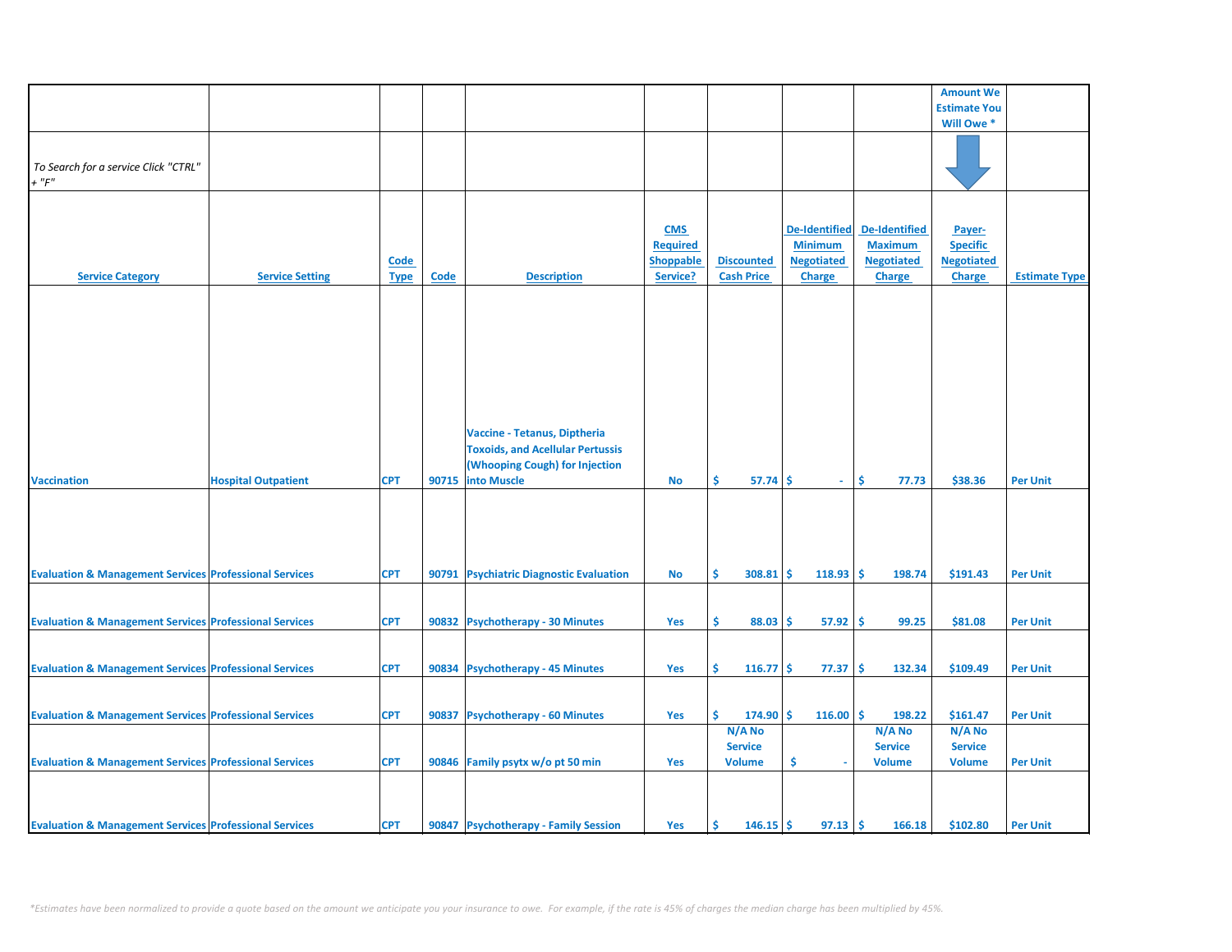| | | | | | | | | | Amount We Estimate You Will Owe * | |
|---|---|---|---|---|---|---|---|---|---|---|
| *To Search for a service Click "CTRL" + "F"* | | | | | | | | | | |
| Service Category | Service Setting | Code Type | Code | Description | CMS Required Shoppable Service? | Discounted Cash Price | De-Identified Minimum Negotiated Charge | De-Identified Maximum Negotiated Charge | Payer-Specific Negotiated Charge | Estimate Type |
| Vaccination | Hospital Outpatient | CPT | 90715 | Vaccine - Tetanus, Diptheria Toxoids, and Acellular Pertussis (Whooping Cough) for Injection into Muscle | No | $ 57.74 | $ - | $ 77.73 | $38.36 | Per Unit |
| Evaluation & Management Services | Professional Services | CPT | 90791 | Psychiatric Diagnostic Evaluation | No | $ 308.81 | $ 118.93 | $ 198.74 | $191.43 | Per Unit |
| Evaluation & Management Services | Professional Services | CPT | 90832 | Psychotherapy - 30 Minutes | Yes | $ 88.03 | $ 57.92 | $ 99.25 | $81.08 | Per Unit |
| Evaluation & Management Services | Professional Services | CPT | 90834 | Psychotherapy - 45 Minutes | Yes | $ 116.77 | $ 77.37 | $ 132.34 | $109.49 | Per Unit |
| Evaluation & Management Services | Professional Services | CPT | 90837 | Psychotherapy - 60 Minutes | Yes | $ 174.90 | $ 116.00 | $ 198.22 | $161.47 | Per Unit |
| Evaluation & Management Services | Professional Services | CPT | 90846 | Family psytx w/o pt 50 min | Yes | N/A No Service Volume | $ - | N/A No Service Volume | N/A No Service Volume | Per Unit |
| Evaluation & Management Services | Professional Services | CPT | 90847 | Psychotherapy - Family Session | Yes | $ 146.15 | $ 97.13 | $ 166.18 | $102.80 | Per Unit |

*\*Estimates have been normalized to provide a quote based on the amount we anticipate you your insurance to owe. For example, if the rate is 45% of charges the median charge has been multiplied by 45%.*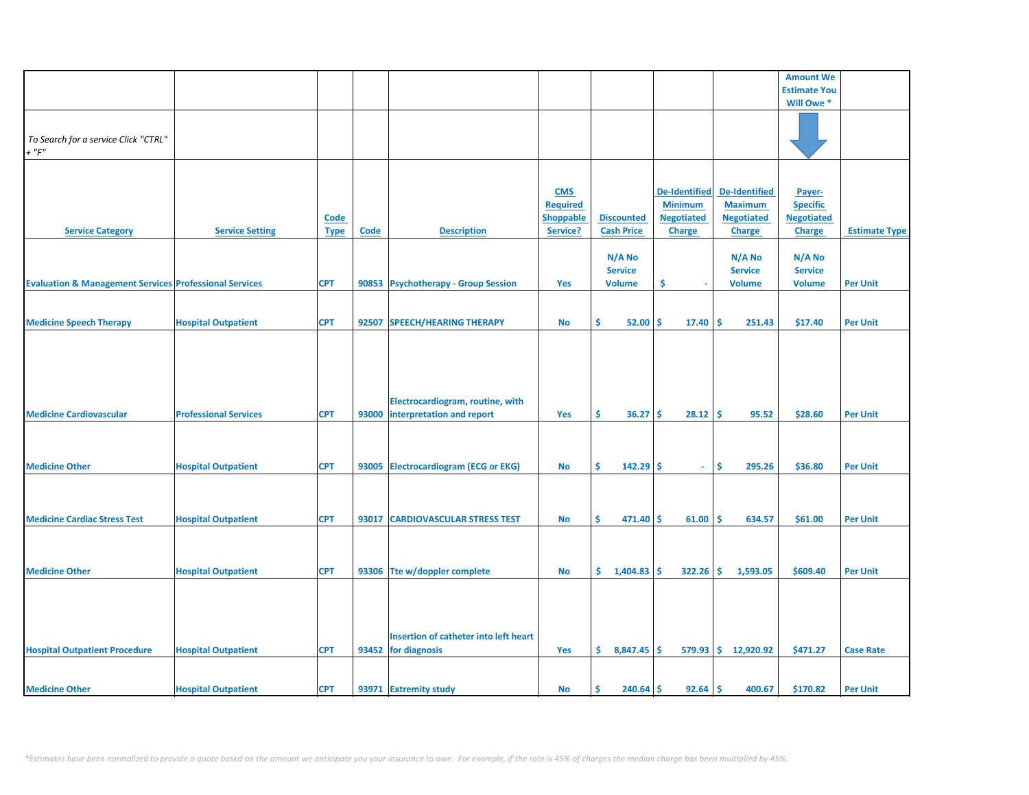| | | | | | | | | | Amount We Estimate You Will Owe * | |
|---|---|---|---|---|---|---|---|---|---|---|
| *To Search for a service Click "CTRL" + "F"* | | | | | | | | | | |
| **Service Category** | **Service Setting** | **Code Type** | **Code** | **Description** | **CMS Required Shoppable Service?** | **Discounted Cash Price** | **De-Identified Minimum Negotiated Charge** | **De-Identified Maximum Negotiated Charge** | **Payer-Specific Negotiated Charge** | **Estimate Type** |
| Evaluation & Management Services | Professional Services | CPT | 90853 | Psychotherapy - Group Session | Yes | N/A No Service Volume | $ - | N/A No Service Volume | N/A No Service Volume | Per Unit |
| Medicine Speech Therapy | Hospital Outpatient | CPT | 92507 | SPEECH/HEARING THERAPY | No | $ 52.00 | $ 17.40 | $ 251.43 | $17.40 | Per Unit |
| Medicine Cardiovascular | Professional Services | CPT | 93000 | Electrocardiogram, routine, with interpretation and report | Yes | $ 36.27 | $ 28.12 | $ 95.52 | $28.60 | Per Unit |
| Medicine Other | Hospital Outpatient | CPT | 93005 | Electrocardiogram (ECG or EKG) | No | $ 142.29 | $ - | $ 295.26 | $36.80 | Per Unit |
| Medicine Cardiac Stress Test | Hospital Outpatient | CPT | 93017 | CARDIOVASCULAR STRESS TEST | No | $ 471.40 | $ 61.00 | $ 634.57 | $61.00 | Per Unit |
| Medicine Other | Hospital Outpatient | CPT | 93306 | Tte w/doppler complete | No | $ 1,404.83 | $ 322.26 | $ 1,593.05 | $609.40 | Per Unit |
| Hospital Outpatient Procedure | Hospital Outpatient | CPT | 93452 | Insertion of catheter into left heart for diagnosis | Yes | $ 8,847.45 | $ 579.93 | $ 12,920.92 | $471.27 | Case Rate |
| Medicine Other | Hospital Outpatient | CPT | 93971 | Extremity study | No | $ 240.64 | $ 92.64 | $ 400.67 | $170.82 | Per Unit |

*\*Estimates have been normalized to provide a quote based on the amount we anticipate you your insurance to owe. For example, if the rate is 45% of charges the median charge has been multiplied by 45%.*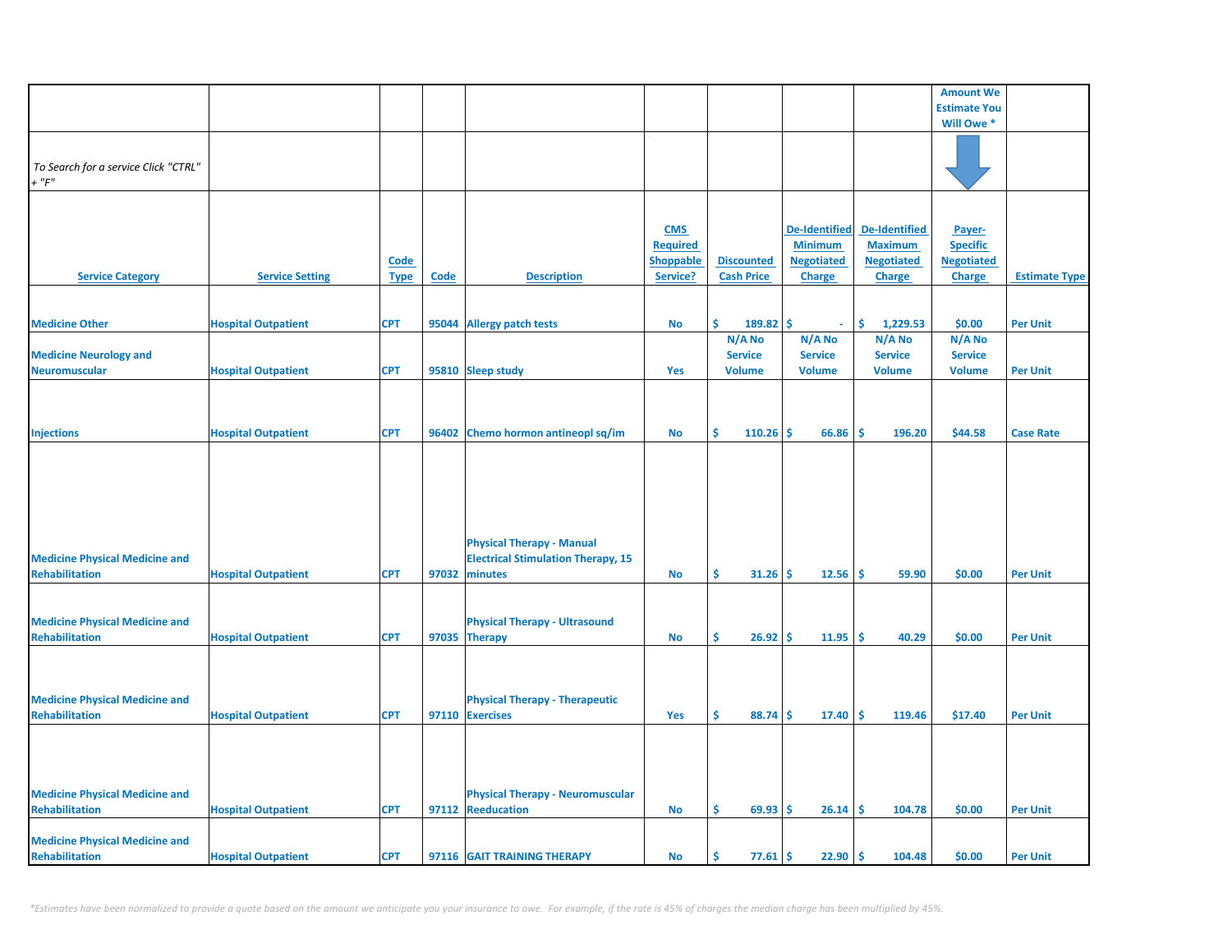| | | | | | | | | | Amount We Estimate You Will Owe * | |
|---|---|---|---|---|---|---|---|---|---|---|
| *To Search for a service Click "CTRL" + "F"* | | | | | | | | | | |
| Service Category | Service Setting | Code Type | Code | Description | CMS Required Shoppable Service? | Discounted Cash Price | De-Identified Minimum Negotiated Charge | De-Identified Maximum Negotiated Charge | Payer-Specific Negotiated Charge | Estimate Type |
| Medicine Other | Hospital Outpatient | CPT | 95044 | Allergy patch tests | No | $ 189.82 | $ - | $ 1,229.53 | $0.00 | Per Unit |
| Medicine Neurology and Neuromuscular | Hospital Outpatient | CPT | 95810 | Sleep study | Yes | N/A No Service Volume | N/A No Service Volume | N/A No Service Volume | N/A No Service Volume | Per Unit |
| Injections | Hospital Outpatient | CPT | 96402 | Chemo hormon antineopl sq/im | No | $ 110.26 | $ 66.86 | $ 196.20 | $44.58 | Case Rate |
| Medicine Physical Medicine and Rehabilitation | Hospital Outpatient | CPT | 97032 | Physical Therapy - Manual Electrical Stimulation Therapy, 15 minutes | No | $ 31.26 | $ 12.56 | $ 59.90 | $0.00 | Per Unit |
| Medicine Physical Medicine and Rehabilitation | Hospital Outpatient | CPT | 97035 | Physical Therapy - Ultrasound Therapy | No | $ 26.92 | $ 11.95 | $ 40.29 | $0.00 | Per Unit |
| Medicine Physical Medicine and Rehabilitation | Hospital Outpatient | CPT | 97110 | Physical Therapy - Therapeutic Exercises | Yes | $ 88.74 | $ 17.40 | $ 119.46 | $17.40 | Per Unit |
| Medicine Physical Medicine and Rehabilitation | Hospital Outpatient | CPT | 97112 | Physical Therapy - Neuromuscular Reeducation | No | $ 69.93 | $ 26.14 | $ 104.78 | $0.00 | Per Unit |
| Medicine Physical Medicine and Rehabilitation | Hospital Outpatient | CPT | 97116 | GAIT TRAINING THERAPY | No | $ 77.61 | $ 22.90 | $ 104.48 | $0.00 | Per Unit |

*Estimates have been normalized to provide a quote based on the amount we anticipate you your insurance to owe. For example, if the rate is 45% of charges the median charge has been multiplied by 45%.*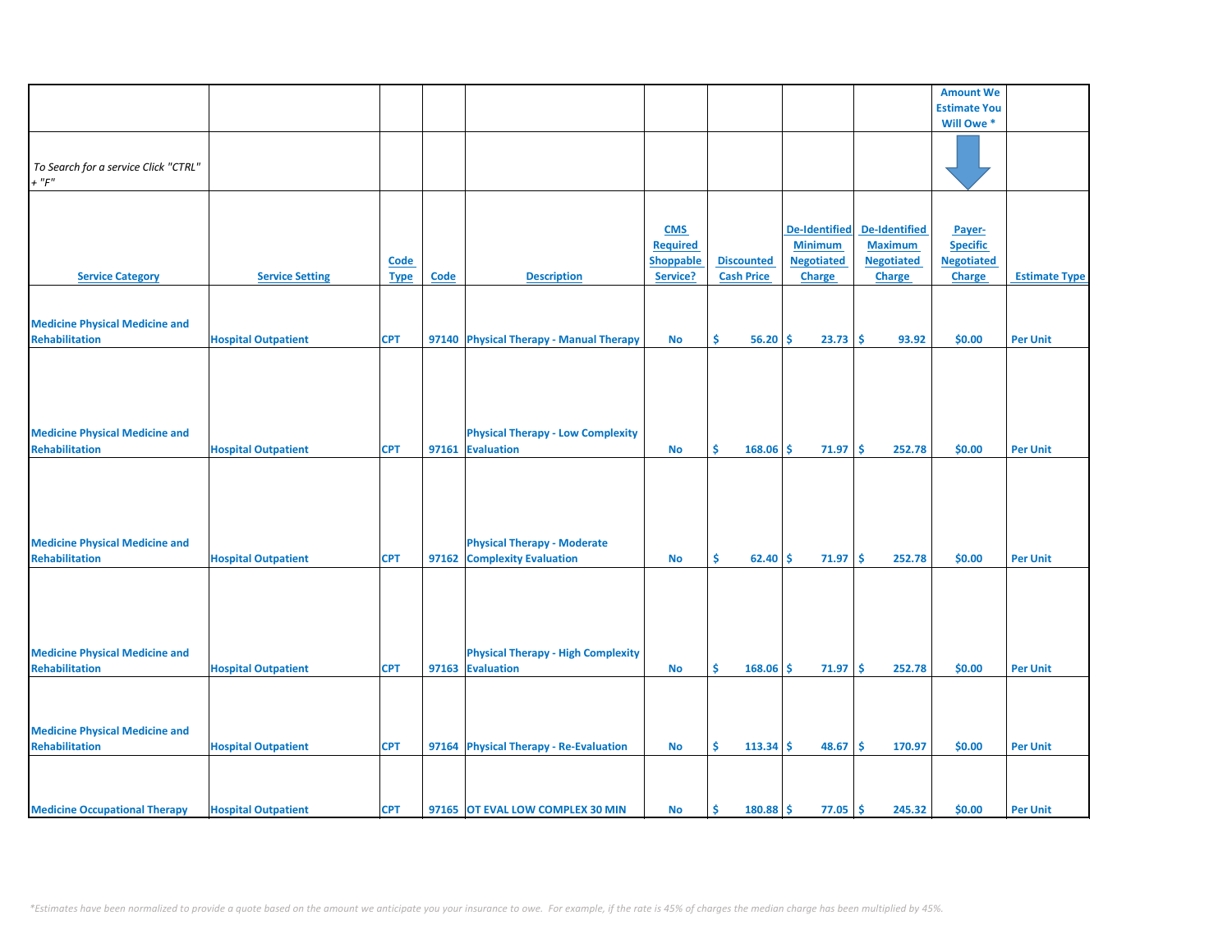| | | | | | | | | | Amount We Estimate You Will Owe * | |
|---|---|---|---|---|---|---|---|---|---|---|
| *To Search for a service Click "CTRL" + "F"* | | | | | | | | | | |
| **Service Category** | **Service Setting** | **Code Type** | **Code** | **Description** | **CMS Required Shoppable Service?** | **Discounted Cash Price** | **De-Identified Minimum Negotiated Charge** | **De-Identified Maximum Negotiated Charge** | **Payer-Specific Negotiated Charge** | **Estimate Type** |
| Medicine Physical Medicine and Rehabilitation | Hospital Outpatient | CPT | 97140 | Physical Therapy - Manual Therapy | No | $ 56.20 | $ 23.73 | $ 93.92 | $0.00 | Per Unit |
| Medicine Physical Medicine and Rehabilitation | Hospital Outpatient | CPT | 97161 | Physical Therapy - Low Complexity Evaluation | No | $ 168.06 | $ 71.97 | $ 252.78 | $0.00 | Per Unit |
| Medicine Physical Medicine and Rehabilitation | Hospital Outpatient | CPT | 97162 | Physical Therapy - Moderate Complexity Evaluation | No | $ 62.40 | $ 71.97 | $ 252.78 | $0.00 | Per Unit |
| Medicine Physical Medicine and Rehabilitation | Hospital Outpatient | CPT | 97163 | Physical Therapy - High Complexity Evaluation | No | $ 168.06 | $ 71.97 | $ 252.78 | $0.00 | Per Unit |
| Medicine Physical Medicine and Rehabilitation | Hospital Outpatient | CPT | 97164 | Physical Therapy - Re-Evaluation | No | $ 113.34 | $ 48.67 | $ 170.97 | $0.00 | Per Unit |
| Medicine Occupational Therapy | Hospital Outpatient | CPT | 97165 | OT EVAL LOW COMPLEX 30 MIN | No | $ 180.88 | $ 77.05 | $ 245.32 | $0.00 | Per Unit |

*\*Estimates have been normalized to provide a quote based on the amount we anticipate you your insurance to owe. For example, if the rate is 45% of charges the median charge has been multiplied by 45%.*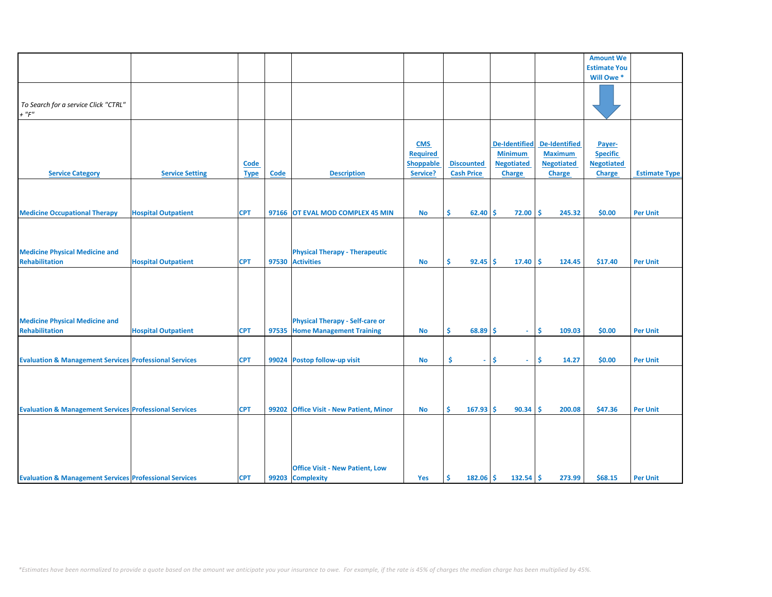| | | | | | | | | | Amount We Estimate You Will Owe * | |
|---|---|---|---|---|---|---|---|---|---|---|
| *To Search for a service Click "CTRL" + "F"* | | | | | | | | | | |
| **Service Category** | **Service Setting** | **Code Type** | **Code** | **Description** | **CMS Required Shoppable Service?** | **Discounted Cash Price** | **De-Identified Minimum Negotiated Charge** | **De-Identified Maximum Negotiated Charge** | **Payer-Specific Negotiated Charge** | **Estimate Type** |
| Medicine Occupational Therapy | Hospital Outpatient | CPT | 97166 | OT EVAL MOD COMPLEX 45 MIN | No | $ 62.40 | $ 72.00 | $ 245.32 | $0.00 | Per Unit |
| Medicine Physical Medicine and Rehabilitation | Hospital Outpatient | CPT | 97530 | Physical Therapy - Therapeutic Activities | No | $ 92.45 | $ 17.40 | $ 124.45 | $17.40 | Per Unit |
| Medicine Physical Medicine and Rehabilitation | Hospital Outpatient | CPT | 97535 | Physical Therapy - Self-care or Home Management Training | No | $ 68.89 | $ - | $ 109.03 | $0.00 | Per Unit |
| Evaluation & Management Services | Professional Services | CPT | 99024 | Postop follow-up visit | No | $ - | $ - | $ 14.27 | $0.00 | Per Unit |
| Evaluation & Management Services | Professional Services | CPT | 99202 | Office Visit - New Patient, Minor | No | $ 167.93 | $ 90.34 | $ 200.08 | $47.36 | Per Unit |
| Evaluation & Management Services | Professional Services | CPT | 99203 | Office Visit - New Patient, Low Complexity | Yes | $ 182.06 | $ 132.54 | $ 273.99 | $68.15 | Per Unit |

*\*Estimates have been normalized to provide a quote based on the amount we anticipate you your insurance to owe. For example, if the rate is 45% of charges the median charge has been multiplied by 45%.*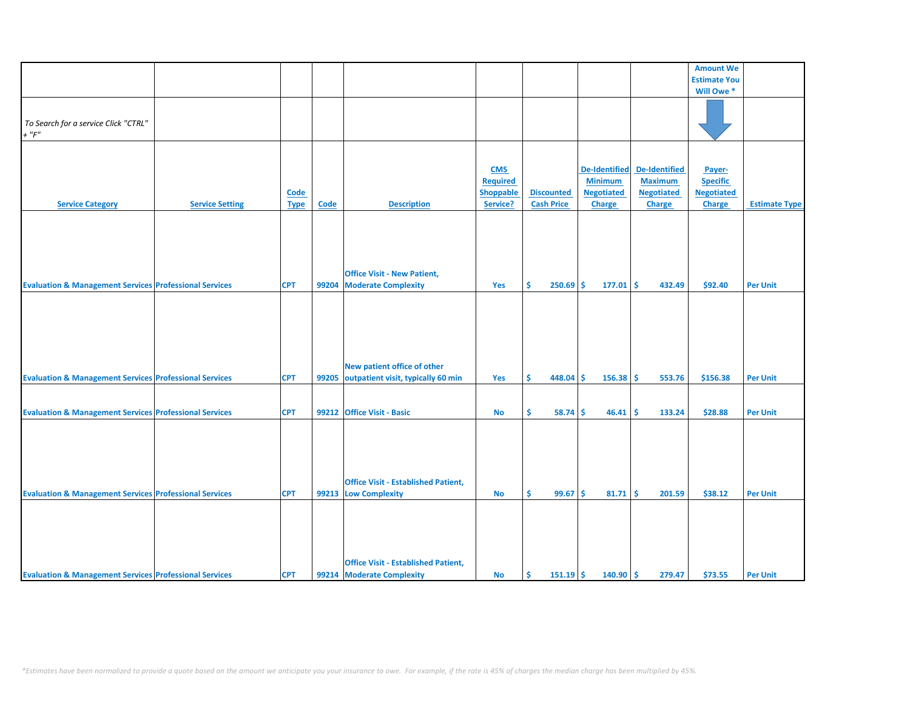| | | | | | | | | | Amount We Estimate You Will Owe * | |
|---|---|---|---|---|---|---|---|---|---|---|
| *To Search for a service Click "CTRL" + "F"* | | | | | | | | | | |
| **Service Category** | **Service Setting** | **Code Type** | **Code** | **Description** | **CMS Required Shoppable Service?** | **Discounted Cash Price** | **De-Identified Minimum Negotiated Charge** | **De-Identified Maximum Negotiated Charge** | **Payer-Specific Negotiated Charge** | **Estimate Type** |
| Evaluation & Management Services | Professional Services | CPT | 99204 | Office Visit - New Patient, Moderate Complexity | Yes | $ 250.69 | $ 177.01 | $ 432.49 | $92.40 | Per Unit |
| Evaluation & Management Services | Professional Services | CPT | 99205 | New patient office of other outpatient visit, typically 60 min | Yes | $ 448.04 | $ 156.38 | $ 553.76 | $156.38 | Per Unit |
| Evaluation & Management Services | Professional Services | CPT | 99212 | Office Visit - Basic | No | $ 58.74 | $ 46.41 | $ 133.24 | $28.88 | Per Unit |
| Evaluation & Management Services | Professional Services | CPT | 99213 | Office Visit - Established Patient, Low Complexity | No | $ 99.67 | $ 81.71 | $ 201.59 | $38.12 | Per Unit |
| Evaluation & Management Services | Professional Services | CPT | 99214 | Office Visit - Established Patient, Moderate Complexity | No | $ 151.19 | $ 140.90 | $ 279.47 | $73.55 | Per Unit |

*\*Estimates have been normalized to provide a quote based on the amount we anticipate you your insurance to owe. For example, if the rate is 45% of charges the median charge has been multiplied by 45%.*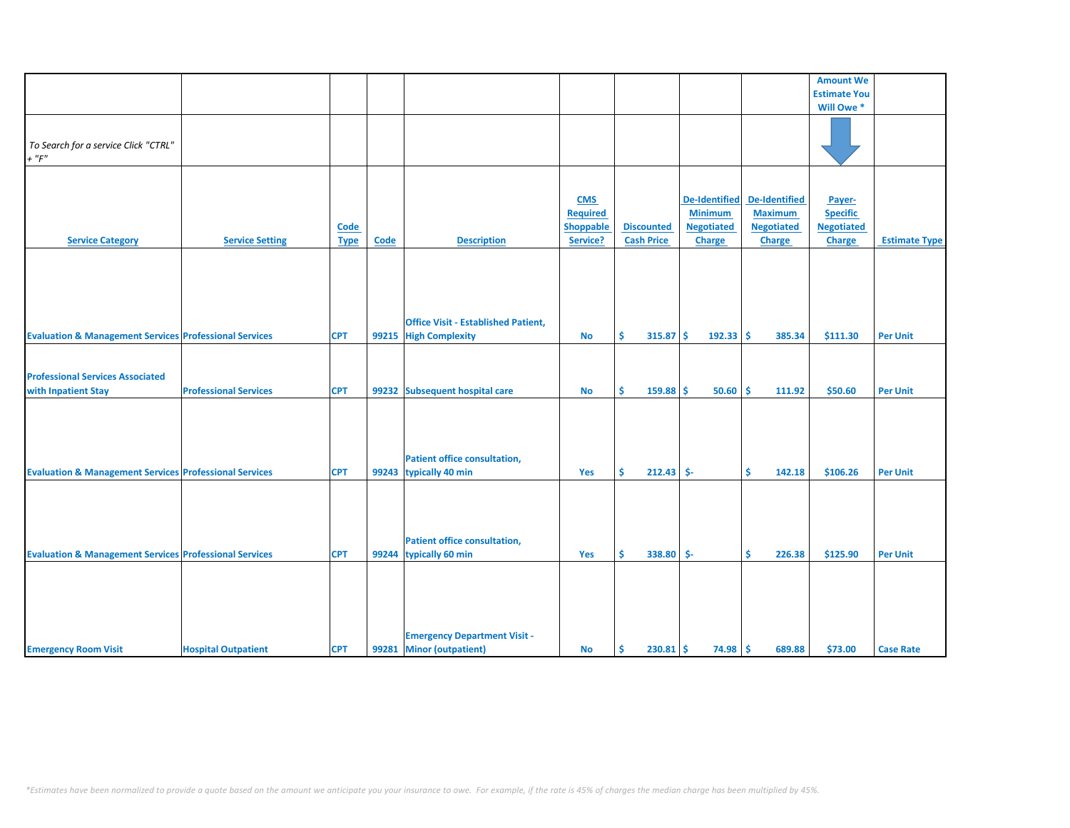| | | | | | | | | | Amount We Estimate You Will Owe * | |
|---|---|---|---|---|---|---|---|---|---|---|
| *To Search for a service Click "CTRL" + "F"* | | | | | | | | | | |
| **Service Category** | **Service Setting** | **Code Type** | **Code** | **Description** | **CMS Required Shoppable Service?** | **Discounted Cash Price** | **De-Identified Minimum Negotiated Charge** | **De-Identified Maximum Negotiated Charge** | **Payer-Specific Negotiated Charge** | **Estimate Type** |
| Evaluation & Management Services | Professional Services | CPT | 99215 | Office Visit - Established Patient, High Complexity | No | $ 315.87 | $ 192.33 | $ 385.34 | $111.30 | Per Unit |
| Professional Services Associated with Inpatient Stay | Professional Services | CPT | 99232 | Subsequent hospital care | No | $ 159.88 | $ 50.60 | $ 111.92 | $50.60 | Per Unit |
| Evaluation & Management Services | Professional Services | CPT | 99243 | Patient office consultation, typically 40 min | Yes | $ 212.43 | $- | $ 142.18 | $106.26 | Per Unit |
| Evaluation & Management Services | Professional Services | CPT | 99244 | Patient office consultation, typically 60 min | Yes | $ 338.80 | $- | $ 226.38 | $125.90 | Per Unit |
| Emergency Room Visit | Hospital Outpatient | CPT | 99281 | Emergency Department Visit - Minor (outpatient) | No | $ 230.81 | $ 74.98 | $ 689.88 | $73.00 | Case Rate |

*\*Estimates have been normalized to provide a quote based on the amount we anticipate you your insurance to owe. For example, if the rate is 45% of charges the median charge has been multiplied by 45%.*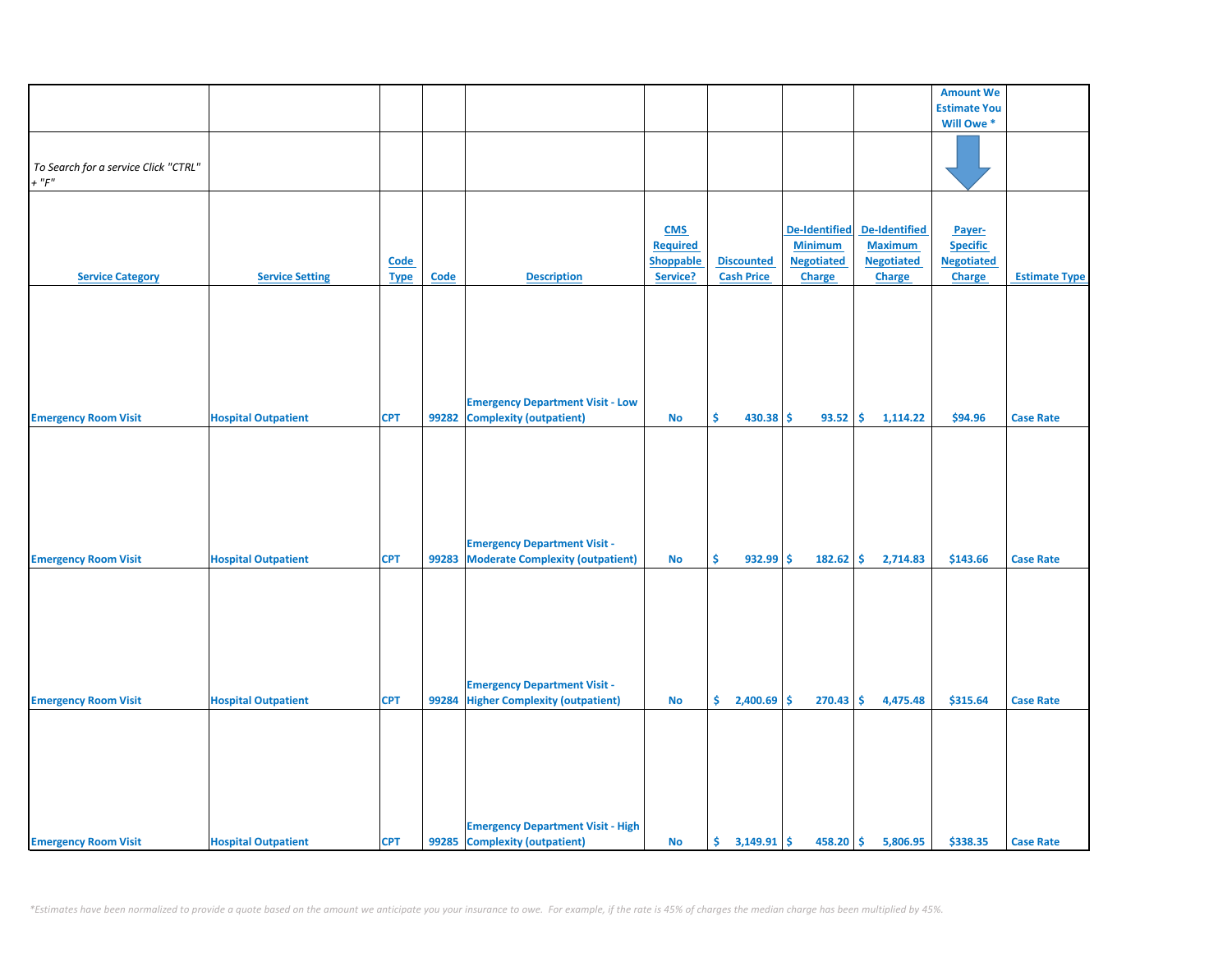| | | | | | | | | | Amount We Estimate You Will Owe * | |
|---|---|---|---|---|---|---|---|---|---|---|
| *To Search for a service Click "CTRL" + "F"* | | | | | | | | | | |
| **Service Category** | **Service Setting** | **Code Type** | **Code** | **Description** | **CMS Required Shoppable Service?** | **Discounted Cash Price** | **De-Identified Minimum Negotiated Charge** | **De-Identified Maximum Negotiated Charge** | **Payer-Specific Negotiated Charge** | **Estimate Type** |
| Emergency Room Visit | Hospital Outpatient | CPT | 99282 | Emergency Department Visit - Low Complexity (outpatient) | No | $ 430.38 | $ 93.52 | $ 1,114.22 | $94.96 | Case Rate |
| Emergency Room Visit | Hospital Outpatient | CPT | 99283 | Emergency Department Visit - Moderate Complexity (outpatient) | No | $ 932.99 | $ 182.62 | $ 2,714.83 | $143.66 | Case Rate |
| Emergency Room Visit | Hospital Outpatient | CPT | 99284 | Emergency Department Visit - Higher Complexity (outpatient) | No | $ 2,400.69 | $ 270.43 | $ 4,475.48 | $315.64 | Case Rate |
| Emergency Room Visit | Hospital Outpatient | CPT | 99285 | Emergency Department Visit - High Complexity (outpatient) | No | $ 3,149.91 | $ 458.20 | $ 5,806.95 | $338.35 | Case Rate |

*\*Estimates have been normalized to provide a quote based on the amount we anticipate you your insurance to owe. For example, if the rate is 45% of charges the median charge has been multiplied by 45%.*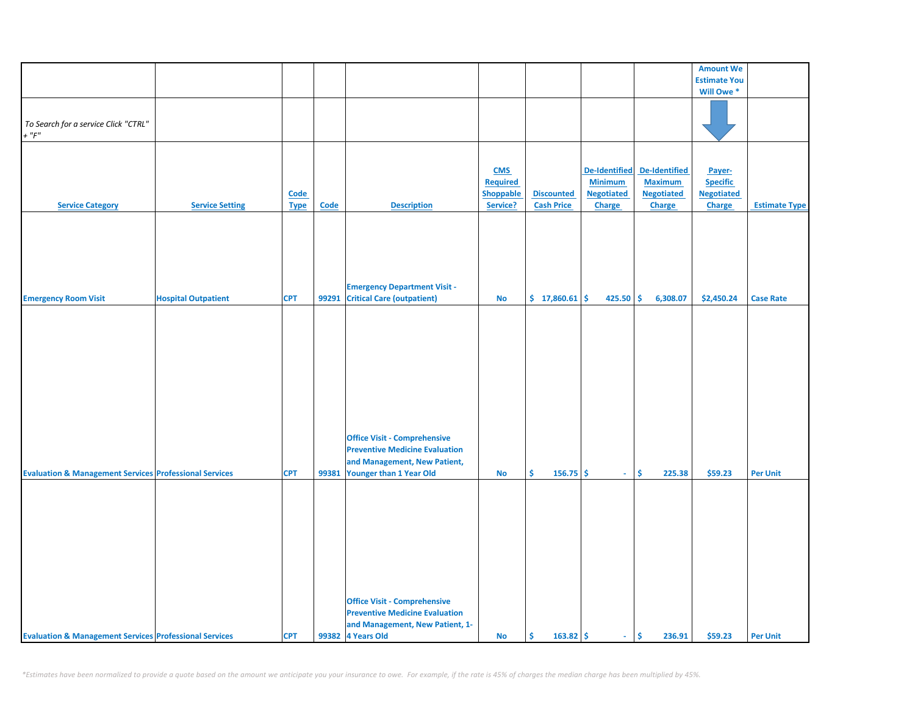*To Search for a service Click "CTRL" + "F"*

| Service Category | Service Setting | Code Type | Code | Description | CMS Required Shoppable Service? | Discounted Cash Price | De-Identified Minimum Negotiated Charge | De-Identified Maximum Negotiated Charge | Payer-Specific Negotiated Charge (Amount We Estimate You Will Owe *) | Estimate Type |
|---|---|---|---|---|---|---|---|---|---|---|
| Emergency Room Visit | Hospital Outpatient | CPT | 99291 | Emergency Department Visit - Critical Care (outpatient) | No | $ 17,860.61 | $ 425.50 | $ 6,308.07 | $2,450.24 | Case Rate |
| Evaluation & Management Services | Professional Services | CPT | 99381 | Office Visit - Comprehensive Preventive Medicine Evaluation and Management, New Patient, Younger than 1 Year Old | No | $ 156.75 | $ - | $ 225.38 | $59.23 | Per Unit |
| Evaluation & Management Services | Professional Services | CPT | 99382 | Office Visit - Comprehensive Preventive Medicine Evaluation and Management, New Patient, 1-4 Years Old | No | $ 163.82 | $ - | $ 236.91 | $59.23 | Per Unit |

*\*Estimates have been normalized to provide a quote based on the amount we anticipate you your insurance to owe. For example, if the rate is 45% of charges the median charge has been multiplied by 45%.*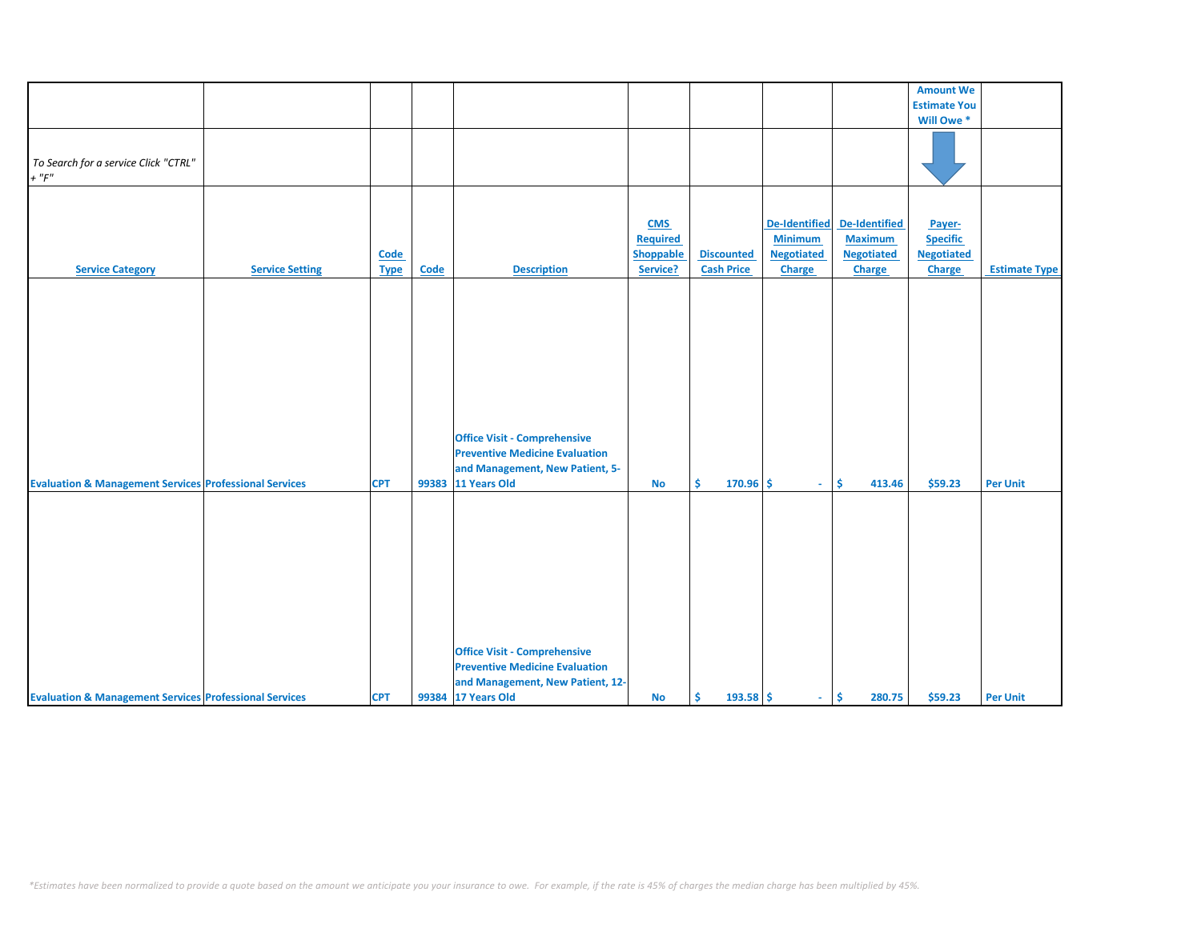| | | | | | | | | | Amount We Estimate You Will Owe * | |
|---|---|---|---|---|---|---|---|---|---|---|
| *To Search for a service Click "CTRL" + "F"* | | | | | | | | | | |
| **Service Category** | **Service Setting** | **Code Type** | **Code** | **Description** | **CMS Required Shoppable Service?** | **Discounted Cash Price** | **De-Identified Minimum Negotiated Charge** | **De-Identified Maximum Negotiated Charge** | **Payer-Specific Negotiated Charge** | **Estimate Type** |
| Evaluation & Management Services | Professional Services | CPT | 99383 | Office Visit - Comprehensive Preventive Medicine Evaluation and Management, New Patient, 5-11 Years Old | No | $ 170.96 | $ - | $ 413.46 | $59.23 | Per Unit |
| Evaluation & Management Services | Professional Services | CPT | 99384 | Office Visit - Comprehensive Preventive Medicine Evaluation and Management, New Patient, 12-17 Years Old | No | $ 193.58 | $ - | $ 280.75 | $59.23 | Per Unit |

*\*Estimates have been normalized to provide a quote based on the amount we anticipate you your insurance to owe. For example, if the rate is 45% of charges the median charge has been multiplied by 45%.*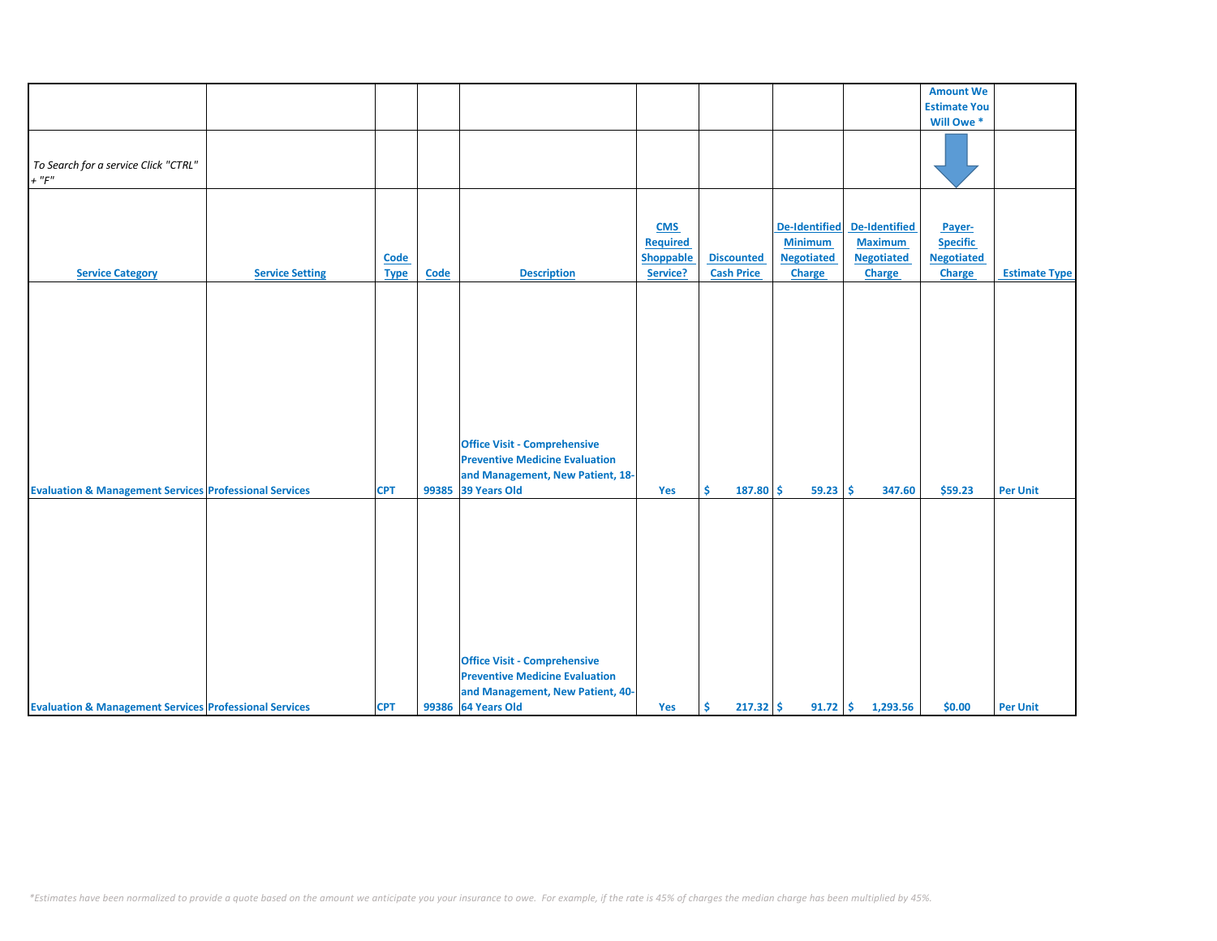| | | | | | | | | | Amount We Estimate You Will Owe * | |
|---|---|---|---|---|---|---|---|---|---|---|
| *To Search for a service Click "CTRL" + "F"* | | | | | | | | | | |
| **Service Category** | **Service Setting** | **Code Type** | **Code** | **Description** | **CMS Required Shoppable Service?** | **Discounted Cash Price** | **De-Identified Minimum Negotiated Charge** | **De-Identified Maximum Negotiated Charge** | **Payer-Specific Negotiated Charge** | **Estimate Type** |
| Evaluation & Management Services | Professional Services | CPT | 99385 | Office Visit - Comprehensive Preventive Medicine Evaluation and Management, New Patient, 18-39 Years Old | Yes | $ 187.80 | $ 59.23 | $ 347.60 | $59.23 | Per Unit |
| Evaluation & Management Services | Professional Services | CPT | 99386 | Office Visit - Comprehensive Preventive Medicine Evaluation and Management, New Patient, 40-64 Years Old | Yes | $ 217.32 | $ 91.72 | $ 1,293.56 | $0.00 | Per Unit |

*\*Estimates have been normalized to provide a quote based on the amount we anticipate you your insurance to owe. For example, if the rate is 45% of charges the median charge has been multiplied by 45%.*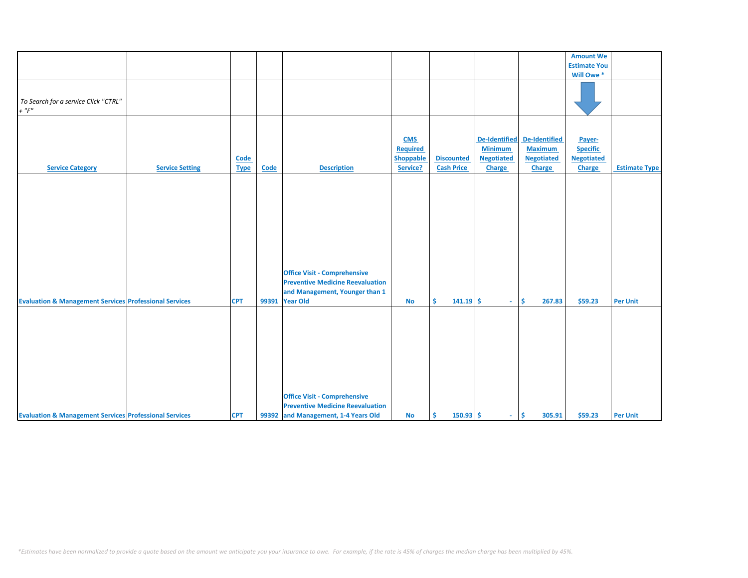| | | | | | | | | | Amount We Estimate You Will Owe * | |
|---|---|---|---|---|---|---|---|---|---|---|
| *To Search for a service Click "CTRL" + "F"* | | | | | | | | | | |
| **Service Category** | **Service Setting** | **Code Type** | **Code** | **Description** | **CMS Required Shoppable Service?** | **Discounted Cash Price** | **De-Identified Minimum Negotiated Charge** | **De-Identified Maximum Negotiated Charge** | **Payer-Specific Negotiated Charge** | **Estimate Type** |
| Evaluation & Management Services | Professional Services | CPT | 99391 | Office Visit - Comprehensive Preventive Medicine Reevaluation and Management, Younger than 1 Year Old | No | $ 141.19 | $ - | $ 267.83 | $59.23 | Per Unit |
| Evaluation & Management Services | Professional Services | CPT | 99392 | Office Visit - Comprehensive Preventive Medicine Reevaluation and Management, 1-4 Years Old | No | $ 150.93 | $ - | $ 305.91 | $59.23 | Per Unit |

*\*Estimates have been normalized to provide a quote based on the amount we anticipate you your insurance to owe. For example, if the rate is 45% of charges the median charge has been multiplied by 45%.*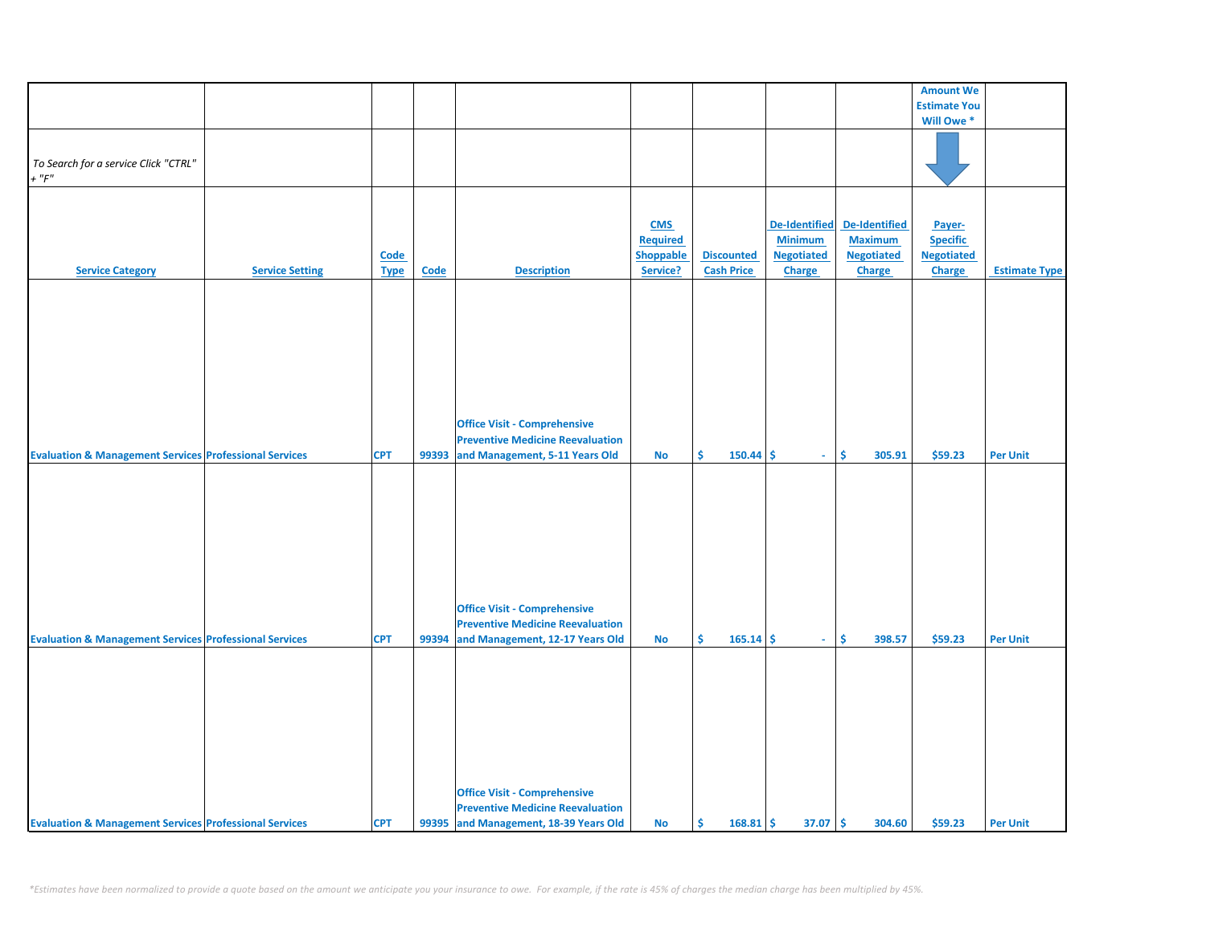| | | | | | | | | | Amount We Estimate You Will Owe * | |
|---|---|---|---|---|---|---|---|---|---|---|
| *To Search for a service Click "CTRL" + "F"* | | | | | | | | | | |
| **Service Category** | **Service Setting** | **Code Type** | **Code** | **Description** | **CMS Required Shoppable Service?** | **Discounted Cash Price** | **De-Identified Minimum Negotiated Charge** | **De-Identified Maximum Negotiated Charge** | **Payer-Specific Negotiated Charge** | **Estimate Type** |
| Evaluation & Management Services | Professional Services | CPT | 99393 | Office Visit - Comprehensive Preventive Medicine Reevaluation and Management, 5-11 Years Old | No | $ 150.44 | $ - | $ 305.91 | $59.23 | Per Unit |
| Evaluation & Management Services | Professional Services | CPT | 99394 | Office Visit - Comprehensive Preventive Medicine Reevaluation and Management, 12-17 Years Old | No | $ 165.14 | $ - | $ 398.57 | $59.23 | Per Unit |
| Evaluation & Management Services | Professional Services | CPT | 99395 | Office Visit - Comprehensive Preventive Medicine Reevaluation and Management, 18-39 Years Old | No | $ 168.81 | $ 37.07 | $ 304.60 | $59.23 | Per Unit |

*\*Estimates have been normalized to provide a quote based on the amount we anticipate you your insurance to owe. For example, if the rate is 45% of charges the median charge has been multiplied by 45%.*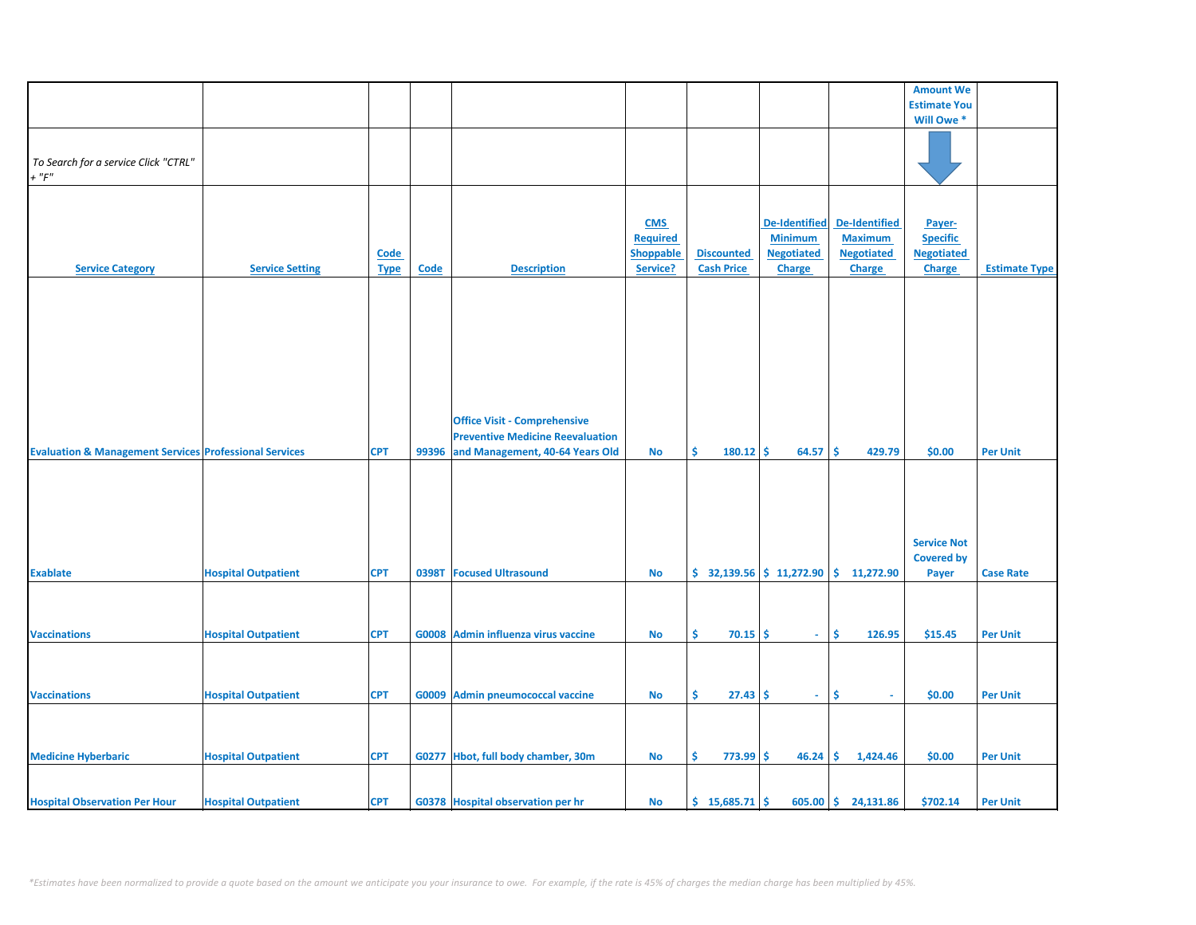| | | | | | | | | | Amount We Estimate You Will Owe * | |
|---|---|---|---|---|---|---|---|---|---|---|
| To Search for a service Click "CTRL" + "F" | | | | | | | | | | |
| **Service Category** | **Service Setting** | **Code Type** | **Code** | **Description** | **CMS Required Shoppable Service?** | **Discounted Cash Price** | **De-Identified Minimum Negotiated Charge** | **De-Identified Maximum Negotiated Charge** | **Payer-Specific Negotiated Charge** | **Estimate Type** |
| Evaluation & Management Services | Professional Services | CPT | 99396 | Office Visit - Comprehensive Preventive Medicine Reevaluation and Management, 40-64 Years Old | No | $ 180.12 | $ 64.57 | $ 429.79 | $0.00 | Per Unit |
| Exablate | Hospital Outpatient | CPT | 0398T | Focused Ultrasound | No | $ 32,139.56 | $ 11,272.90 | $ 11,272.90 | Service Not Covered by Payer | Case Rate |
| Vaccinations | Hospital Outpatient | CPT | G0008 | Admin influenza virus vaccine | No | $ 70.15 | $ - | $ 126.95 | $15.45 | Per Unit |
| Vaccinations | Hospital Outpatient | CPT | G0009 | Admin pneumococcal vaccine | No | $ 27.43 | $ - | $ - | $0.00 | Per Unit |
| Medicine Hyberbaric | Hospital Outpatient | CPT | G0277 | Hbot, full body chamber, 30m | No | $ 773.99 | $ 46.24 | $ 1,424.46 | $0.00 | Per Unit |
| Hospital Observation Per Hour | Hospital Outpatient | CPT | G0378 | Hospital observation per hr | No | $ 15,685.71 | $ 605.00 | $ 24,131.86 | $702.14 | Per Unit |

*Estimates have been normalized to provide a quote based on the amount we anticipate you your insurance to owe. For example, if the rate is 45% of charges the median charge has been multiplied by 45%.*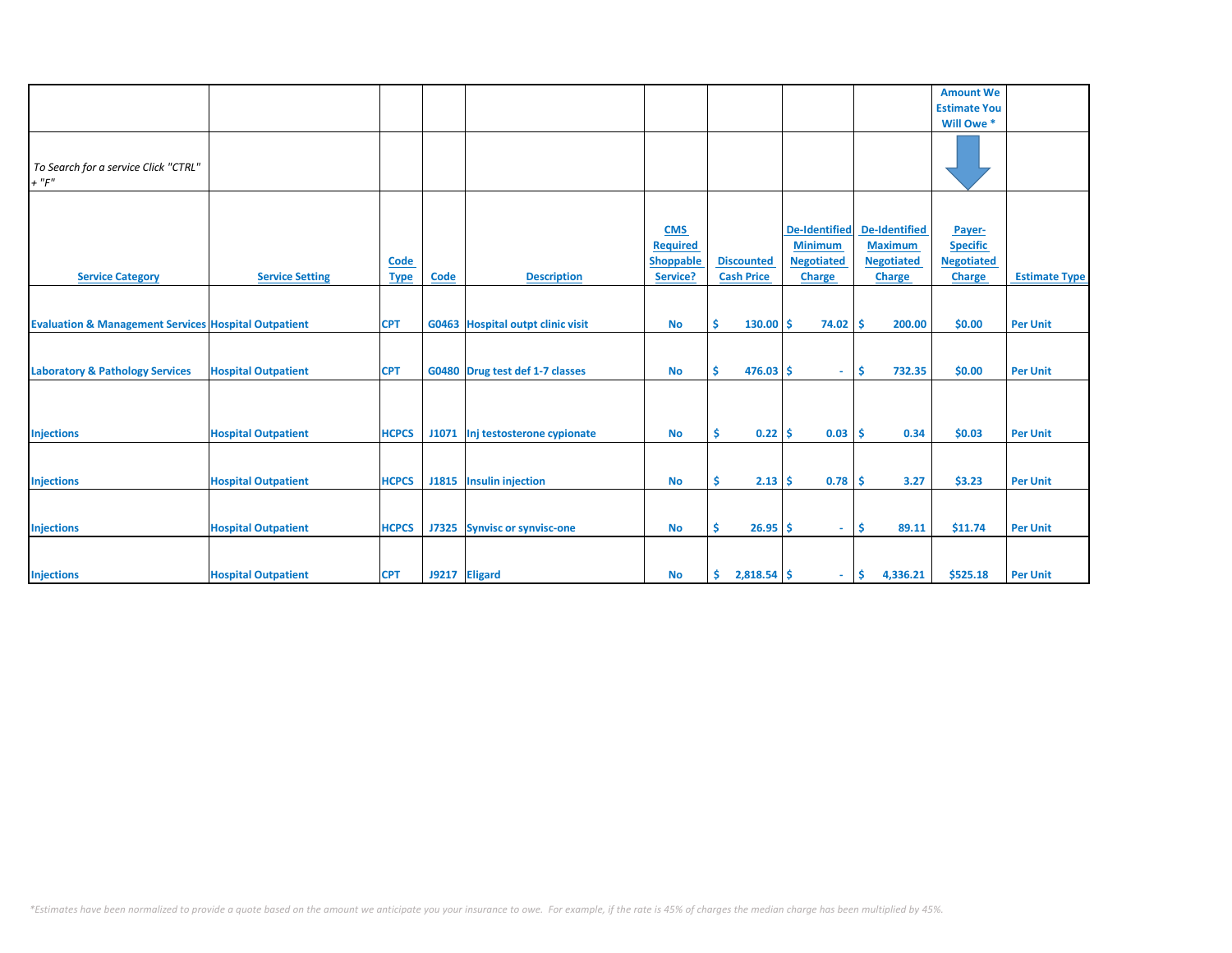| | | | | | | | | | Amount We Estimate You Will Owe * | |
|---|---|---|---|---|---|---|---|---|---|---|
| *To Search for a service Click "CTRL" + "F"* | | | | | | | | | | |
| Service Category | Service Setting | Code Type | Code | Description | CMS Required Shoppable Service? | Discounted Cash Price | De-Identified Minimum Negotiated Charge | De-Identified Maximum Negotiated Charge | Payer-Specific Negotiated Charge | Estimate Type |
| Evaluation & Management Services | Hospital Outpatient | CPT | G0463 | Hospital outpt clinic visit | No | $ 130.00 | $ 74.02 | $ 200.00 | $0.00 | Per Unit |
| Laboratory & Pathology Services | Hospital Outpatient | CPT | G0480 | Drug test def 1-7 classes | No | $ 476.03 | $ - | $ 732.35 | $0.00 | Per Unit |
| Injections | Hospital Outpatient | HCPCS | J1071 | Inj testosterone cypionate | No | $ 0.22 | $ 0.03 | $ 0.34 | $0.03 | Per Unit |
| Injections | Hospital Outpatient | HCPCS | J1815 | Insulin injection | No | $ 2.13 | $ 0.78 | $ 3.27 | $3.23 | Per Unit |
| Injections | Hospital Outpatient | HCPCS | J7325 | Synvisc or synvisc-one | No | $ 26.95 | $ - | $ 89.11 | $11.74 | Per Unit |
| Injections | Hospital Outpatient | CPT | J9217 | Eligard | No | $ 2,818.54 | $ - | $ 4,336.21 | $525.18 | Per Unit |

*\*Estimates have been normalized to provide a quote based on the amount we anticipate you your insurance to owe. For example, if the rate is 45% of charges the median charge has been multiplied by 45%.*